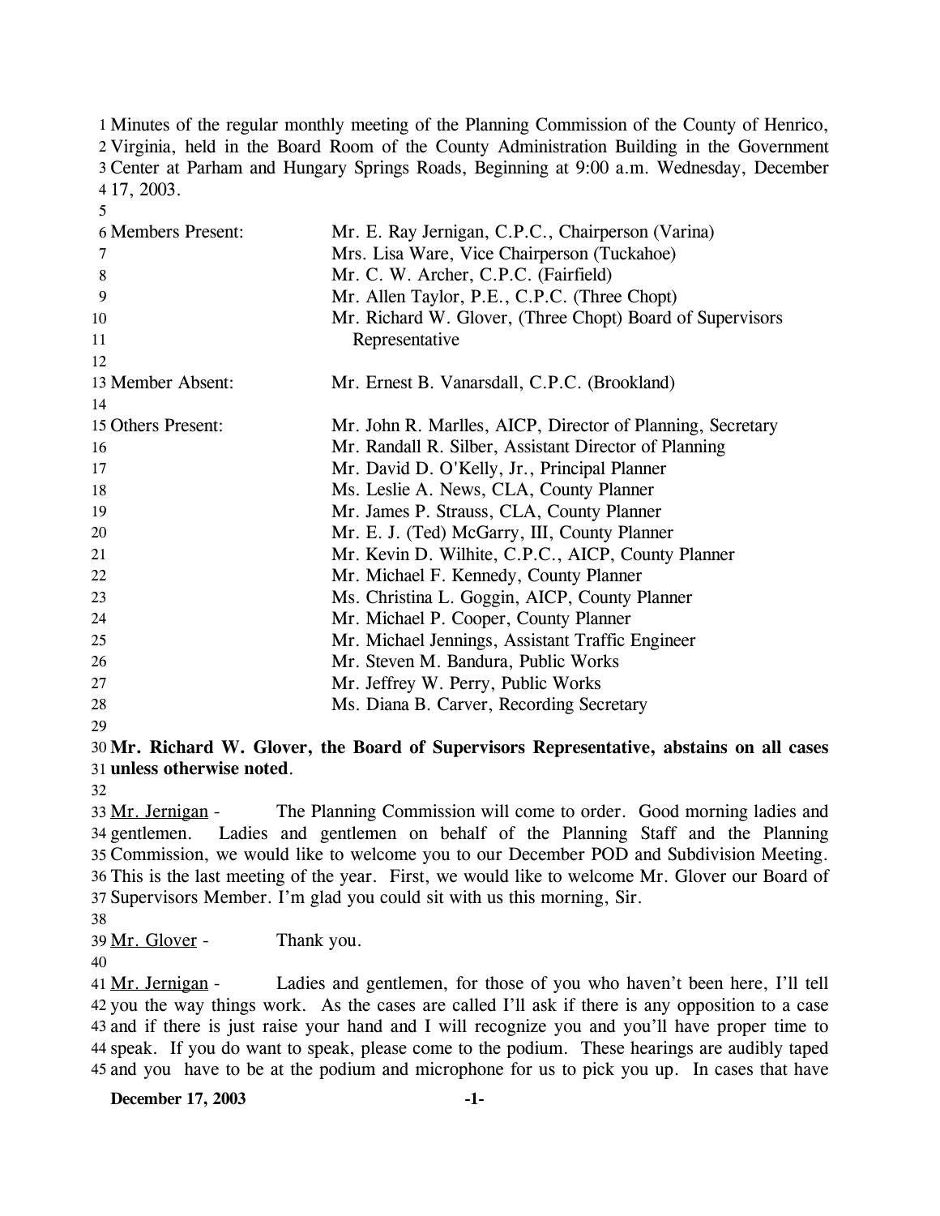Minutes of the regular monthly meeting of the Planning Commission of the County of Henrico, Virginia, held in the Board Room of the County Administration Building in the Government Center at Parham and Hungary Springs Roads, Beginning at 9:00 a.m. Wednesday, December 17, 2003.

| | |
|---|---|
| Members Present: | Mr. E. Ray Jernigan, C.P.C., Chairperson (Varina) |
| | Mrs. Lisa Ware, Vice Chairperson (Tuckahoe) |
| | Mr. C. W. Archer, C.P.C. (Fairfield) |
| | Mr. Allen Taylor, P.E., C.P.C. (Three Chopt) |
| | Mr. Richard W. Glover, (Three Chopt) Board of Supervisors Representative |
| | |
| Member Absent: | Mr. Ernest B. Vanarsdall, C.P.C. (Brookland) |
| | |
| Others Present: | Mr. John R. Marlles, AICP, Director of Planning, Secretary |
| | Mr. Randall R. Silber, Assistant Director of Planning |
| | Mr. David D. O'Kelly, Jr., Principal Planner |
| | Ms. Leslie A. News, CLA, County Planner |
| | Mr. James P. Strauss, CLA, County Planner |
| | Mr. E. J. (Ted) McGarry, III, County Planner |
| | Mr. Kevin D. Wilhite, C.P.C., AICP, County Planner |
| | Mr. Michael F. Kennedy, County Planner |
| | Ms. Christina L. Goggin, AICP, County Planner |
| | Mr. Michael P. Cooper, County Planner |
| | Mr. Michael Jennings, Assistant Traffic Engineer |
| | Mr. Steven M. Bandura, Public Works |
| | Mr. Jeffrey W. Perry, Public Works |
| | Ms. Diana B. Carver, Recording Secretary |

**Mr. Richard W. Glover, the Board of Supervisors Representative, abstains on all cases unless otherwise noted**.

Mr. Jernigan - The Planning Commission will come to order. Good morning ladies and gentlemen. Ladies and gentlemen on behalf of the Planning Staff and the Planning Commission, we would like to welcome you to our December POD and Subdivision Meeting. This is the last meeting of the year. First, we would like to welcome Mr. Glover our Board of Supervisors Member. I'm glad you could sit with us this morning, Sir.

Mr. Glover - Thank you.

Mr. Jernigan - Ladies and gentlemen, for those of you who haven't been here, I'll tell you the way things work. As the cases are called I'll ask if there is any opposition to a case and if there is just raise your hand and I will recognize you and you'll have proper time to speak. If you do want to speak, please come to the podium. These hearings are audibly taped and you have to be at the podium and microphone for us to pick you up. In cases that have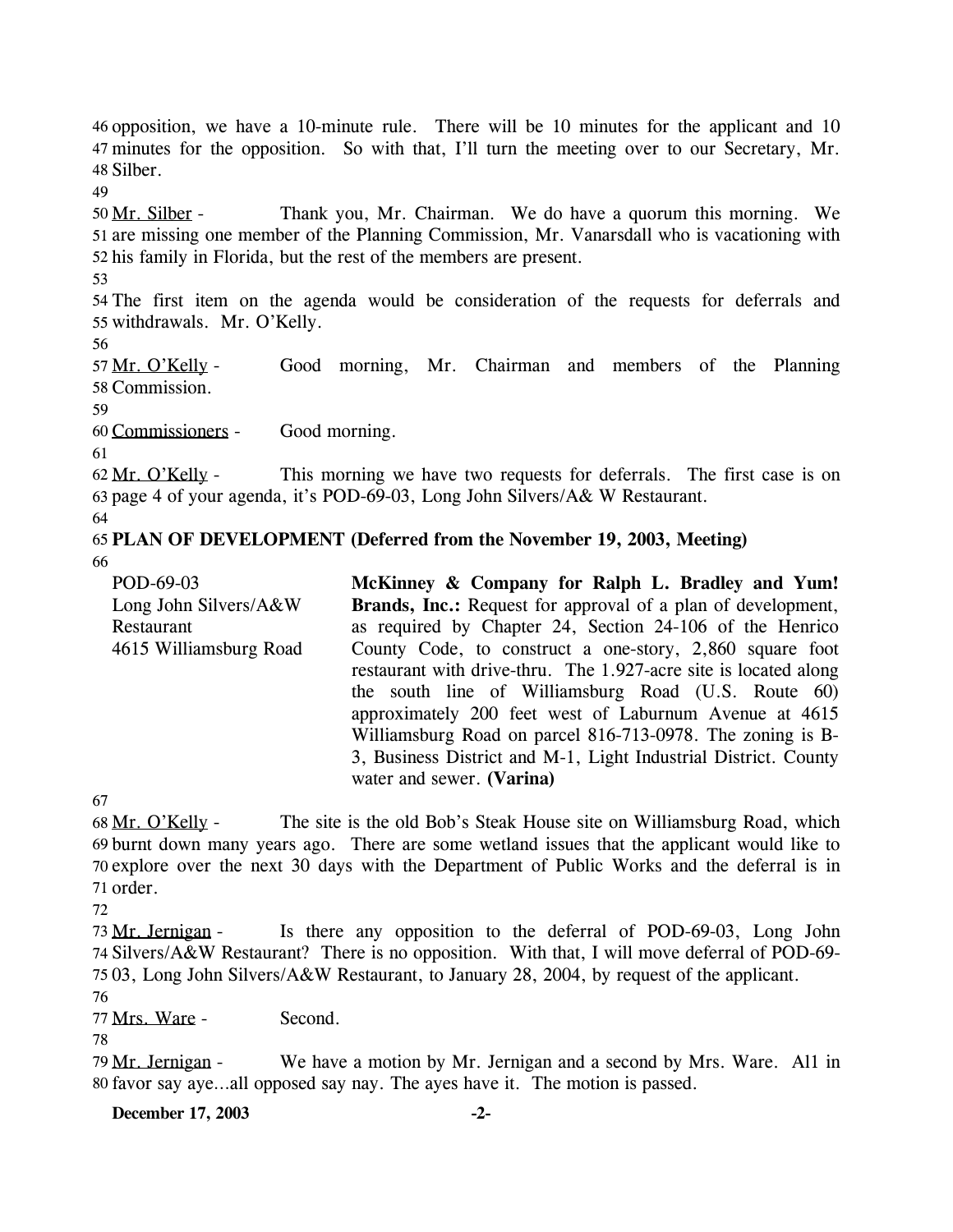opposition, we have a 10-minute rule. There will be 10 minutes for the applicant and 10 minutes for the opposition. So with that, I'll turn the meeting over to our Secretary, Mr. Silber.

Mr. Silber - Thank you, Mr. Chairman. We do have a quorum this morning. We are missing one member of the Planning Commission, Mr. Vanarsdall who is vacationing with his family in Florida, but the rest of the members are present.

The first item on the agenda would be consideration of the requests for deferrals and withdrawals. Mr. O'Kelly.

Mr. O'Kelly - Good morning, Mr. Chairman and members of the Planning Commission.

Commissioners - Good morning.

Mr. O'Kelly - This morning we have two requests for deferrals. The first case is on page 4 of your agenda, it's POD-69-03, Long John Silvers/A& W Restaurant.

**PLAN OF DEVELOPMENT (Deferred from the November 19, 2003, Meeting)**

| | |
|---|---|
| POD-69-03<br>Long John Silvers/A&W Restaurant<br>4615 Williamsburg Road | **McKinney & Company for Ralph L. Bradley and Yum! Brands, Inc.:** Request for approval of a plan of development, as required by Chapter 24, Section 24-106 of the Henrico County Code, to construct a one-story, 2,860 square foot restaurant with drive-thru. The 1.927-acre site is located along the south line of Williamsburg Road (U.S. Route 60) approximately 200 feet west of Laburnum Avenue at 4615 Williamsburg Road on parcel 816-713-0978. The zoning is B-3, Business District and M-1, Light Industrial District. County water and sewer. **(Varina)** |

Mr. O'Kelly - The site is the old Bob's Steak House site on Williamsburg Road, which burnt down many years ago. There are some wetland issues that the applicant would like to explore over the next 30 days with the Department of Public Works and the deferral is in order.

Mr. Jernigan - Is there any opposition to the deferral of POD-69-03, Long John Silvers/A&W Restaurant? There is no opposition. With that, I will move deferral of POD-69-03, Long John Silvers/A&W Restaurant, to January 28, 2004, by request of the applicant.

Mrs. Ware - Second.

Mr. Jernigan - We have a motion by Mr. Jernigan and a second by Mrs. Ware. All in favor say aye…all opposed say nay. The ayes have it. The motion is passed.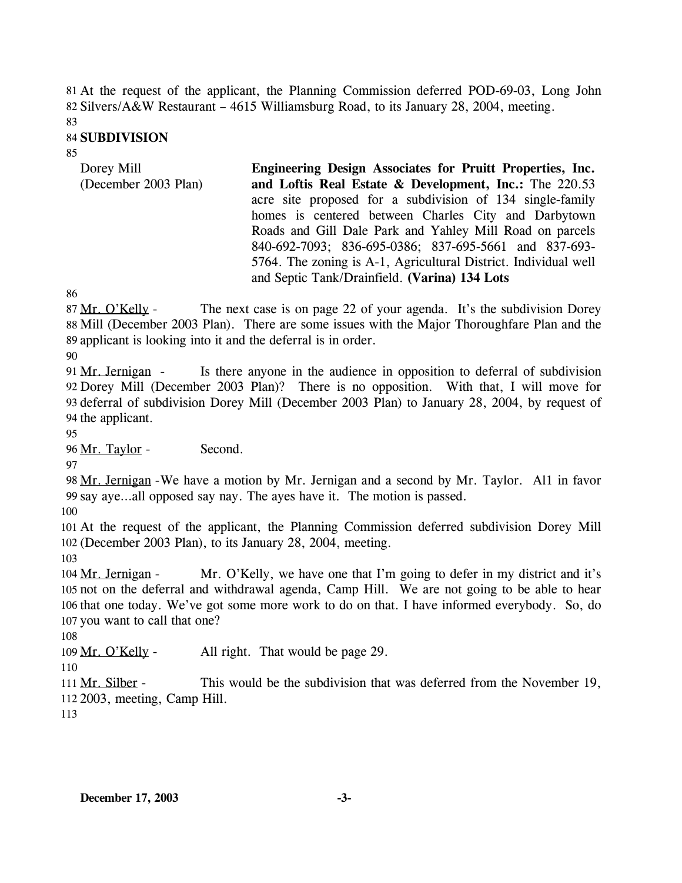At the request of the applicant, the Planning Commission deferred POD-69-03, Long John Silvers/A&W Restaurant – 4615 Williamsburg Road, to its January 28, 2004, meeting.

**SUBDIVISION**

| | |
|---|---|
| Dorey Mill (December 2003 Plan) | **Engineering Design Associates for Pruitt Properties, Inc. and Loftis Real Estate & Development, Inc.:** The 220.53 acre site proposed for a subdivision of 134 single-family homes is centered between Charles City and Darbytown Roads and Gill Dale Park and Yahley Mill Road on parcels 840-692-7093; 836-695-0386; 837-695-5661 and 837-693-5764. The zoning is A-1, Agricultural District. Individual well and Septic Tank/Drainfield. **(Varina) 134 Lots** |

Mr. O'Kelly - The next case is on page 22 of your agenda. It's the subdivision Dorey Mill (December 2003 Plan). There are some issues with the Major Thoroughfare Plan and the applicant is looking into it and the deferral is in order.

Mr. Jernigan - Is there anyone in the audience in opposition to deferral of subdivision Dorey Mill (December 2003 Plan)? There is no opposition. With that, I will move for deferral of subdivision Dorey Mill (December 2003 Plan) to January 28, 2004, by request of the applicant.

Mr. Taylor - Second.

Mr. Jernigan - We have a motion by Mr. Jernigan and a second by Mr. Taylor. All in favor say aye…all opposed say nay. The ayes have it. The motion is passed.

At the request of the applicant, the Planning Commission deferred subdivision Dorey Mill (December 2003 Plan), to its January 28, 2004, meeting.

Mr. Jernigan - Mr. O'Kelly, we have one that I'm going to defer in my district and it's not on the deferral and withdrawal agenda, Camp Hill. We are not going to be able to hear that one today. We've got some more work to do on that. I have informed everybody. So, do you want to call that one?

Mr. O'Kelly - All right. That would be page 29.

Mr. Silber - This would be the subdivision that was deferred from the November 19, 2003, meeting, Camp Hill.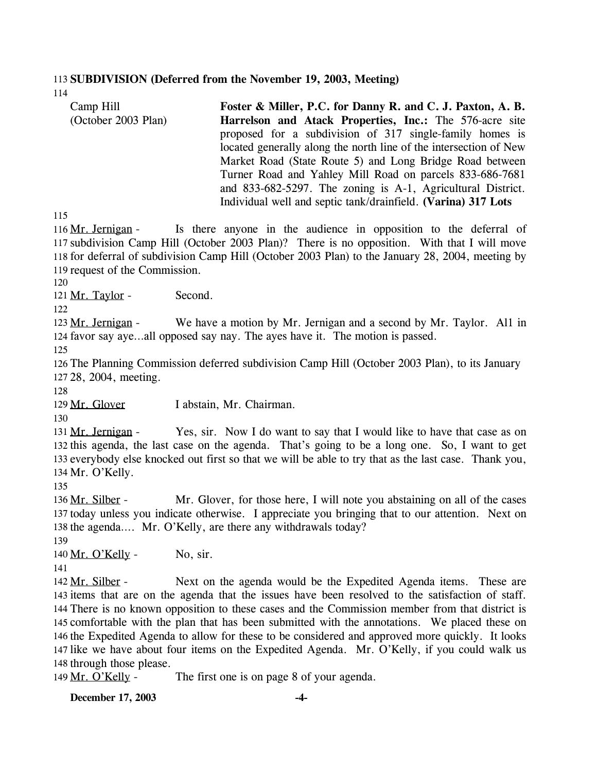**SUBDIVISION (Deferred from the November 19, 2003, Meeting)**

Camp Hill (October 2003 Plan)

**Foster & Miller, P.C. for Danny R. and C. J. Paxton, A. B. Harrelson and Atack Properties, Inc.:** The 576-acre site proposed for a subdivision of 317 single-family homes is located generally along the north line of the intersection of New Market Road (State Route 5) and Long Bridge Road between Turner Road and Yahley Mill Road on parcels 833-686-7681 and 833-682-5297. The zoning is A-1, Agricultural District. Individual well and septic tank/drainfield. **(Varina) 317 Lots**

Mr. Jernigan - Is there anyone in the audience in opposition to the deferral of subdivision Camp Hill (October 2003 Plan)? There is no opposition. With that I will move for deferral of subdivision Camp Hill (October 2003 Plan) to the January 28, 2004, meeting by request of the Commission.

Mr. Taylor - Second.

Mr. Jernigan - We have a motion by Mr. Jernigan and a second by Mr. Taylor. All in favor say aye…all opposed say nay. The ayes have it. The motion is passed.

The Planning Commission deferred subdivision Camp Hill (October 2003 Plan), to its January 28, 2004, meeting.

Mr. Glover I abstain, Mr. Chairman.

Mr. Jernigan - Yes, sir. Now I do want to say that I would like to have that case as on this agenda, the last case on the agenda. That's going to be a long one. So, I want to get everybody else knocked out first so that we will be able to try that as the last case. Thank you, Mr. O'Kelly.

Mr. Silber - Mr. Glover, for those here, I will note you abstaining on all of the cases today unless you indicate otherwise. I appreciate you bringing that to our attention. Next on the agenda…. Mr. O'Kelly, are there any withdrawals today?

Mr. O'Kelly - No, sir.

Mr. Silber - Next on the agenda would be the Expedited Agenda items. These are items that are on the agenda that the issues have been resolved to the satisfaction of staff. There is no known opposition to these cases and the Commission member from that district is comfortable with the plan that has been submitted with the annotations. We placed these on the Expedited Agenda to allow for these to be considered and approved more quickly. It looks like we have about four items on the Expedited Agenda. Mr. O'Kelly, if you could walk us through those please.

Mr. O'Kelly - The first one is on page 8 of your agenda.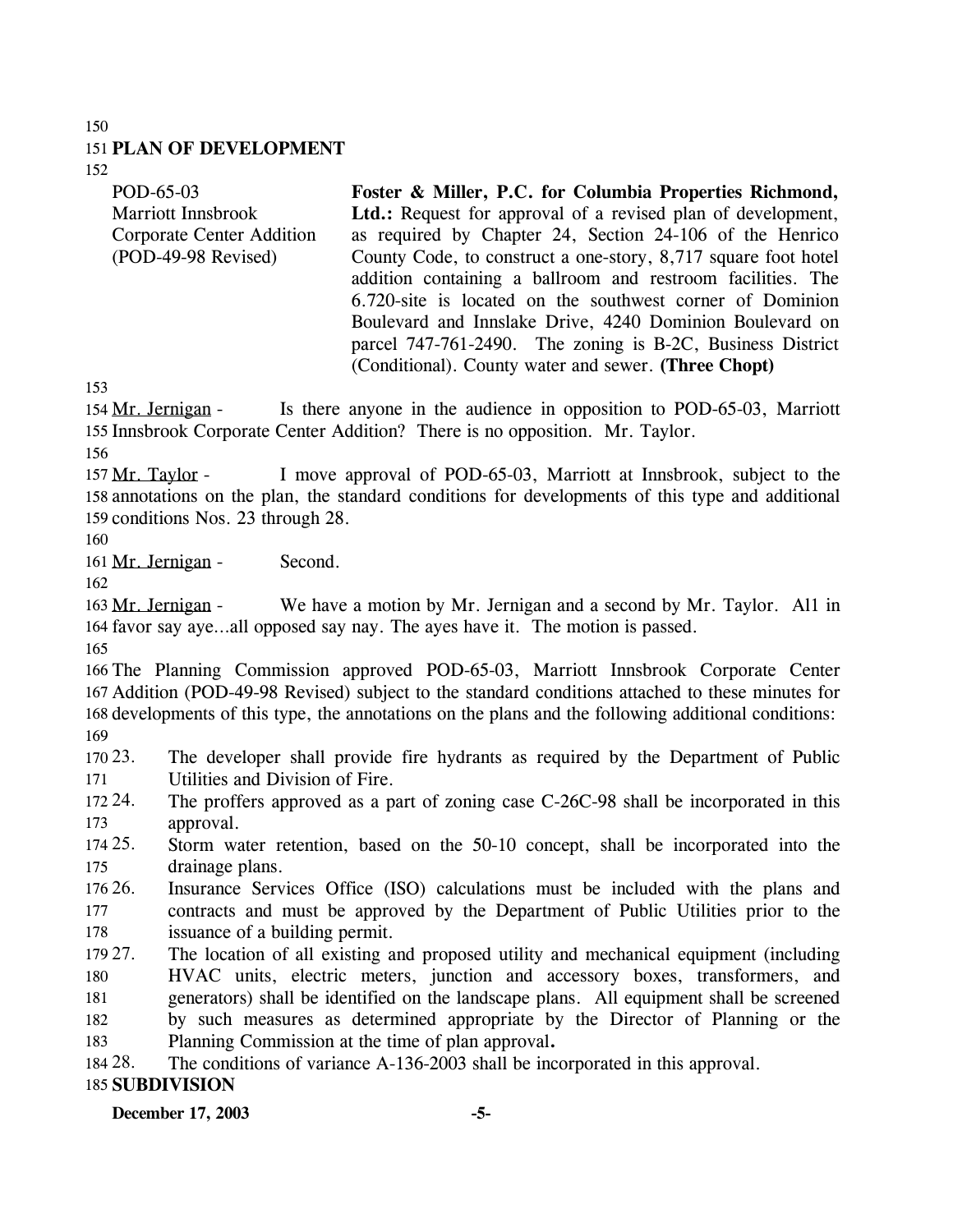## PLAN OF DEVELOPMENT

POD-65-03
Marriott Innsbrook Corporate Center Addition
(POD-49-98 Revised)

**Foster & Miller, P.C. for Columbia Properties Richmond, Ltd.:** Request for approval of a revised plan of development, as required by Chapter 24, Section 24-106 of the Henrico County Code, to construct a one-story, 8,717 square foot hotel addition containing a ballroom and restroom facilities. The 6.720-site is located on the southwest corner of Dominion Boulevard and Innslake Drive, 4240 Dominion Boulevard on parcel 747-761-2490. The zoning is B-2C, Business District (Conditional). County water and sewer. **(Three Chopt)**

Mr. Jernigan - Is there anyone in the audience in opposition to POD-65-03, Marriott Innsbrook Corporate Center Addition? There is no opposition. Mr. Taylor.

Mr. Taylor - I move approval of POD-65-03, Marriott at Innsbrook, subject to the annotations on the plan, the standard conditions for developments of this type and additional conditions Nos. 23 through 28.

Mr. Jernigan - Second.

Mr. Jernigan - We have a motion by Mr. Jernigan and a second by Mr. Taylor. All in favor say aye…all opposed say nay. The ayes have it. The motion is passed.

The Planning Commission approved POD-65-03, Marriott Innsbrook Corporate Center Addition (POD-49-98 Revised) subject to the standard conditions attached to these minutes for developments of this type, the annotations on the plans and the following additional conditions:

23. The developer shall provide fire hydrants as required by the Department of Public Utilities and Division of Fire.
24. The proffers approved as a part of zoning case C-26C-98 shall be incorporated in this approval.
25. Storm water retention, based on the 50-10 concept, shall be incorporated into the drainage plans.
26. Insurance Services Office (ISO) calculations must be included with the plans and contracts and must be approved by the Department of Public Utilities prior to the issuance of a building permit.
27. The location of all existing and proposed utility and mechanical equipment (including HVAC units, electric meters, junction and accessory boxes, transformers, and generators) shall be identified on the landscape plans. All equipment shall be screened by such measures as determined appropriate by the Director of Planning or the Planning Commission at the time of plan approval**.**
28. The conditions of variance A-136-2003 shall be incorporated in this approval.

## SUBDIVISION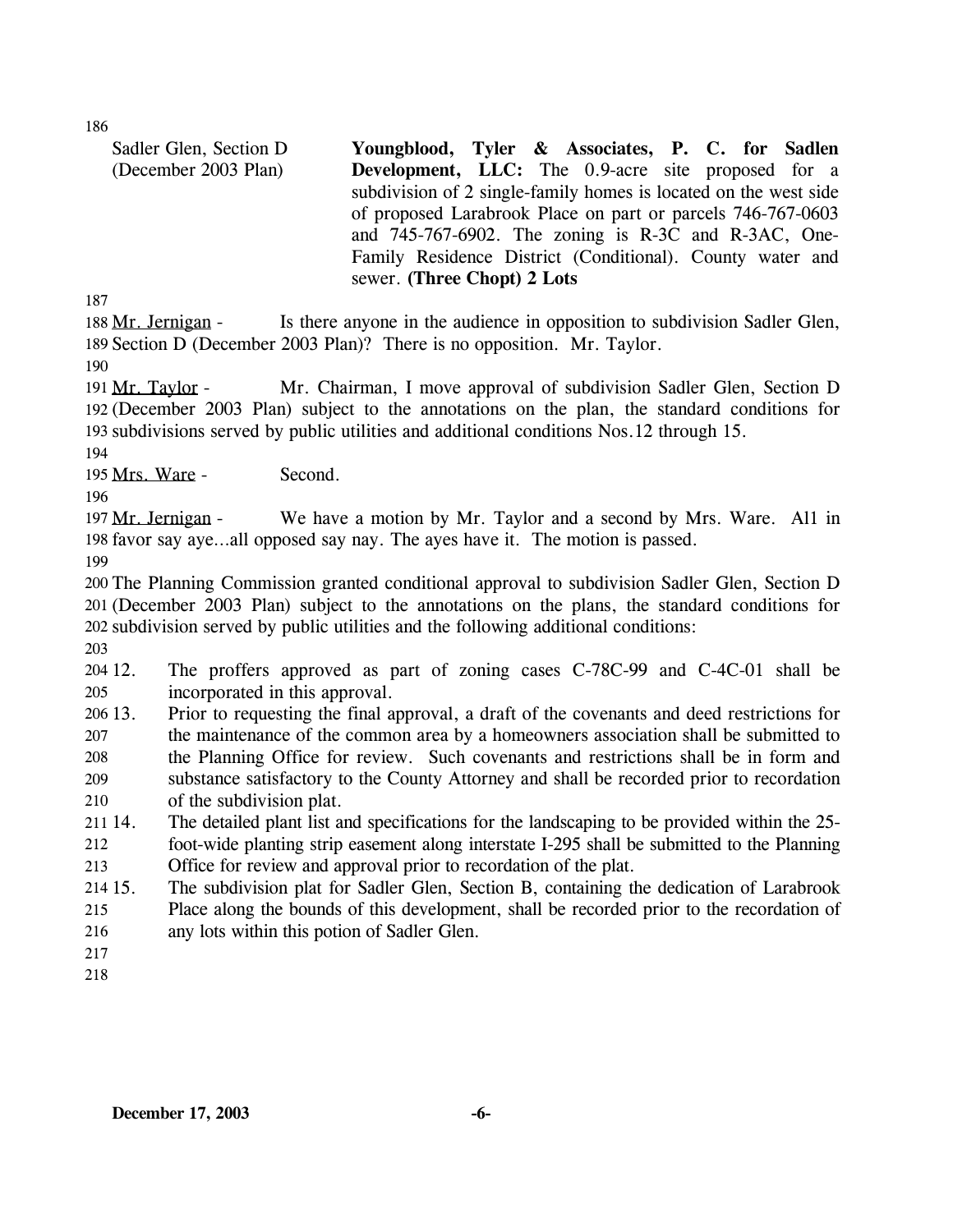Sadler Glen, Section D (December 2003 Plan)

**Youngblood, Tyler & Associates, P. C. for Sadlen Development, LLC:** The 0.9-acre site proposed for a subdivision of 2 single-family homes is located on the west side of proposed Larabrook Place on part or parcels 746-767-0603 and 745-767-6902. The zoning is R-3C and R-3AC, One-Family Residence District (Conditional). County water and sewer. **(Three Chopt) 2 Lots**

Mr. Jernigan - Is there anyone in the audience in opposition to subdivision Sadler Glen, Section D (December 2003 Plan)? There is no opposition. Mr. Taylor.

Mr. Taylor - Mr. Chairman, I move approval of subdivision Sadler Glen, Section D (December 2003 Plan) subject to the annotations on the plan, the standard conditions for subdivisions served by public utilities and additional conditions Nos.12 through 15.

Mrs. Ware - Second.

Mr. Jernigan - We have a motion by Mr. Taylor and a second by Mrs. Ware. All in favor say aye…all opposed say nay. The ayes have it. The motion is passed.

The Planning Commission granted conditional approval to subdivision Sadler Glen, Section D (December 2003 Plan) subject to the annotations on the plans, the standard conditions for subdivision served by public utilities and the following additional conditions:

12. The proffers approved as part of zoning cases C-78C-99 and C-4C-01 shall be incorporated in this approval.
13. Prior to requesting the final approval, a draft of the covenants and deed restrictions for the maintenance of the common area by a homeowners association shall be submitted to the Planning Office for review. Such covenants and restrictions shall be in form and substance satisfactory to the County Attorney and shall be recorded prior to recordation of the subdivision plat.
14. The detailed plant list and specifications for the landscaping to be provided within the 25-foot-wide planting strip easement along interstate I-295 shall be submitted to the Planning Office for review and approval prior to recordation of the plat.
15. The subdivision plat for Sadler Glen, Section B, containing the dedication of Larabrook Place along the bounds of this development, shall be recorded prior to the recordation of any lots within this potion of Sadler Glen.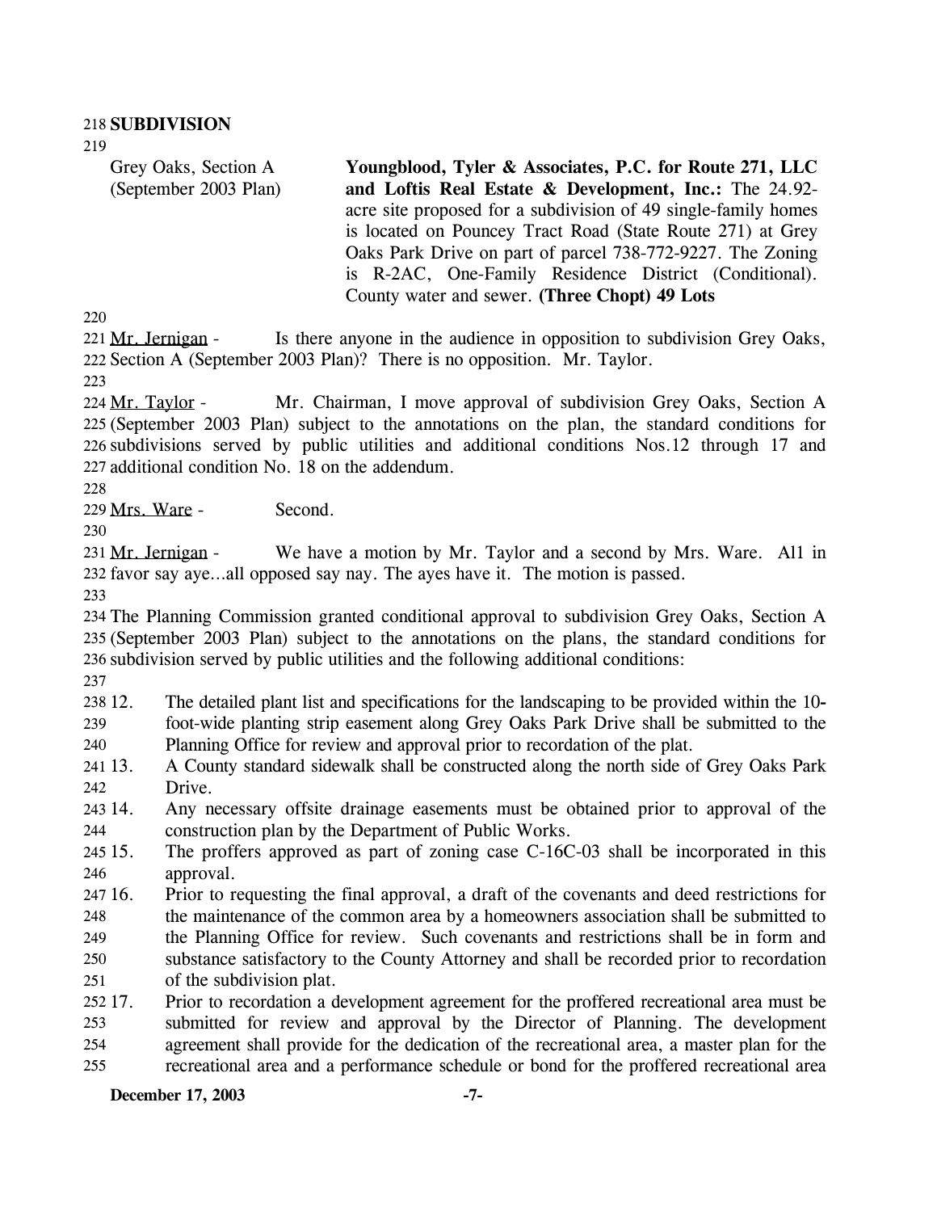## SUBDIVISION

Grey Oaks, Section A (September 2003 Plan)

**Youngblood, Tyler & Associates, P.C. for Route 271, LLC and Loftis Real Estate & Development, Inc.:** The 24.92-acre site proposed for a subdivision of 49 single-family homes is located on Pouncey Tract Road (State Route 271) at Grey Oaks Park Drive on part of parcel 738-772-9227. The Zoning is R-2AC, One-Family Residence District (Conditional). County water and sewer. **(Three Chopt) 49 Lots**

Mr. Jernigan - Is there anyone in the audience in opposition to subdivision Grey Oaks, Section A (September 2003 Plan)? There is no opposition. Mr. Taylor.

Mr. Taylor - Mr. Chairman, I move approval of subdivision Grey Oaks, Section A (September 2003 Plan) subject to the annotations on the plan, the standard conditions for subdivisions served by public utilities and additional conditions Nos.12 through 17 and additional condition No. 18 on the addendum.

Mrs. Ware - Second.

Mr. Jernigan - We have a motion by Mr. Taylor and a second by Mrs. Ware. All in favor say aye…all opposed say nay. The ayes have it. The motion is passed.

The Planning Commission granted conditional approval to subdivision Grey Oaks, Section A (September 2003 Plan) subject to the annotations on the plans, the standard conditions for subdivision served by public utilities and the following additional conditions:

12. The detailed plant list and specifications for the landscaping to be provided within the 10-foot-wide planting strip easement along Grey Oaks Park Drive shall be submitted to the Planning Office for review and approval prior to recordation of the plat.
13. A County standard sidewalk shall be constructed along the north side of Grey Oaks Park Drive.
14. Any necessary offsite drainage easements must be obtained prior to approval of the construction plan by the Department of Public Works.
15. The proffers approved as part of zoning case C-16C-03 shall be incorporated in this approval.
16. Prior to requesting the final approval, a draft of the covenants and deed restrictions for the maintenance of the common area by a homeowners association shall be submitted to the Planning Office for review. Such covenants and restrictions shall be in form and substance satisfactory to the County Attorney and shall be recorded prior to recordation of the subdivision plat.
17. Prior to recordation a development agreement for the proffered recreational area must be submitted for review and approval by the Director of Planning. The development agreement shall provide for the dedication of the recreational area, a master plan for the recreational area and a performance schedule or bond for the proffered recreational area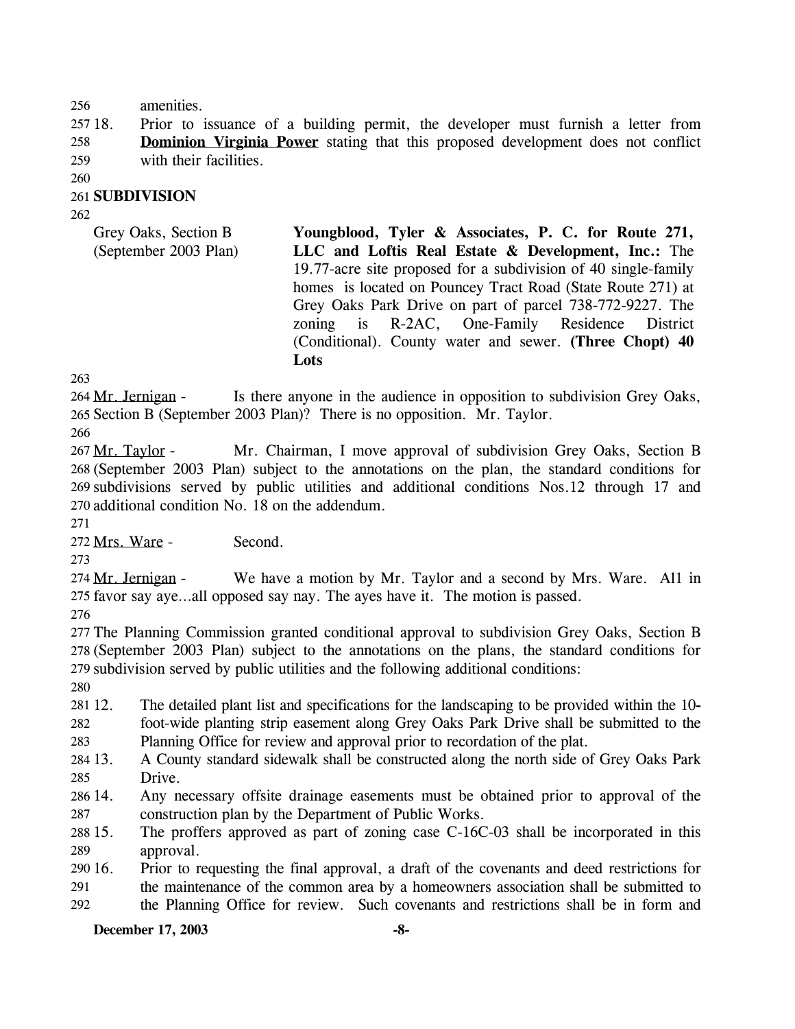amenities.

18. Prior to issuance of a building permit, the developer must furnish a letter from **Dominion Virginia Power** stating that this proposed development does not conflict with their facilities.

## SUBDIVISION

| Grey Oaks, Section B (September 2003 Plan) | **Youngblood, Tyler & Associates, P. C. for Route 271, LLC and Loftis Real Estate & Development, Inc.:** The 19.77-acre site proposed for a subdivision of 40 single-family homes is located on Pouncey Tract Road (State Route 271) at Grey Oaks Park Drive on part of parcel 738-772-9227. The zoning is R-2AC, One-Family Residence District (Conditional). County water and sewer. **(Three Chopt) 40 Lots** |
|---|---|

Mr. Jernigan - Is there anyone in the audience in opposition to subdivision Grey Oaks, Section B (September 2003 Plan)? There is no opposition. Mr. Taylor.

Mr. Taylor - Mr. Chairman, I move approval of subdivision Grey Oaks, Section B (September 2003 Plan) subject to the annotations on the plan, the standard conditions for subdivisions served by public utilities and additional conditions Nos.12 through 17 and additional condition No. 18 on the addendum.

Mrs. Ware - Second.

Mr. Jernigan - We have a motion by Mr. Taylor and a second by Mrs. Ware. All in favor say aye…all opposed say nay. The ayes have it. The motion is passed.

The Planning Commission granted conditional approval to subdivision Grey Oaks, Section B (September 2003 Plan) subject to the annotations on the plans, the standard conditions for subdivision served by public utilities and the following additional conditions:

12. The detailed plant list and specifications for the landscaping to be provided within the 10-foot-wide planting strip easement along Grey Oaks Park Drive shall be submitted to the Planning Office for review and approval prior to recordation of the plat.
13. A County standard sidewalk shall be constructed along the north side of Grey Oaks Park Drive.
14. Any necessary offsite drainage easements must be obtained prior to approval of the construction plan by the Department of Public Works.
15. The proffers approved as part of zoning case C-16C-03 shall be incorporated in this approval.
16. Prior to requesting the final approval, a draft of the covenants and deed restrictions for the maintenance of the common area by a homeowners association shall be submitted to the Planning Office for review. Such covenants and restrictions shall be in form and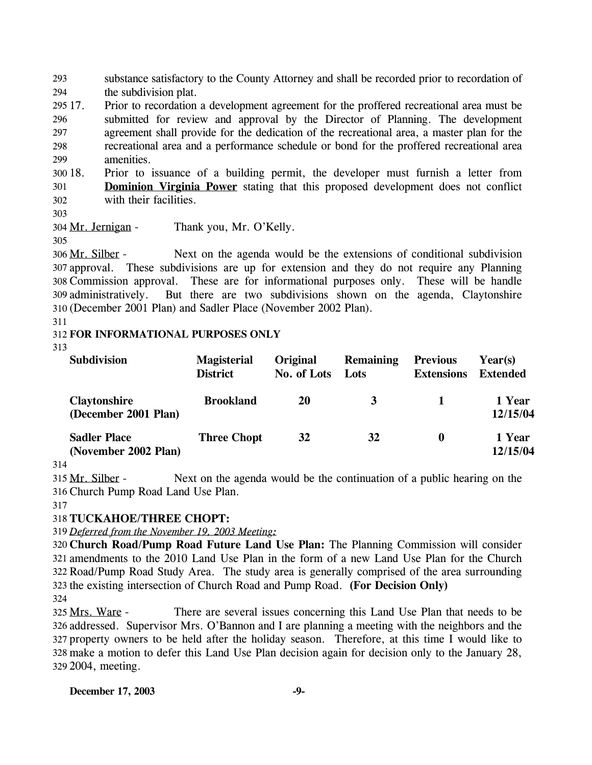substance satisfactory to the County Attorney and shall be recorded prior to recordation of the subdivision plat.

17. Prior to recordation a development agreement for the proffered recreational area must be submitted for review and approval by the Director of Planning. The development agreement shall provide for the dedication of the recreational area, a master plan for the recreational area and a performance schedule or bond for the proffered recreational area amenities.
18. Prior to issuance of a building permit, the developer must furnish a letter from **Dominion Virginia Power** stating that this proposed development does not conflict with their facilities.

Mr. Jernigan - Thank you, Mr. O'Kelly.

Mr. Silber - Next on the agenda would be the extensions of conditional subdivision approval. These subdivisions are up for extension and they do not require any Planning Commission approval. These are for informational purposes only. These will be handle administratively. But there are two subdivisions shown on the agenda, Claytonshire (December 2001 Plan) and Sadler Place (November 2002 Plan).

**FOR INFORMATIONAL PURPOSES ONLY**

| Subdivision | Magisterial District | Original No. of Lots | Remaining Lots | Previous Extensions | Year(s) Extended |
|---|---|---|---|---|---|
| **Claytonshire (December 2001 Plan)** | **Brookland** | **20** | **3** | **1** | **1 Year 12/15/04** |
| **Sadler Place (November 2002 Plan)** | **Three Chopt** | **32** | **32** | **0** | **1 Year 12/15/04** |

Mr. Silber - Next on the agenda would be the continuation of a public hearing on the Church Pump Road Land Use Plan.

**TUCKAHOE/THREE CHOPT:**

*Deferred from the November 19, 2003 Meeting:*

**Church Road/Pump Road Future Land Use Plan:** The Planning Commission will consider amendments to the 2010 Land Use Plan in the form of a new Land Use Plan for the Church Road/Pump Road Study Area. The study area is generally comprised of the area surrounding the existing intersection of Church Road and Pump Road. **(For Decision Only)**

Mrs. Ware - There are several issues concerning this Land Use Plan that needs to be addressed. Supervisor Mrs. O'Bannon and I are planning a meeting with the neighbors and the property owners to be held after the holiday season. Therefore, at this time I would like to make a motion to defer this Land Use Plan decision again for decision only to the January 28, 2004, meeting.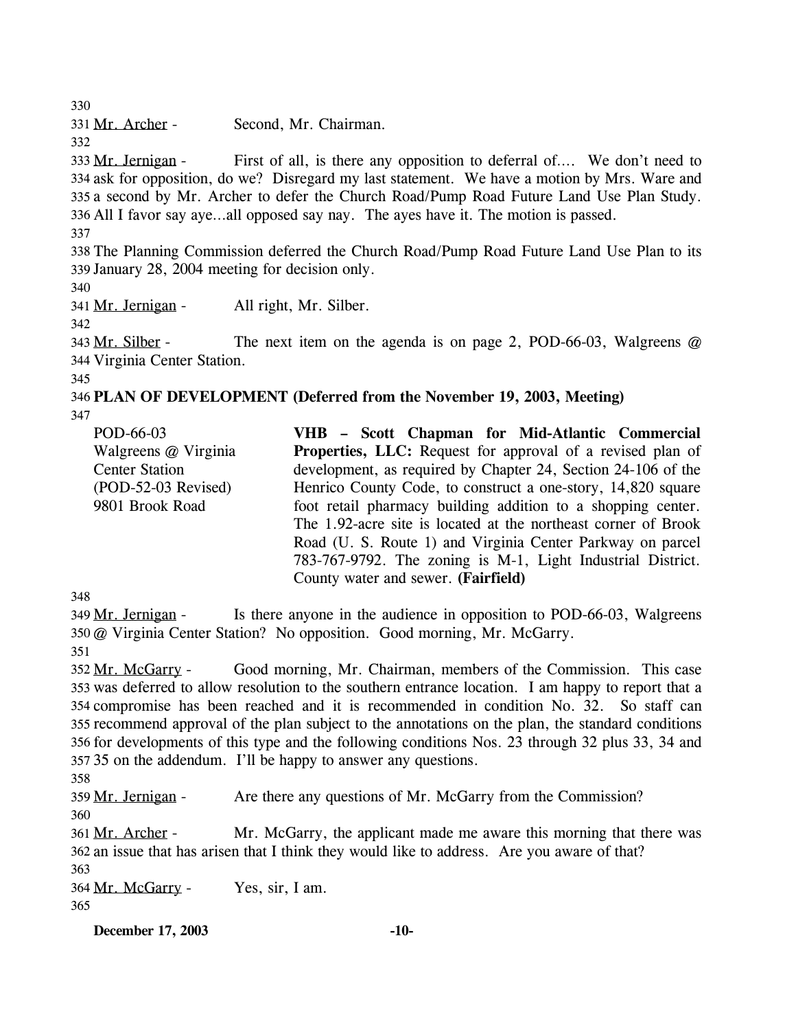Mr. Archer - Second, Mr. Chairman.

Mr. Jernigan - First of all, is there any opposition to deferral of.... We don't need to ask for opposition, do we? Disregard my last statement. We have a motion by Mrs. Ware and a second by Mr. Archer to defer the Church Road/Pump Road Future Land Use Plan Study. All I favor say aye...all opposed say nay. The ayes have it. The motion is passed.

The Planning Commission deferred the Church Road/Pump Road Future Land Use Plan to its January 28, 2004 meeting for decision only.

Mr. Jernigan - All right, Mr. Silber.

Mr. Silber - The next item on the agenda is on page 2, POD-66-03, Walgreens @ Virginia Center Station.

**PLAN OF DEVELOPMENT (Deferred from the November 19, 2003, Meeting)**

POD-66-03
Walgreens @ Virginia Center Station
(POD-52-03 Revised)
9801 Brook Road

**VHB – Scott Chapman for Mid-Atlantic Commercial Properties, LLC:** Request for approval of a revised plan of development, as required by Chapter 24, Section 24-106 of the Henrico County Code, to construct a one-story, 14,820 square foot retail pharmacy building addition to a shopping center. The 1.92-acre site is located at the northeast corner of Brook Road (U. S. Route 1) and Virginia Center Parkway on parcel 783-767-9792. The zoning is M-1, Light Industrial District. County water and sewer. **(Fairfield)**

Mr. Jernigan - Is there anyone in the audience in opposition to POD-66-03, Walgreens @ Virginia Center Station? No opposition. Good morning, Mr. McGarry.

Mr. McGarry - Good morning, Mr. Chairman, members of the Commission. This case was deferred to allow resolution to the southern entrance location. I am happy to report that a compromise has been reached and it is recommended in condition No. 32. So staff can recommend approval of the plan subject to the annotations on the plan, the standard conditions for developments of this type and the following conditions Nos. 23 through 32 plus 33, 34 and 35 on the addendum. I'll be happy to answer any questions.

Mr. Jernigan - Are there any questions of Mr. McGarry from the Commission?

Mr. Archer - Mr. McGarry, the applicant made me aware this morning that there was an issue that has arisen that I think they would like to address. Are you aware of that?

Mr. McGarry - Yes, sir, I am.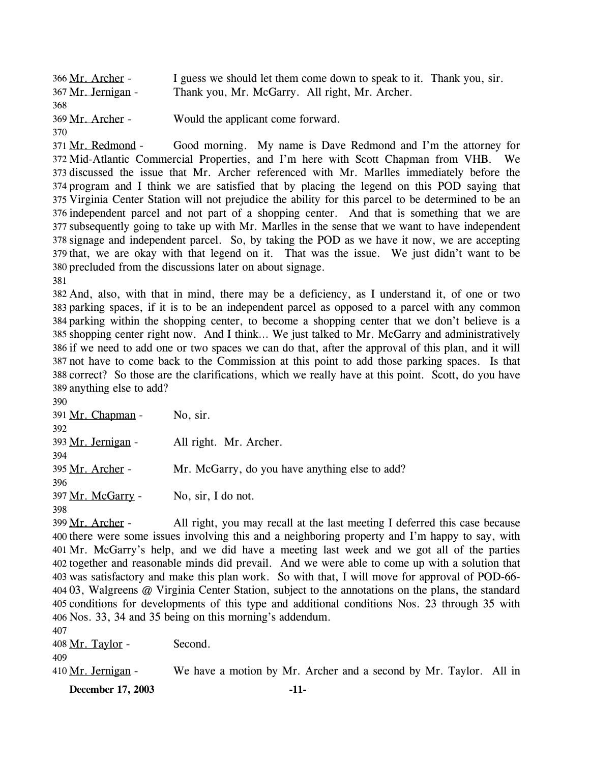366 Mr. Archer - I guess we should let them come down to speak to it. Thank you, sir.
367 Mr. Jernigan - Thank you, Mr. McGarry. All right, Mr. Archer.
368
369 Mr. Archer - Would the applicant come forward.
370
371 Mr. Redmond - Good morning. My name is Dave Redmond and I'm the attorney for
372 Mid-Atlantic Commercial Properties, and I'm here with Scott Chapman from VHB. We
373 discussed the issue that Mr. Archer referenced with Mr. Marlles immediately before the
374 program and I think we are satisfied that by placing the legend on this POD saying that
375 Virginia Center Station will not prejudice the ability for this parcel to be determined to be an
376 independent parcel and not part of a shopping center. And that is something that we are
377 subsequently going to take up with Mr. Marlles in the sense that we want to have independent
378 signage and independent parcel. So, by taking the POD as we have it now, we are accepting
379 that, we are okay with that legend on it. That was the issue. We just didn't want to be
380 precluded from the discussions later on about signage.
381
382 And, also, with that in mind, there may be a deficiency, as I understand it, of one or two
383 parking spaces, if it is to be an independent parcel as opposed to a parcel with any common
384 parking within the shopping center, to become a shopping center that we don't believe is a
385 shopping center right now. And I think… We just talked to Mr. McGarry and administratively
386 if we need to add one or two spaces we can do that, after the approval of this plan, and it will
387 not have to come back to the Commission at this point to add those parking spaces. Is that
388 correct? So those are the clarifications, which we really have at this point. Scott, do you have
389 anything else to add?
390
391 Mr. Chapman - No, sir.
392
393 Mr. Jernigan - All right. Mr. Archer.
394
395 Mr. Archer - Mr. McGarry, do you have anything else to add?
396
397 Mr. McGarry - No, sir, I do not.
398
399 Mr. Archer - All right, you may recall at the last meeting I deferred this case because
400 there were some issues involving this and a neighboring property and I'm happy to say, with
401 Mr. McGarry's help, and we did have a meeting last week and we got all of the parties
402 together and reasonable minds did prevail. And we were able to come up with a solution that
403 was satisfactory and make this plan work. So with that, I will move for approval of POD-66-
404 03, Walgreens @ Virginia Center Station, subject to the annotations on the plans, the standard
405 conditions for developments of this type and additional conditions Nos. 23 through 35 with
406 Nos. 33, 34 and 35 being on this morning's addendum.
407
408 Mr. Taylor - Second.
409
410 Mr. Jernigan - We have a motion by Mr. Archer and a second by Mr. Taylor. All in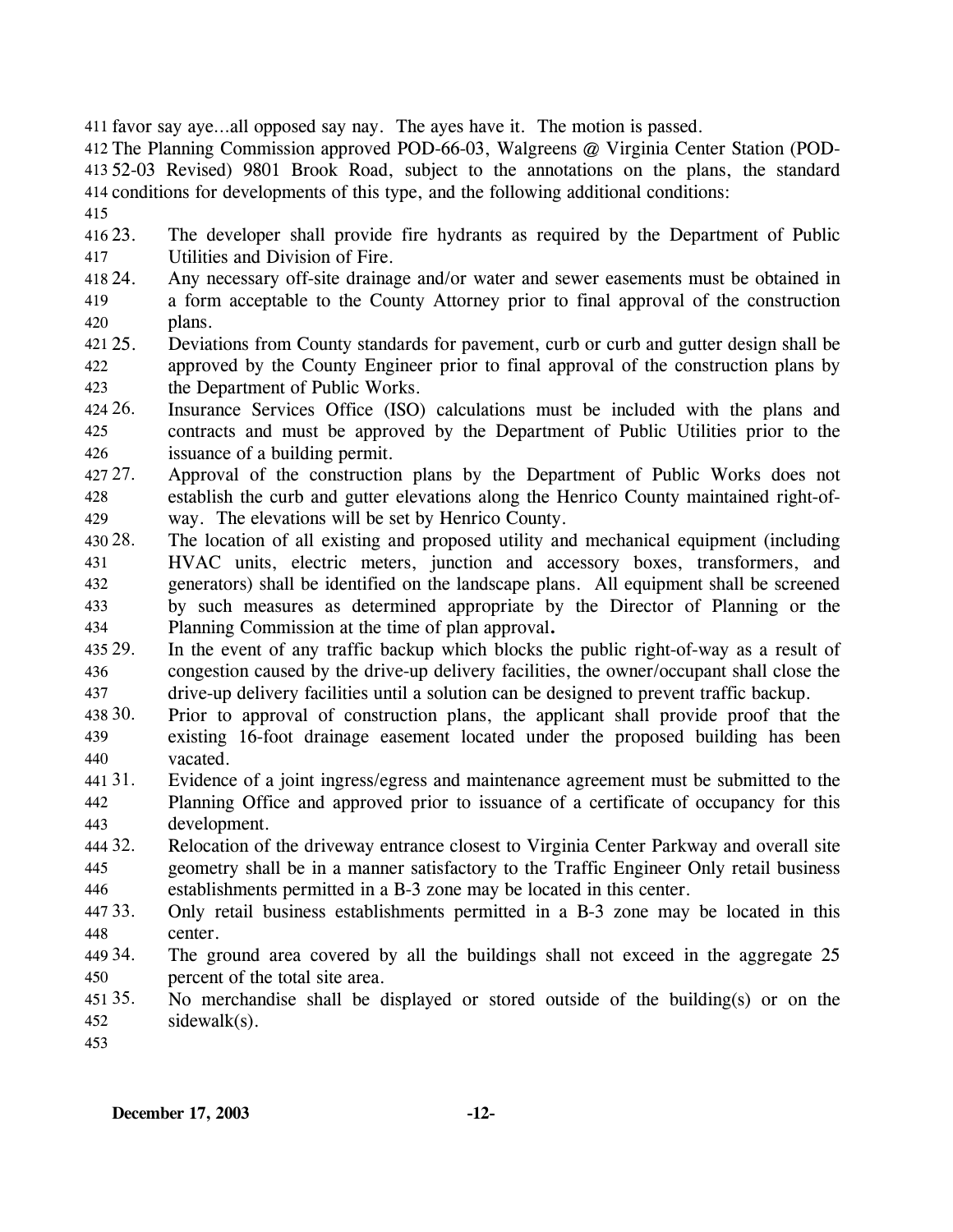favor say aye…all opposed say nay. The ayes have it. The motion is passed.

The Planning Commission approved POD-66-03, Walgreens @ Virginia Center Station (POD-52-03 Revised) 9801 Brook Road, subject to the annotations on the plans, the standard conditions for developments of this type, and the following additional conditions:

23. The developer shall provide fire hydrants as required by the Department of Public Utilities and Division of Fire.
24. Any necessary off-site drainage and/or water and sewer easements must be obtained in a form acceptable to the County Attorney prior to final approval of the construction plans.
25. Deviations from County standards for pavement, curb or curb and gutter design shall be approved by the County Engineer prior to final approval of the construction plans by the Department of Public Works.
26. Insurance Services Office (ISO) calculations must be included with the plans and contracts and must be approved by the Department of Public Utilities prior to the issuance of a building permit.
27. Approval of the construction plans by the Department of Public Works does not establish the curb and gutter elevations along the Henrico County maintained right-of-way. The elevations will be set by Henrico County.
28. The location of all existing and proposed utility and mechanical equipment (including HVAC units, electric meters, junction and accessory boxes, transformers, and generators) shall be identified on the landscape plans. All equipment shall be screened by such measures as determined appropriate by the Director of Planning or the Planning Commission at the time of plan approval**.**
29. In the event of any traffic backup which blocks the public right-of-way as a result of congestion caused by the drive-up delivery facilities, the owner/occupant shall close the drive-up delivery facilities until a solution can be designed to prevent traffic backup.
30. Prior to approval of construction plans, the applicant shall provide proof that the existing 16-foot drainage easement located under the proposed building has been vacated.
31. Evidence of a joint ingress/egress and maintenance agreement must be submitted to the Planning Office and approved prior to issuance of a certificate of occupancy for this development.
32. Relocation of the driveway entrance closest to Virginia Center Parkway and overall site geometry shall be in a manner satisfactory to the Traffic Engineer Only retail business establishments permitted in a B-3 zone may be located in this center.
33. Only retail business establishments permitted in a B-3 zone may be located in this center.
34. The ground area covered by all the buildings shall not exceed in the aggregate 25 percent of the total site area.
35. No merchandise shall be displayed or stored outside of the building(s) or on the sidewalk(s).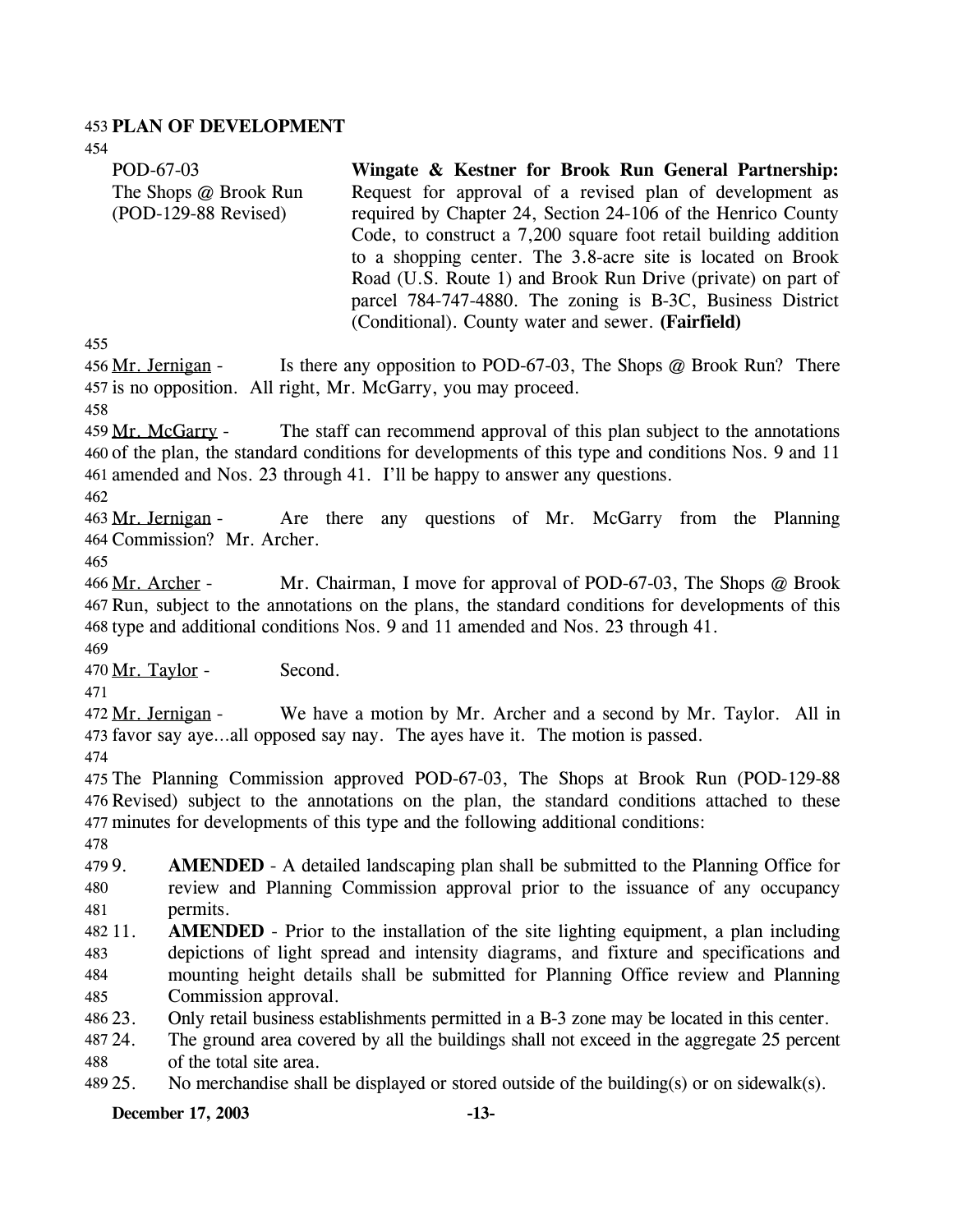## PLAN OF DEVELOPMENT

| | |
|---|---|
| POD-67-03<br>The Shops @ Brook Run<br>(POD-129-88 Revised) | **Wingate & Kestner for Brook Run General Partnership:** Request for approval of a revised plan of development as required by Chapter 24, Section 24-106 of the Henrico County Code, to construct a 7,200 square foot retail building addition to a shopping center. The 3.8-acre site is located on Brook Road (U.S. Route 1) and Brook Run Drive (private) on part of parcel 784-747-4880. The zoning is B-3C, Business District (Conditional). County water and sewer. **(Fairfield)** |

Mr. Jernigan - Is there any opposition to POD-67-03, The Shops @ Brook Run? There is no opposition. All right, Mr. McGarry, you may proceed.

Mr. McGarry - The staff can recommend approval of this plan subject to the annotations of the plan, the standard conditions for developments of this type and conditions Nos. 9 and 11 amended and Nos. 23 through 41. I'll be happy to answer any questions.

Mr. Jernigan - Are there any questions of Mr. McGarry from the Planning Commission? Mr. Archer.

Mr. Archer - Mr. Chairman, I move for approval of POD-67-03, The Shops @ Brook Run, subject to the annotations on the plans, the standard conditions for developments of this type and additional conditions Nos. 9 and 11 amended and Nos. 23 through 41.

Mr. Taylor - Second.

Mr. Jernigan - We have a motion by Mr. Archer and a second by Mr. Taylor. All in favor say aye…all opposed say nay. The ayes have it. The motion is passed.

The Planning Commission approved POD-67-03, The Shops at Brook Run (POD-129-88 Revised) subject to the annotations on the plan, the standard conditions attached to these minutes for developments of this type and the following additional conditions:

9. **AMENDED** - A detailed landscaping plan shall be submitted to the Planning Office for review and Planning Commission approval prior to the issuance of any occupancy permits.
11. **AMENDED** - Prior to the installation of the site lighting equipment, a plan including depictions of light spread and intensity diagrams, and fixture and specifications and mounting height details shall be submitted for Planning Office review and Planning Commission approval.
23. Only retail business establishments permitted in a B-3 zone may be located in this center.
24. The ground area covered by all the buildings shall not exceed in the aggregate 25 percent of the total site area.
25. No merchandise shall be displayed or stored outside of the building(s) or on sidewalk(s).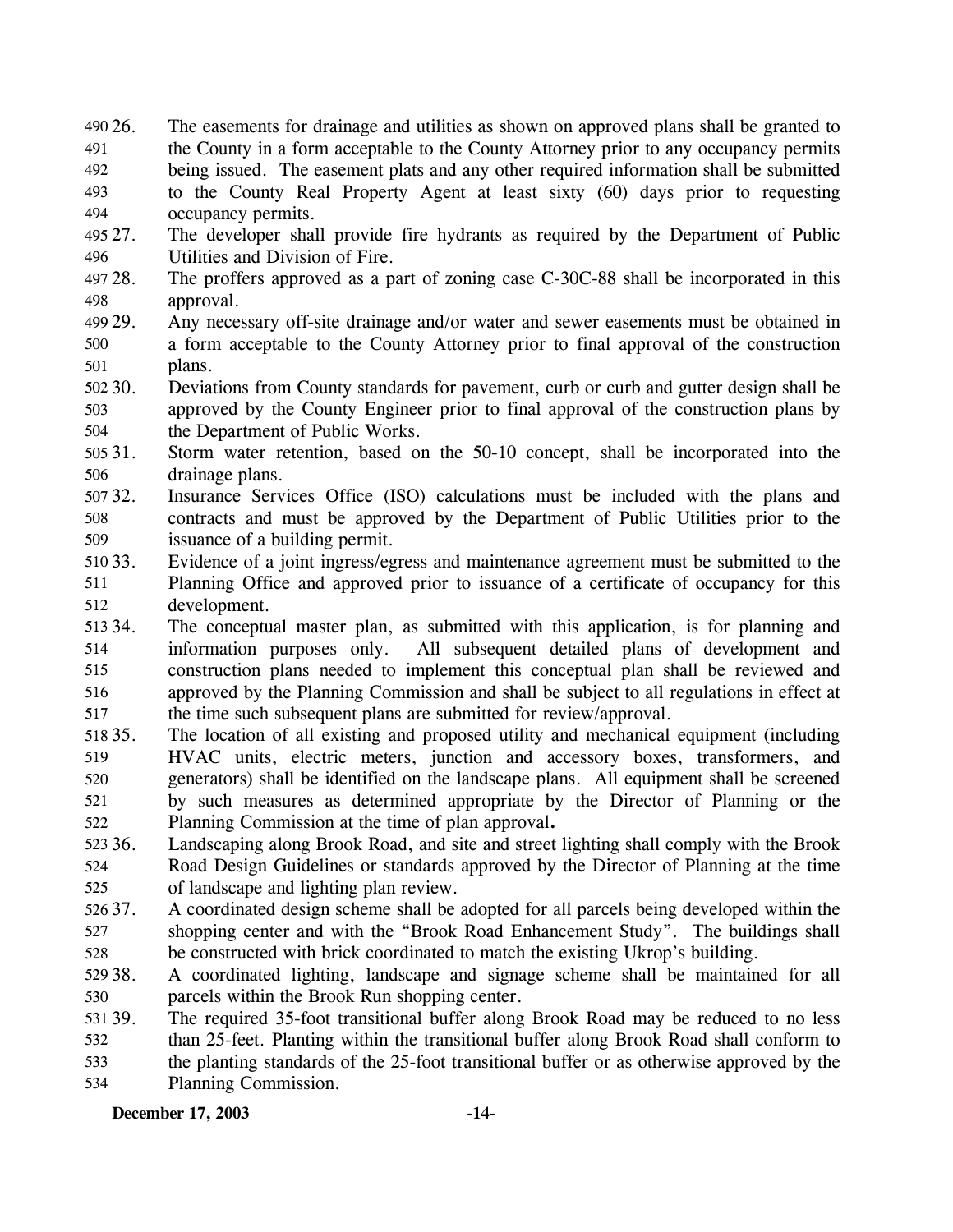26. The easements for drainage and utilities as shown on approved plans shall be granted to the County in a form acceptable to the County Attorney prior to any occupancy permits being issued. The easement plats and any other required information shall be submitted to the County Real Property Agent at least sixty (60) days prior to requesting occupancy permits.

27. The developer shall provide fire hydrants as required by the Department of Public Utilities and Division of Fire.

28. The proffers approved as a part of zoning case C-30C-88 shall be incorporated in this approval.

29. Any necessary off-site drainage and/or water and sewer easements must be obtained in a form acceptable to the County Attorney prior to final approval of the construction plans.

30. Deviations from County standards for pavement, curb or curb and gutter design shall be approved by the County Engineer prior to final approval of the construction plans by the Department of Public Works.

31. Storm water retention, based on the 50-10 concept, shall be incorporated into the drainage plans.

32. Insurance Services Office (ISO) calculations must be included with the plans and contracts and must be approved by the Department of Public Utilities prior to the issuance of a building permit.

33. Evidence of a joint ingress/egress and maintenance agreement must be submitted to the Planning Office and approved prior to issuance of a certificate of occupancy for this development.

34. The conceptual master plan, as submitted with this application, is for planning and information purposes only. All subsequent detailed plans of development and construction plans needed to implement this conceptual plan shall be reviewed and approved by the Planning Commission and shall be subject to all regulations in effect at the time such subsequent plans are submitted for review/approval.

35. The location of all existing and proposed utility and mechanical equipment (including HVAC units, electric meters, junction and accessory boxes, transformers, and generators) shall be identified on the landscape plans. All equipment shall be screened by such measures as determined appropriate by the Director of Planning or the Planning Commission at the time of plan approval.

36. Landscaping along Brook Road, and site and street lighting shall comply with the Brook Road Design Guidelines or standards approved by the Director of Planning at the time of landscape and lighting plan review.

37. A coordinated design scheme shall be adopted for all parcels being developed within the shopping center and with the "Brook Road Enhancement Study". The buildings shall be constructed with brick coordinated to match the existing Ukrop's building.

38. A coordinated lighting, landscape and signage scheme shall be maintained for all parcels within the Brook Run shopping center.

39. The required 35-foot transitional buffer along Brook Road may be reduced to no less than 25-feet. Planting within the transitional buffer along Brook Road shall conform to the planting standards of the 25-foot transitional buffer or as otherwise approved by the Planning Commission.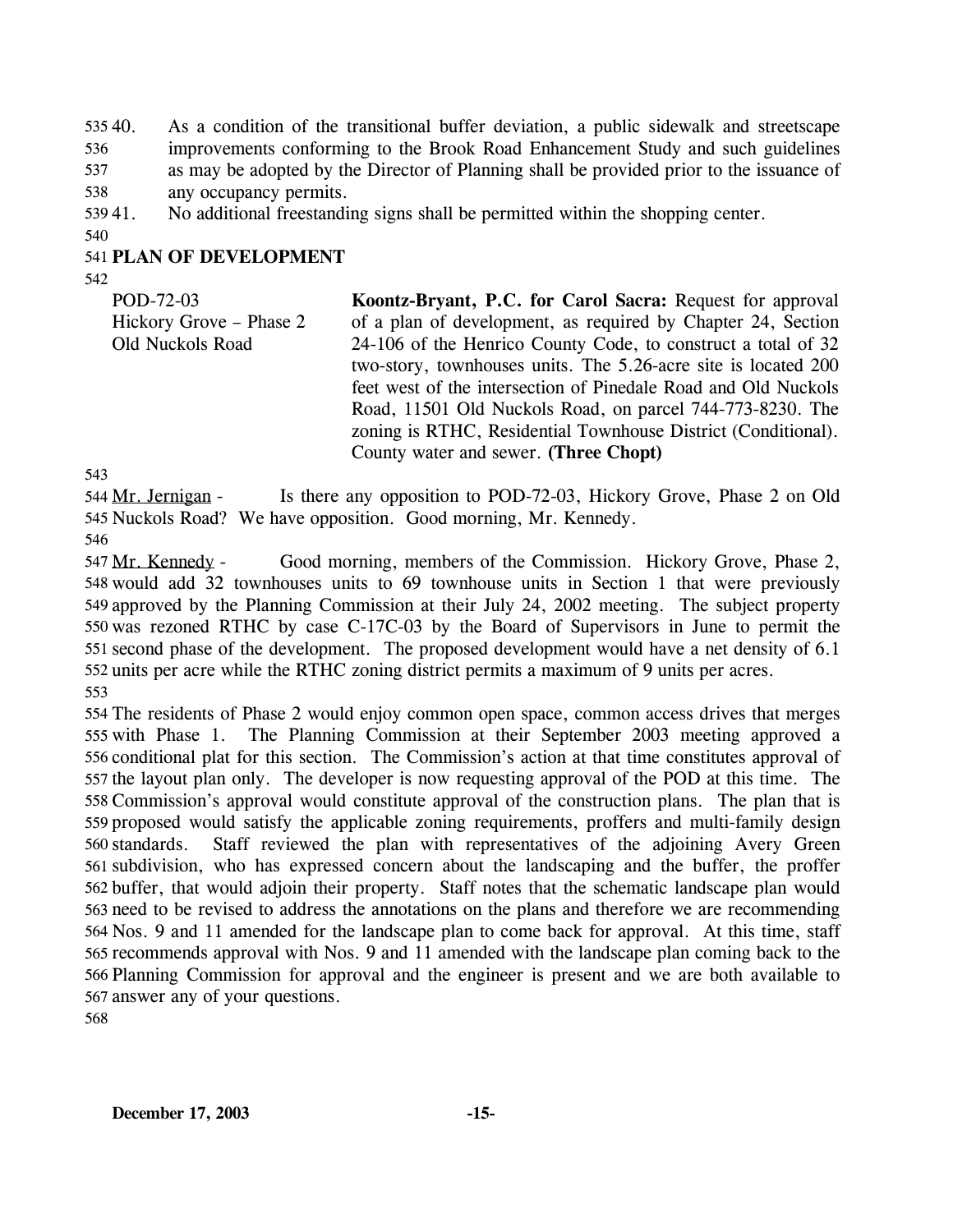40. As a condition of the transitional buffer deviation, a public sidewalk and streetscape improvements conforming to the Brook Road Enhancement Study and such guidelines as may be adopted by the Director of Planning shall be provided prior to the issuance of any occupancy permits.
41. No additional freestanding signs shall be permitted within the shopping center.

## PLAN OF DEVELOPMENT

POD-72-03
Hickory Grove – Phase 2
Old Nuckols Road

**Koontz-Bryant, P.C. for Carol Sacra:** Request for approval of a plan of development, as required by Chapter 24, Section 24-106 of the Henrico County Code, to construct a total of 32 two-story, townhouses units. The 5.26-acre site is located 200 feet west of the intersection of Pinedale Road and Old Nuckols Road, 11501 Old Nuckols Road, on parcel 744-773-8230. The zoning is RTHC, Residential Townhouse District (Conditional). County water and sewer. **(Three Chopt)**

Mr. Jernigan - Is there any opposition to POD-72-03, Hickory Grove, Phase 2 on Old Nuckols Road? We have opposition. Good morning, Mr. Kennedy.

Mr. Kennedy - Good morning, members of the Commission. Hickory Grove, Phase 2, would add 32 townhouses units to 69 townhouse units in Section 1 that were previously approved by the Planning Commission at their July 24, 2002 meeting. The subject property was rezoned RTHC by case C-17C-03 by the Board of Supervisors in June to permit the second phase of the development. The proposed development would have a net density of 6.1 units per acre while the RTHC zoning district permits a maximum of 9 units per acres.

The residents of Phase 2 would enjoy common open space, common access drives that merges with Phase 1. The Planning Commission at their September 2003 meeting approved a conditional plat for this section. The Commission's action at that time constitutes approval of the layout plan only. The developer is now requesting approval of the POD at this time. The Commission's approval would constitute approval of the construction plans. The plan that is proposed would satisfy the applicable zoning requirements, proffers and multi-family design standards. Staff reviewed the plan with representatives of the adjoining Avery Green subdivision, who has expressed concern about the landscaping and the buffer, the proffer buffer, that would adjoin their property. Staff notes that the schematic landscape plan would need to be revised to address the annotations on the plans and therefore we are recommending Nos. 9 and 11 amended for the landscape plan to come back for approval. At this time, staff recommends approval with Nos. 9 and 11 amended with the landscape plan coming back to the Planning Commission for approval and the engineer is present and we are both available to answer any of your questions.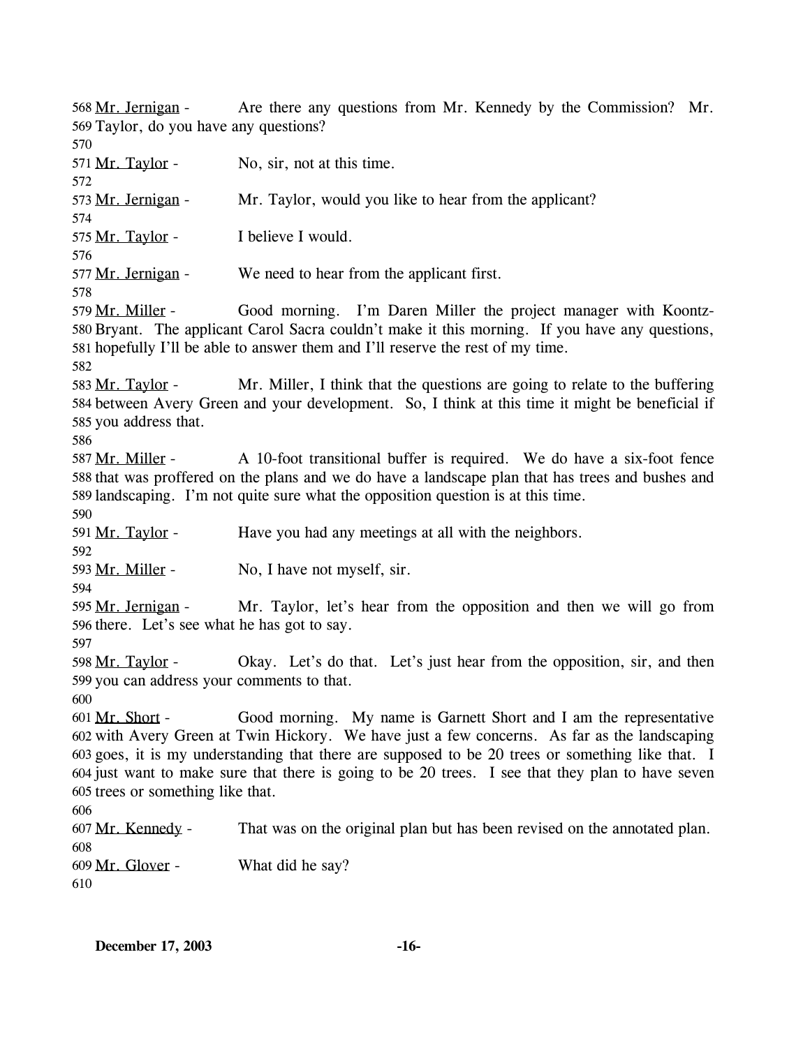568 Mr. Jernigan - Are there any questions from Mr. Kennedy by the Commission? Mr. 569 Taylor, do you have any questions?

570

571 Mr. Taylor - No, sir, not at this time.

572

573 Mr. Jernigan - Mr. Taylor, would you like to hear from the applicant?

574

575 Mr. Taylor - I believe I would.

576

577 Mr. Jernigan - We need to hear from the applicant first.

578

579 Mr. Miller - Good morning. I'm Daren Miller the project manager with Koontz-580 Bryant. The applicant Carol Sacra couldn't make it this morning. If you have any questions, 581 hopefully I'll be able to answer them and I'll reserve the rest of my time.

582

583 Mr. Taylor - Mr. Miller, I think that the questions are going to relate to the buffering 584 between Avery Green and your development. So, I think at this time it might be beneficial if 585 you address that.

586

587 Mr. Miller - A 10-foot transitional buffer is required. We do have a six-foot fence 588 that was proffered on the plans and we do have a landscape plan that has trees and bushes and 589 landscaping. I'm not quite sure what the opposition question is at this time.

590

591 Mr. Taylor - Have you had any meetings at all with the neighbors.

592

593 Mr. Miller - No, I have not myself, sir.

594

595 Mr. Jernigan - Mr. Taylor, let's hear from the opposition and then we will go from 596 there. Let's see what he has got to say.

597

598 Mr. Taylor - Okay. Let's do that. Let's just hear from the opposition, sir, and then 599 you can address your comments to that.

600

601 Mr. Short - Good morning. My name is Garnett Short and I am the representative 602 with Avery Green at Twin Hickory. We have just a few concerns. As far as the landscaping 603 goes, it is my understanding that there are supposed to be 20 trees or something like that. I 604 just want to make sure that there is going to be 20 trees. I see that they plan to have seven 605 trees or something like that.

606

607 Mr. Kennedy - That was on the original plan but has been revised on the annotated plan.

608

609 Mr. Glover - What did he say?

610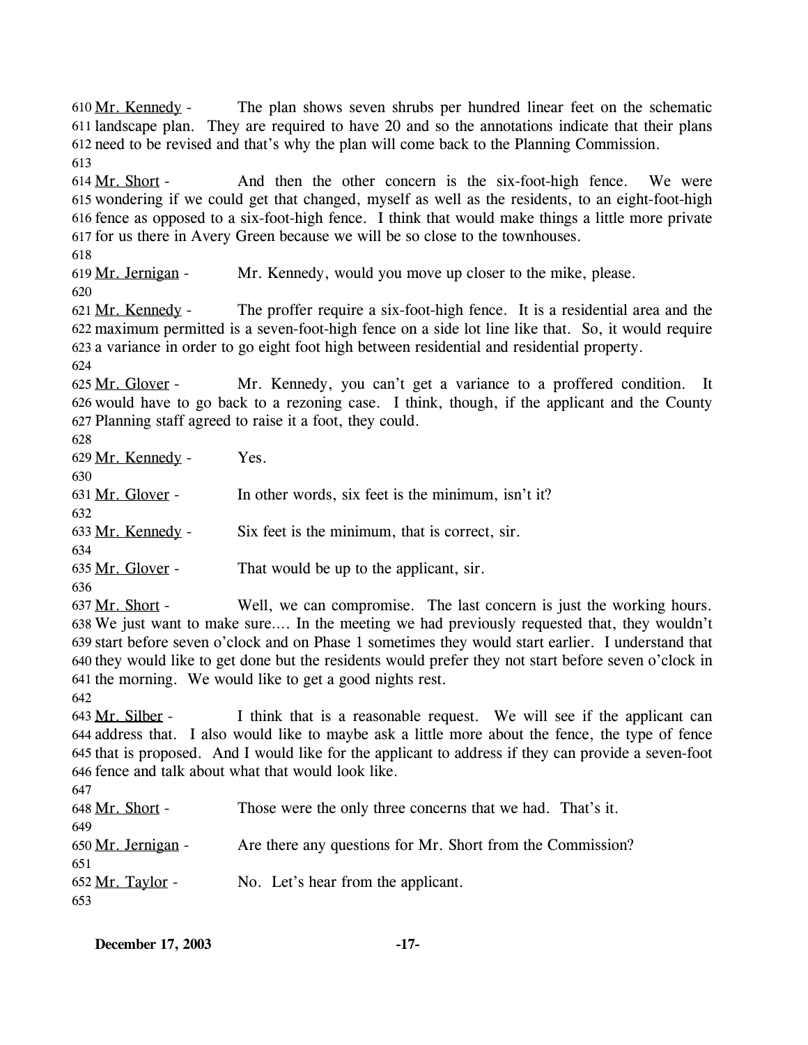610 Mr. Kennedy - The plan shows seven shrubs per hundred linear feet on the schematic 611 landscape plan. They are required to have 20 and so the annotations indicate that their plans 612 need to be revised and that's why the plan will come back to the Planning Commission.
613

614 Mr. Short - And then the other concern is the six-foot-high fence. We were 615 wondering if we could get that changed, myself as well as the residents, to an eight-foot-high 616 fence as opposed to a six-foot-high fence. I think that would make things a little more private 617 for us there in Avery Green because we will be so close to the townhouses.
618

619 Mr. Jernigan - Mr. Kennedy, would you move up closer to the mike, please.
620

621 Mr. Kennedy - The proffer require a six-foot-high fence. It is a residential area and the 622 maximum permitted is a seven-foot-high fence on a side lot line like that. So, it would require 623 a variance in order to go eight foot high between residential and residential property.
624

625 Mr. Glover - Mr. Kennedy, you can't get a variance to a proffered condition. It 626 would have to go back to a rezoning case. I think, though, if the applicant and the County 627 Planning staff agreed to raise it a foot, they could.
628

629 Mr. Kennedy - Yes.
630

631 Mr. Glover - In other words, six feet is the minimum, isn't it?
632

633 Mr. Kennedy - Six feet is the minimum, that is correct, sir.
634

635 Mr. Glover - That would be up to the applicant, sir.
636

637 Mr. Short - Well, we can compromise. The last concern is just the working hours. 638 We just want to make sure.... In the meeting we had previously requested that, they wouldn't 639 start before seven o'clock and on Phase 1 sometimes they would start earlier. I understand that 640 they would like to get done but the residents would prefer they not start before seven o'clock in 641 the morning. We would like to get a good nights rest.
642

643 Mr. Silber - I think that is a reasonable request. We will see if the applicant can 644 address that. I also would like to maybe ask a little more about the fence, the type of fence 645 that is proposed. And I would like for the applicant to address if they can provide a seven-foot 646 fence and talk about what that would look like.
647

648 Mr. Short - Those were the only three concerns that we had. That's it.
649

650 Mr. Jernigan - Are there any questions for Mr. Short from the Commission?
651

652 Mr. Taylor - No. Let's hear from the applicant.
653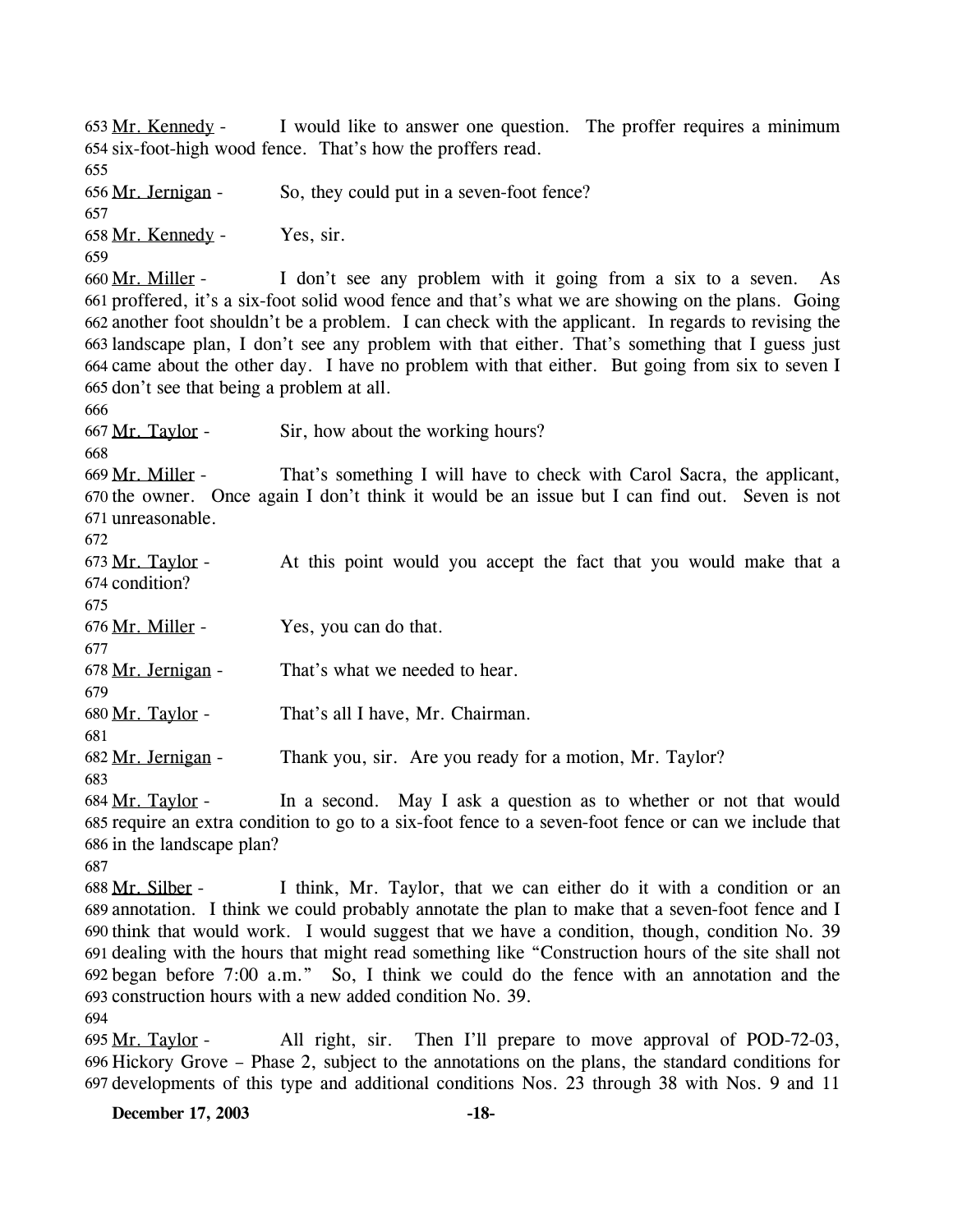653 Mr. Kennedy - I would like to answer one question. The proffer requires a minimum
654 six-foot-high wood fence. That's how the proffers read.
655
656 Mr. Jernigan - So, they could put in a seven-foot fence?
657
658 Mr. Kennedy - Yes, sir.
659
660 Mr. Miller - I don't see any problem with it going from a six to a seven. As
661 proffered, it's a six-foot solid wood fence and that's what we are showing on the plans. Going
662 another foot shouldn't be a problem. I can check with the applicant. In regards to revising the
663 landscape plan, I don't see any problem with that either. That's something that I guess just
664 came about the other day. I have no problem with that either. But going from six to seven I
665 don't see that being a problem at all.
666
667 Mr. Taylor - Sir, how about the working hours?
668
669 Mr. Miller - That's something I will have to check with Carol Sacra, the applicant,
670 the owner. Once again I don't think it would be an issue but I can find out. Seven is not
671 unreasonable.
672
673 Mr. Taylor - At this point would you accept the fact that you would make that a
674 condition?
675
676 Mr. Miller - Yes, you can do that.
677
678 Mr. Jernigan - That's what we needed to hear.
679
680 Mr. Taylor - That's all I have, Mr. Chairman.
681
682 Mr. Jernigan - Thank you, sir. Are you ready for a motion, Mr. Taylor?
683
684 Mr. Taylor - In a second. May I ask a question as to whether or not that would
685 require an extra condition to go to a six-foot fence to a seven-foot fence or can we include that
686 in the landscape plan?
687
688 Mr. Silber - I think, Mr. Taylor, that we can either do it with a condition or an
689 annotation. I think we could probably annotate the plan to make that a seven-foot fence and I
690 think that would work. I would suggest that we have a condition, though, condition No. 39
691 dealing with the hours that might read something like "Construction hours of the site shall not
692 began before 7:00 a.m." So, I think we could do the fence with an annotation and the
693 construction hours with a new added condition No. 39.
694
695 Mr. Taylor - All right, sir. Then I'll prepare to move approval of POD-72-03,
696 Hickory Grove – Phase 2, subject to the annotations on the plans, the standard conditions for
697 developments of this type and additional conditions Nos. 23 through 38 with Nos. 9 and 11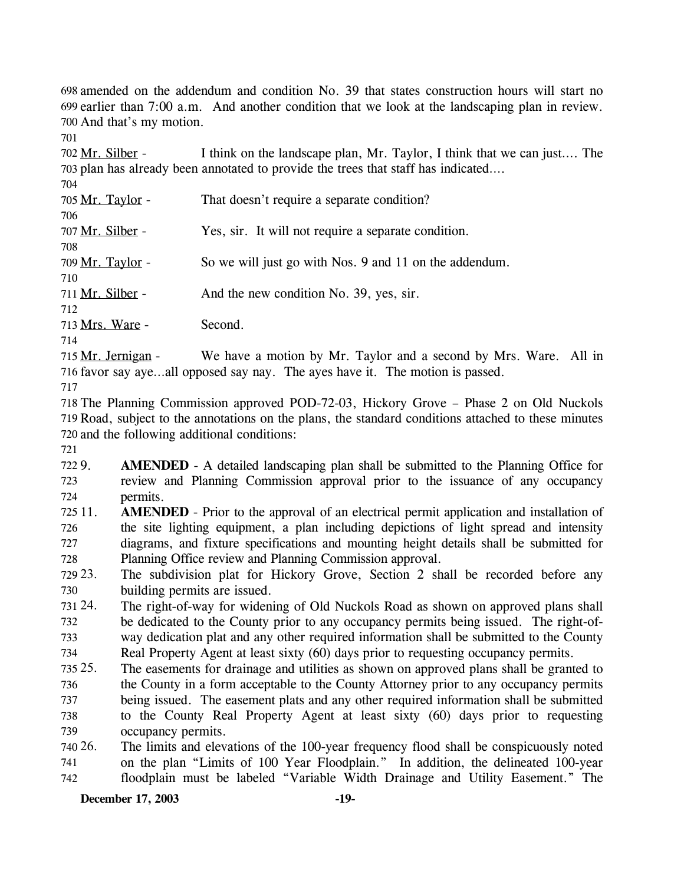amended on the addendum and condition No. 39 that states construction hours will start no earlier than 7:00 a.m. And another condition that we look at the landscaping plan in review. And that's my motion.

Mr. Silber - I think on the landscape plan, Mr. Taylor, I think that we can just…. The plan has already been annotated to provide the trees that staff has indicated….

Mr. Taylor - That doesn't require a separate condition?

Mr. Silber - Yes, sir. It will not require a separate condition.

Mr. Taylor - So we will just go with Nos. 9 and 11 on the addendum.

Mr. Silber - And the new condition No. 39, yes, sir.

Mrs. Ware - Second.

Mr. Jernigan - We have a motion by Mr. Taylor and a second by Mrs. Ware. All in favor say aye…all opposed say nay. The ayes have it. The motion is passed.

The Planning Commission approved POD-72-03, Hickory Grove – Phase 2 on Old Nuckols Road, subject to the annotations on the plans, the standard conditions attached to these minutes and the following additional conditions:

9. **AMENDED** - A detailed landscaping plan shall be submitted to the Planning Office for review and Planning Commission approval prior to the issuance of any occupancy permits.
11. **AMENDED** - Prior to the approval of an electrical permit application and installation of the site lighting equipment, a plan including depictions of light spread and intensity diagrams, and fixture specifications and mounting height details shall be submitted for Planning Office review and Planning Commission approval.
23. The subdivision plat for Hickory Grove, Section 2 shall be recorded before any building permits are issued.
24. The right-of-way for widening of Old Nuckols Road as shown on approved plans shall be dedicated to the County prior to any occupancy permits being issued. The right-of-way dedication plat and any other required information shall be submitted to the County Real Property Agent at least sixty (60) days prior to requesting occupancy permits.
25. The easements for drainage and utilities as shown on approved plans shall be granted to the County in a form acceptable to the County Attorney prior to any occupancy permits being issued. The easement plats and any other required information shall be submitted to the County Real Property Agent at least sixty (60) days prior to requesting occupancy permits.
26. The limits and elevations of the 100-year frequency flood shall be conspicuously noted on the plan "Limits of 100 Year Floodplain." In addition, the delineated 100-year floodplain must be labeled "Variable Width Drainage and Utility Easement." The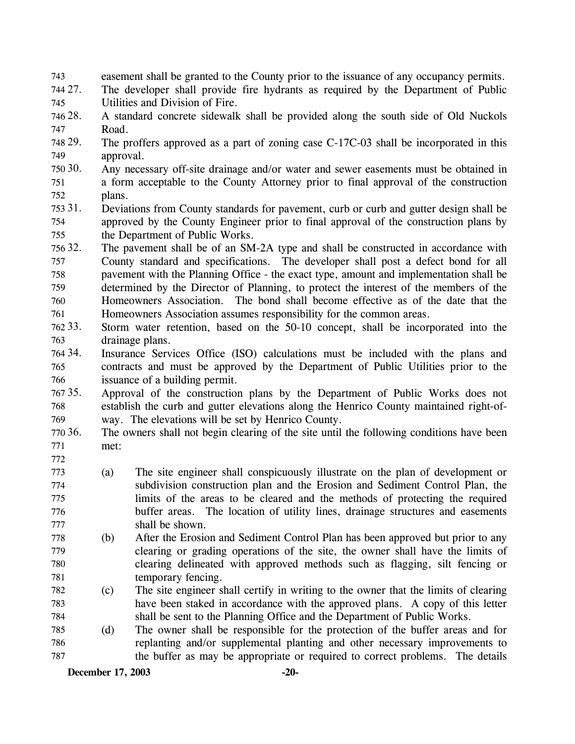easement shall be granted to the County prior to the issuance of any occupancy permits.

27. The developer shall provide fire hydrants as required by the Department of Public Utilities and Division of Fire.
28. A standard concrete sidewalk shall be provided along the south side of Old Nuckols Road.
29. The proffers approved as a part of zoning case C-17C-03 shall be incorporated in this approval.
30. Any necessary off-site drainage and/or water and sewer easements must be obtained in a form acceptable to the County Attorney prior to final approval of the construction plans.
31. Deviations from County standards for pavement, curb or curb and gutter design shall be approved by the County Engineer prior to final approval of the construction plans by the Department of Public Works.
32. The pavement shall be of an SM-2A type and shall be constructed in accordance with County standard and specifications. The developer shall post a defect bond for all pavement with the Planning Office - the exact type, amount and implementation shall be determined by the Director of Planning, to protect the interest of the members of the Homeowners Association. The bond shall become effective as of the date that the Homeowners Association assumes responsibility for the common areas.
33. Storm water retention, based on the 50-10 concept, shall be incorporated into the drainage plans.
34. Insurance Services Office (ISO) calculations must be included with the plans and contracts and must be approved by the Department of Public Utilities prior to the issuance of a building permit.
35. Approval of the construction plans by the Department of Public Works does not establish the curb and gutter elevations along the Henrico County maintained right-of-way. The elevations will be set by Henrico County.
36. The owners shall not begin clearing of the site until the following conditions have been met:

    (a) The site engineer shall conspicuously illustrate on the plan of development or subdivision construction plan and the Erosion and Sediment Control Plan, the limits of the areas to be cleared and the methods of protecting the required buffer areas. The location of utility lines, drainage structures and easements shall be shown.

    (b) After the Erosion and Sediment Control Plan has been approved but prior to any clearing or grading operations of the site, the owner shall have the limits of clearing delineated with approved methods such as flagging, silt fencing or temporary fencing.

    (c) The site engineer shall certify in writing to the owner that the limits of clearing have been staked in accordance with the approved plans. A copy of this letter shall be sent to the Planning Office and the Department of Public Works.

    (d) The owner shall be responsible for the protection of the buffer areas and for replanting and/or supplemental planting and other necessary improvements to the buffer as may be appropriate or required to correct problems. The details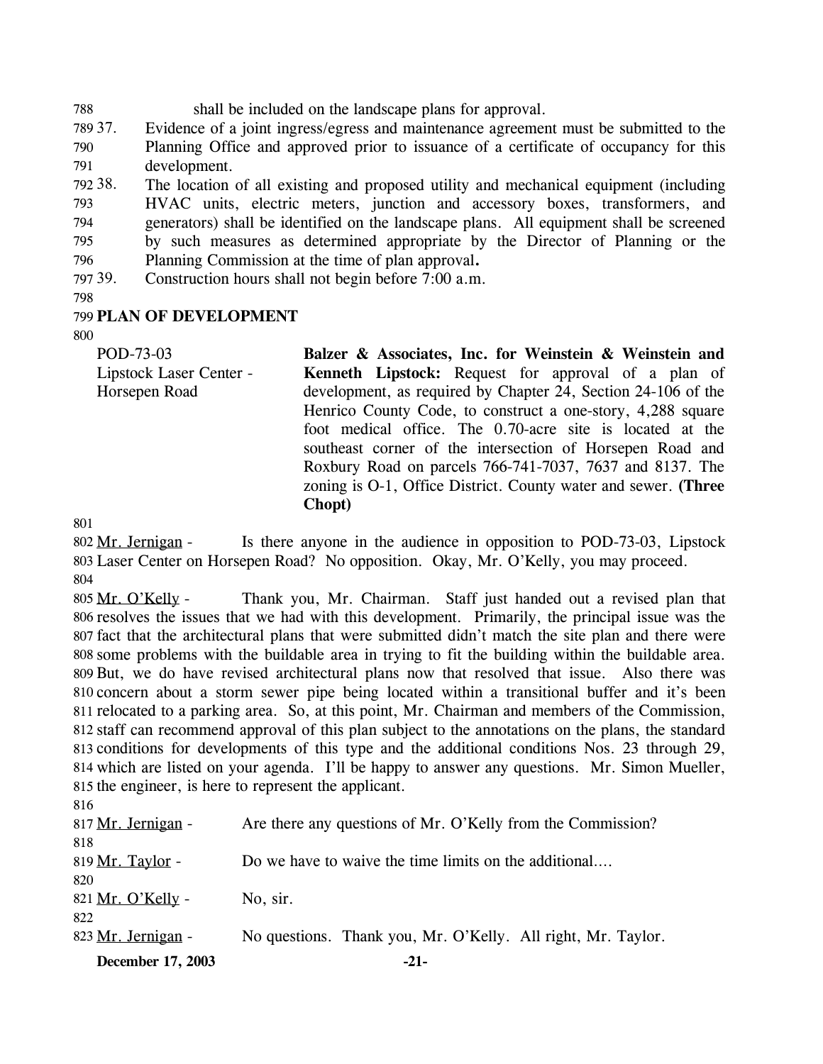shall be included on the landscape plans for approval.

37. Evidence of a joint ingress/egress and maintenance agreement must be submitted to the Planning Office and approved prior to issuance of a certificate of occupancy for this development.

38. The location of all existing and proposed utility and mechanical equipment (including HVAC units, electric meters, junction and accessory boxes, transformers, and generators) shall be identified on the landscape plans. All equipment shall be screened by such measures as determined appropriate by the Director of Planning or the Planning Commission at the time of plan approval**.**

39. Construction hours shall not begin before 7:00 a.m.

## PLAN OF DEVELOPMENT

POD-73-03
Lipstock Laser Center - Horsepen Road

**Balzer & Associates, Inc. for Weinstein & Weinstein and Kenneth Lipstock:** Request for approval of a plan of development, as required by Chapter 24, Section 24-106 of the Henrico County Code, to construct a one-story, 4,288 square foot medical office. The 0.70-acre site is located at the southeast corner of the intersection of Horsepen Road and Roxbury Road on parcels 766-741-7037, 7637 and 8137. The zoning is O-1, Office District. County water and sewer. **(Three Chopt)**

Mr. Jernigan - Is there anyone in the audience in opposition to POD-73-03, Lipstock Laser Center on Horsepen Road? No opposition. Okay, Mr. O'Kelly, you may proceed.

Mr. O'Kelly - Thank you, Mr. Chairman. Staff just handed out a revised plan that resolves the issues that we had with this development. Primarily, the principal issue was the fact that the architectural plans that were submitted didn't match the site plan and there were some problems with the buildable area in trying to fit the building within the buildable area. But, we do have revised architectural plans now that resolved that issue. Also there was concern about a storm sewer pipe being located within a transitional buffer and it's been relocated to a parking area. So, at this point, Mr. Chairman and members of the Commission, staff can recommend approval of this plan subject to the annotations on the plans, the standard conditions for developments of this type and the additional conditions Nos. 23 through 29, which are listed on your agenda. I'll be happy to answer any questions. Mr. Simon Mueller, the engineer, is here to represent the applicant.

Mr. Jernigan - Are there any questions of Mr. O'Kelly from the Commission?

Mr. Taylor - Do we have to waive the time limits on the additional....

Mr. O'Kelly - No, sir.

Mr. Jernigan - No questions. Thank you, Mr. O'Kelly. All right, Mr. Taylor.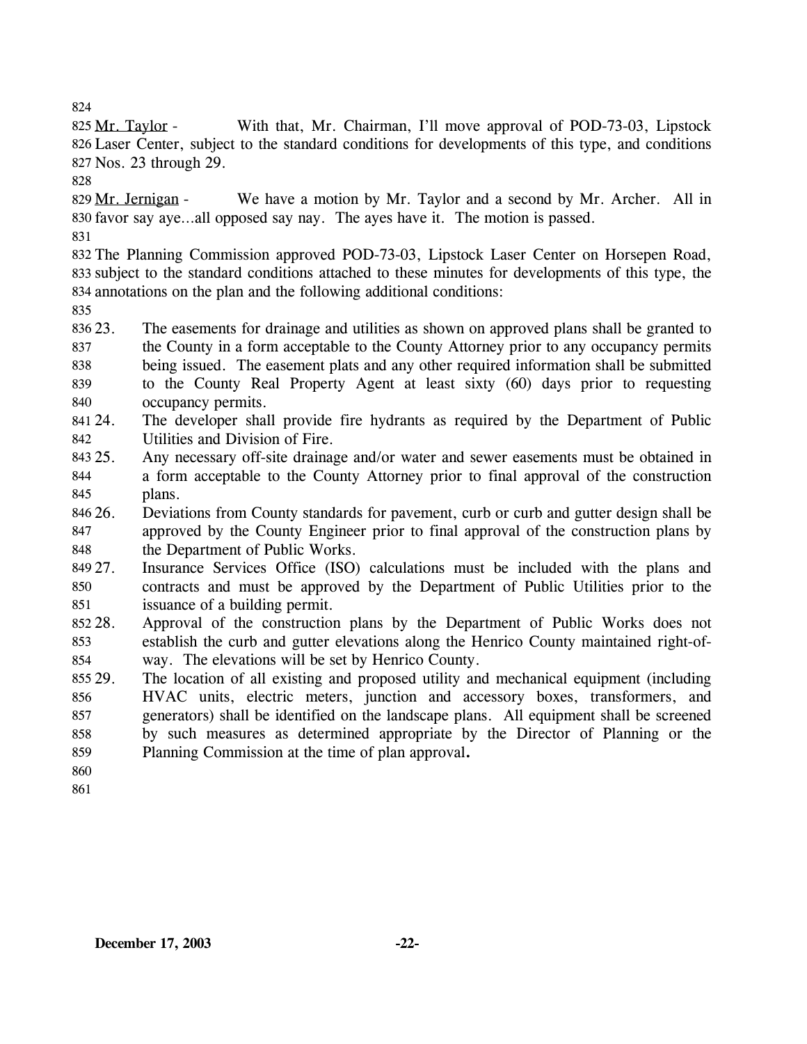Mr. Taylor - With that, Mr. Chairman, I'll move approval of POD-73-03, Lipstock Laser Center, subject to the standard conditions for developments of this type, and conditions Nos. 23 through 29.

Mr. Jernigan - We have a motion by Mr. Taylor and a second by Mr. Archer. All in favor say aye…all opposed say nay. The ayes have it. The motion is passed.

The Planning Commission approved POD-73-03, Lipstock Laser Center on Horsepen Road, subject to the standard conditions attached to these minutes for developments of this type, the annotations on the plan and the following additional conditions:

23. The easements for drainage and utilities as shown on approved plans shall be granted to the County in a form acceptable to the County Attorney prior to any occupancy permits being issued. The easement plats and any other required information shall be submitted to the County Real Property Agent at least sixty (60) days prior to requesting occupancy permits.
24. The developer shall provide fire hydrants as required by the Department of Public Utilities and Division of Fire.
25. Any necessary off-site drainage and/or water and sewer easements must be obtained in a form acceptable to the County Attorney prior to final approval of the construction plans.
26. Deviations from County standards for pavement, curb or curb and gutter design shall be approved by the County Engineer prior to final approval of the construction plans by the Department of Public Works.
27. Insurance Services Office (ISO) calculations must be included with the plans and contracts and must be approved by the Department of Public Utilities prior to the issuance of a building permit.
28. Approval of the construction plans by the Department of Public Works does not establish the curb and gutter elevations along the Henrico County maintained right-of-way. The elevations will be set by Henrico County.
29. The location of all existing and proposed utility and mechanical equipment (including HVAC units, electric meters, junction and accessory boxes, transformers, and generators) shall be identified on the landscape plans. All equipment shall be screened by such measures as determined appropriate by the Director of Planning or the Planning Commission at the time of plan approval.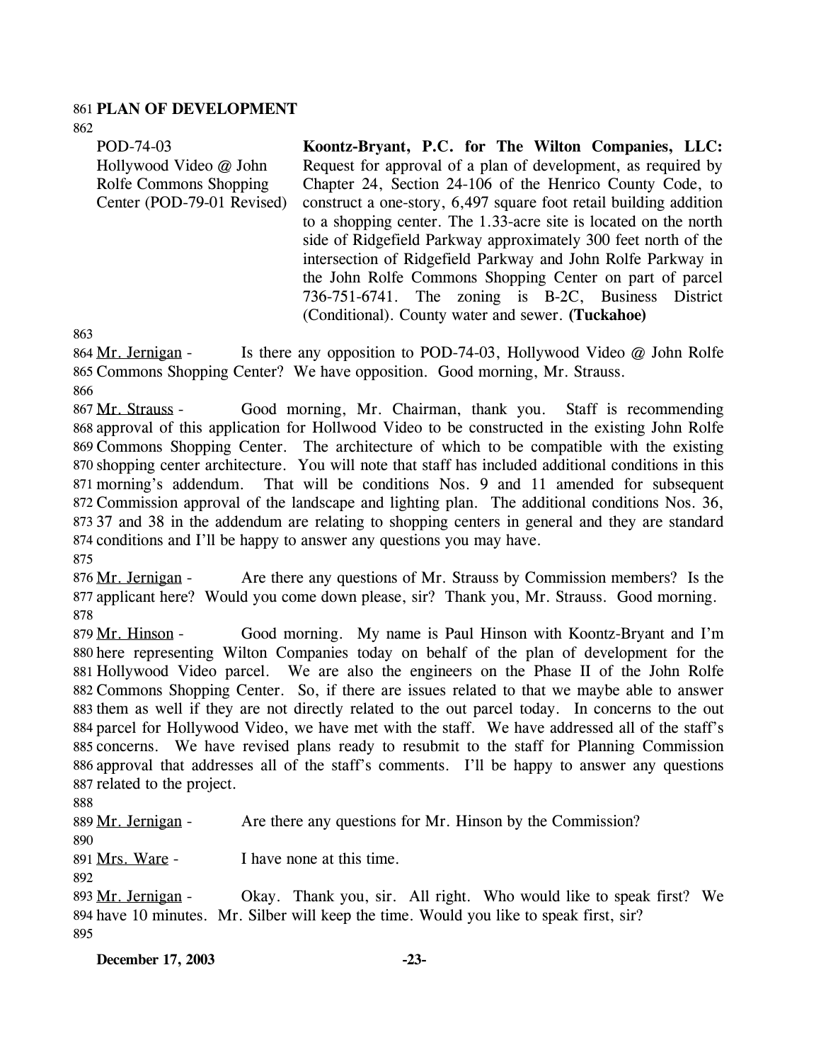## PLAN OF DEVELOPMENT

| | |
|---|---|
| POD-74-03<br>Hollywood Video @ John Rolfe Commons Shopping Center (POD-79-01 Revised) | **Koontz-Bryant, P.C. for The Wilton Companies, LLC:** Request for approval of a plan of development, as required by Chapter 24, Section 24-106 of the Henrico County Code, to construct a one-story, 6,497 square foot retail building addition to a shopping center. The 1.33-acre site is located on the north side of Ridgefield Parkway approximately 300 feet north of the intersection of Ridgefield Parkway and John Rolfe Parkway in the John Rolfe Commons Shopping Center on part of parcel 736-751-6741. The zoning is B-2C, Business District (Conditional). County water and sewer. **(Tuckahoe)** |

Mr. Jernigan - Is there any opposition to POD-74-03, Hollywood Video @ John Rolfe Commons Shopping Center? We have opposition. Good morning, Mr. Strauss.

Mr. Strauss - Good morning, Mr. Chairman, thank you. Staff is recommending approval of this application for Hollwood Video to be constructed in the existing John Rolfe Commons Shopping Center. The architecture of which to be compatible with the existing shopping center architecture. You will note that staff has included additional conditions in this morning's addendum. That will be conditions Nos. 9 and 11 amended for subsequent Commission approval of the landscape and lighting plan. The additional conditions Nos. 36, 37 and 38 in the addendum are relating to shopping centers in general and they are standard conditions and I'll be happy to answer any questions you may have.

Mr. Jernigan - Are there any questions of Mr. Strauss by Commission members? Is the applicant here? Would you come down please, sir? Thank you, Mr. Strauss. Good morning.

Mr. Hinson - Good morning. My name is Paul Hinson with Koontz-Bryant and I'm here representing Wilton Companies today on behalf of the plan of development for the Hollywood Video parcel. We are also the engineers on the Phase II of the John Rolfe Commons Shopping Center. So, if there are issues related to that we maybe able to answer them as well if they are not directly related to the out parcel today. In concerns to the out parcel for Hollywood Video, we have met with the staff. We have addressed all of the staff's concerns. We have revised plans ready to resubmit to the staff for Planning Commission approval that addresses all of the staff's comments. I'll be happy to answer any questions related to the project.

Mr. Jernigan - Are there any questions for Mr. Hinson by the Commission?

Mrs. Ware - I have none at this time.

Mr. Jernigan - Okay. Thank you, sir. All right. Who would like to speak first? We have 10 minutes. Mr. Silber will keep the time. Would you like to speak first, sir?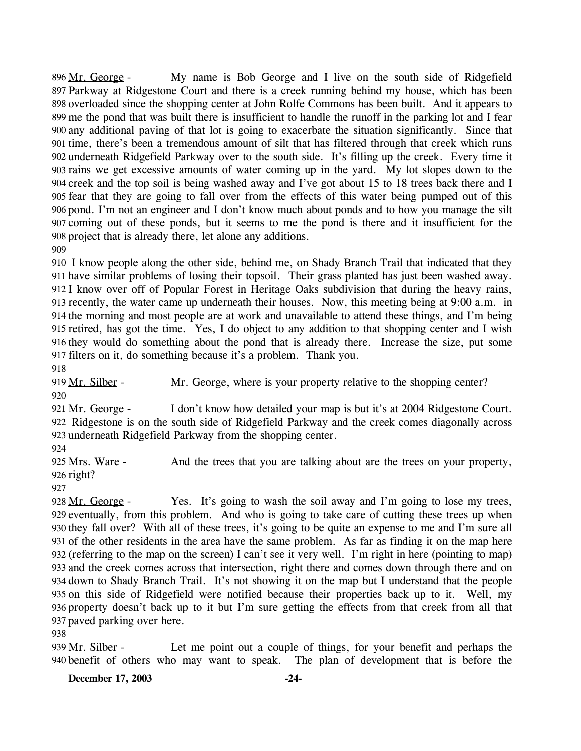896 Mr. George - My name is Bob George and I live on the south side of Ridgefield 897 Parkway at Ridgestone Court and there is a creek running behind my house, which has been 898 overloaded since the shopping center at John Rolfe Commons has been built. And it appears to 899 me the pond that was built there is insufficient to handle the runoff in the parking lot and I fear 900 any additional paving of that lot is going to exacerbate the situation significantly. Since that 901 time, there's been a tremendous amount of silt that has filtered through that creek which runs 902 underneath Ridgefield Parkway over to the south side. It's filling up the creek. Every time it 903 rains we get excessive amounts of water coming up in the yard. My lot slopes down to the 904 creek and the top soil is being washed away and I've got about 15 to 18 trees back there and I 905 fear that they are going to fall over from the effects of this water being pumped out of this 906 pond. I'm not an engineer and I don't know much about ponds and to how you manage the silt 907 coming out of these ponds, but it seems to me the pond is there and it insufficient for the 908 project that is already there, let alone any additions.

909

910 I know people along the other side, behind me, on Shady Branch Trail that indicated that they 911 have similar problems of losing their topsoil. Their grass planted has just been washed away. 912 I know over off of Popular Forest in Heritage Oaks subdivision that during the heavy rains, 913 recently, the water came up underneath their houses. Now, this meeting being at 9:00 a.m. in 914 the morning and most people are at work and unavailable to attend these things, and I'm being 915 retired, has got the time. Yes, I do object to any addition to that shopping center and I wish 916 they would do something about the pond that is already there. Increase the size, put some 917 filters on it, do something because it's a problem. Thank you.

918

919 Mr. Silber - Mr. George, where is your property relative to the shopping center?

920

921 Mr. George - I don't know how detailed your map is but it's at 2004 Ridgestone Court. 922 Ridgestone is on the south side of Ridgefield Parkway and the creek comes diagonally across 923 underneath Ridgefield Parkway from the shopping center.

924

925 Mrs. Ware - And the trees that you are talking about are the trees on your property, 926 right?

927

928 Mr. George - Yes. It's going to wash the soil away and I'm going to lose my trees, 929 eventually, from this problem. And who is going to take care of cutting these trees up when 930 they fall over? With all of these trees, it's going to be quite an expense to me and I'm sure all 931 of the other residents in the area have the same problem. As far as finding it on the map here 932 (referring to the map on the screen) I can't see it very well. I'm right in here (pointing to map) 933 and the creek comes across that intersection, right there and comes down through there and on 934 down to Shady Branch Trail. It's not showing it on the map but I understand that the people 935 on this side of Ridgefield were notified because their properties back up to it. Well, my 936 property doesn't back up to it but I'm sure getting the effects from that creek from all that 937 paved parking over here.

938

939 Mr. Silber - Let me point out a couple of things, for your benefit and perhaps the 940 benefit of others who may want to speak. The plan of development that is before the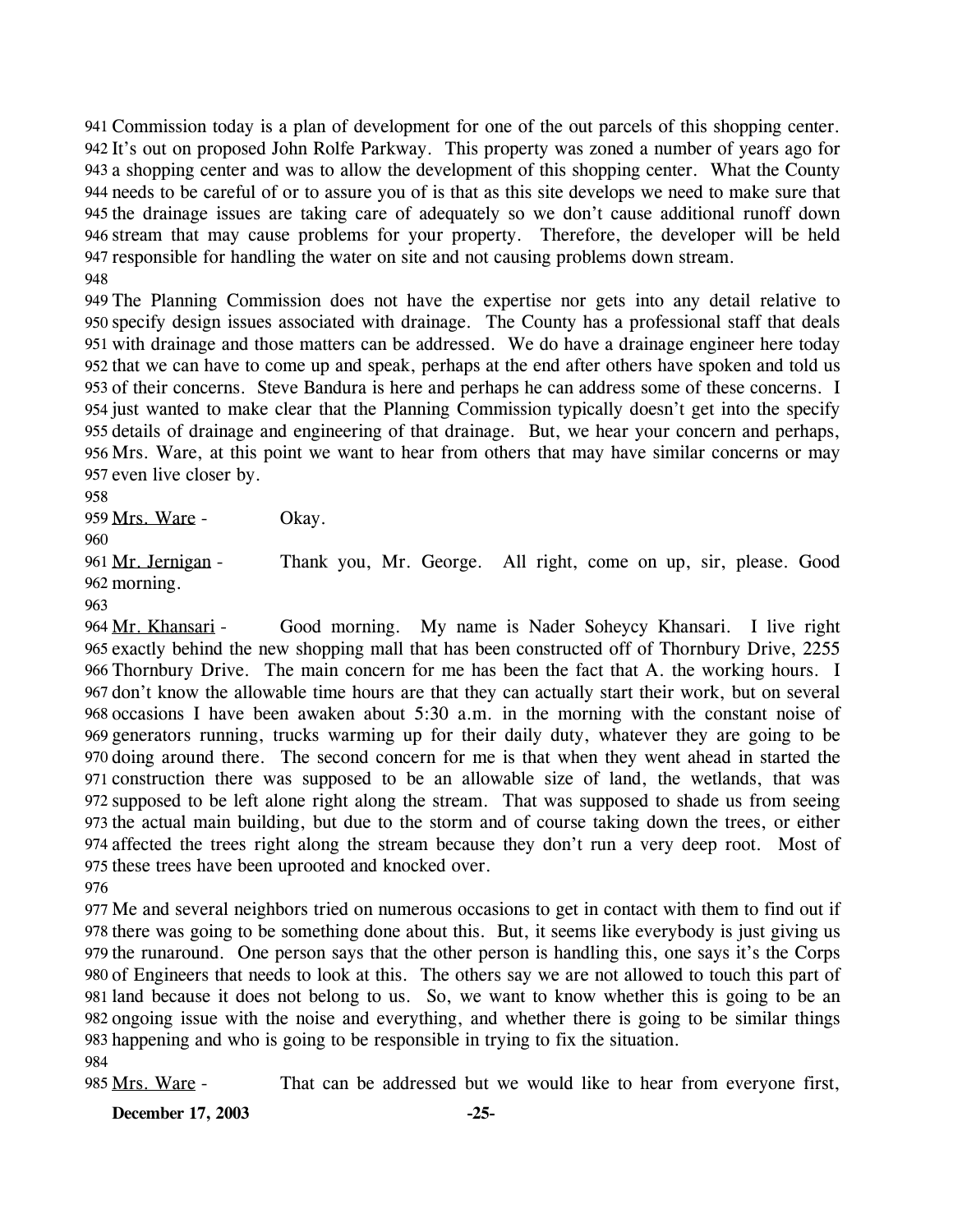941 Commission today is a plan of development for one of the out parcels of this shopping center.
942 It's out on proposed John Rolfe Parkway. This property was zoned a number of years ago for
943 a shopping center and was to allow the development of this shopping center. What the County
944 needs to be careful of or to assure you of is that as this site develops we need to make sure that
945 the drainage issues are taking care of adequately so we don't cause additional runoff down
946 stream that may cause problems for your property. Therefore, the developer will be held
947 responsible for handling the water on site and not causing problems down stream.
948
949 The Planning Commission does not have the expertise nor gets into any detail relative to
950 specify design issues associated with drainage. The County has a professional staff that deals
951 with drainage and those matters can be addressed. We do have a drainage engineer here today
952 that we can have to come up and speak, perhaps at the end after others have spoken and told us
953 of their concerns. Steve Bandura is here and perhaps he can address some of these concerns. I
954 just wanted to make clear that the Planning Commission typically doesn't get into the specify
955 details of drainage and engineering of that drainage. But, we hear your concern and perhaps,
956 Mrs. Ware, at this point we want to hear from others that may have similar concerns or may
957 even live closer by.
958
959 Mrs. Ware - Okay.
960
961 Mr. Jernigan - Thank you, Mr. George. All right, come on up, sir, please. Good
962 morning.
963
964 Mr. Khansari - Good morning. My name is Nader Soheycy Khansari. I live right
965 exactly behind the new shopping mall that has been constructed off of Thornbury Drive, 2255
966 Thornbury Drive. The main concern for me has been the fact that A. the working hours. I
967 don't know the allowable time hours are that they can actually start their work, but on several
968 occasions I have been awaken about 5:30 a.m. in the morning with the constant noise of
969 generators running, trucks warming up for their daily duty, whatever they are going to be
970 doing around there. The second concern for me is that when they went ahead in started the
971 construction there was supposed to be an allowable size of land, the wetlands, that was
972 supposed to be left alone right along the stream. That was supposed to shade us from seeing
973 the actual main building, but due to the storm and of course taking down the trees, or either
974 affected the trees right along the stream because they don't run a very deep root. Most of
975 these trees have been uprooted and knocked over.
976
977 Me and several neighbors tried on numerous occasions to get in contact with them to find out if
978 there was going to be something done about this. But, it seems like everybody is just giving us
979 the runaround. One person says that the other person is handling this, one says it's the Corps
980 of Engineers that needs to look at this. The others say we are not allowed to touch this part of
981 land because it does not belong to us. So, we want to know whether this is going to be an
982 ongoing issue with the noise and everything, and whether there is going to be similar things
983 happening and who is going to be responsible in trying to fix the situation.
984
985 Mrs. Ware - That can be addressed but we would like to hear from everyone first,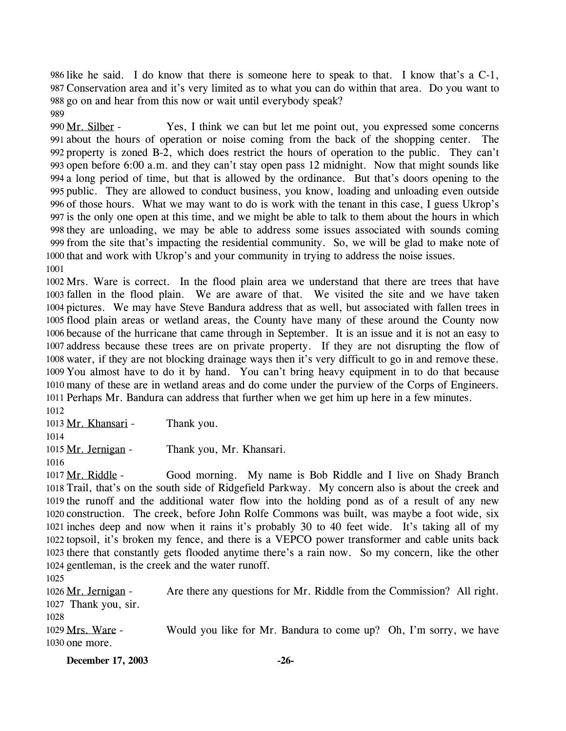986 like he said. I do know that there is someone here to speak to that. I know that's a C-1,
987 Conservation area and it's very limited as to what you can do within that area. Do you want to
988 go on and hear from this now or wait until everybody speak?
989
990 Mr. Silber - Yes, I think we can but let me point out, you expressed some concerns
991 about the hours of operation or noise coming from the back of the shopping center. The
992 property is zoned B-2, which does restrict the hours of operation to the public. They can't
993 open before 6:00 a.m. and they can't stay open pass 12 midnight. Now that might sounds like
994 a long period of time, but that is allowed by the ordinance. But that's doors opening to the
995 public. They are allowed to conduct business, you know, loading and unloading even outside
996 of those hours. What we may want to do is work with the tenant in this case, I guess Ukrop's
997 is the only one open at this time, and we might be able to talk to them about the hours in which
998 they are unloading, we may be able to address some issues associated with sounds coming
999 from the site that's impacting the residential community. So, we will be glad to make note of
1000 that and work with Ukrop's and your community in trying to address the noise issues.
1001
1002 Mrs. Ware is correct. In the flood plain area we understand that there are trees that have
1003 fallen in the flood plain. We are aware of that. We visited the site and we have taken
1004 pictures. We may have Steve Bandura address that as well, but associated with fallen trees in
1005 flood plain areas or wetland areas, the County have many of these around the County now
1006 because of the hurricane that came through in September. It is an issue and it is not an easy to
1007 address because these trees are on private property. If they are not disrupting the flow of
1008 water, if they are not blocking drainage ways then it's very difficult to go in and remove these.
1009 You almost have to do it by hand. You can't bring heavy equipment in to do that because
1010 many of these are in wetland areas and do come under the purview of the Corps of Engineers.
1011 Perhaps Mr. Bandura can address that further when we get him up here in a few minutes.
1012
1013 Mr. Khansari - Thank you.
1014
1015 Mr. Jernigan - Thank you, Mr. Khansari.
1016
1017 Mr. Riddle - Good morning. My name is Bob Riddle and I live on Shady Branch
1018 Trail, that's on the south side of Ridgefield Parkway. My concern also is about the creek and
1019 the runoff and the additional water flow into the holding pond as of a result of any new
1020 construction. The creek, before John Rolfe Commons was built, was maybe a foot wide, six
1021 inches deep and now when it rains it's probably 30 to 40 feet wide. It's taking all of my
1022 topsoil, it's broken my fence, and there is a VEPCO power transformer and cable units back
1023 there that constantly gets flooded anytime there's a rain now. So my concern, like the other
1024 gentleman, is the creek and the water runoff.
1025
1026 Mr. Jernigan - Are there any questions for Mr. Riddle from the Commission? All right.
1027 Thank you, sir.
1028
1029 Mrs. Ware - Would you like for Mr. Bandura to come up? Oh, I'm sorry, we have
1030 one more.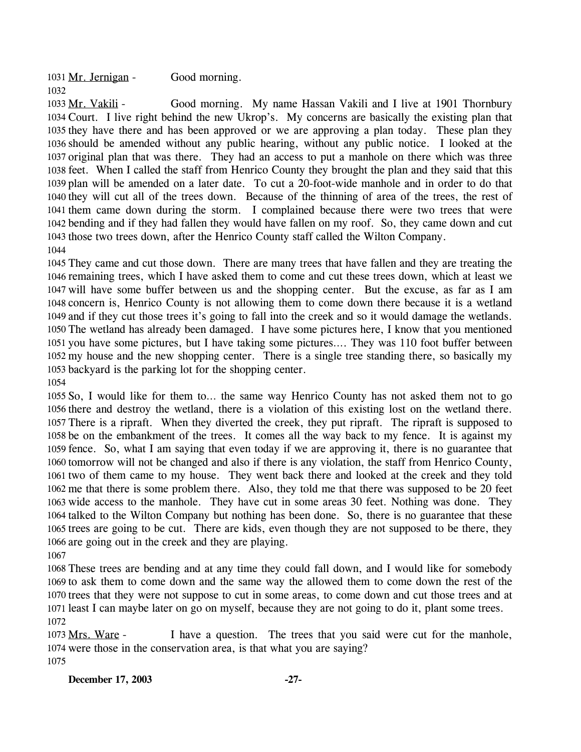Mr. Jernigan - Good morning.

Mr. Vakili - Good morning. My name Hassan Vakili and I live at 1901 Thornbury Court. I live right behind the new Ukrop's. My concerns are basically the existing plan that they have there and has been approved or we are approving a plan today. These plan they should be amended without any public hearing, without any public notice. I looked at the original plan that was there. They had an access to put a manhole on there which was three feet. When I called the staff from Henrico County they brought the plan and they said that this plan will be amended on a later date. To cut a 20-foot-wide manhole and in order to do that they will cut all of the trees down. Because of the thinning of area of the trees, the rest of them came down during the storm. I complained because there were two trees that were bending and if they had fallen they would have fallen on my roof. So, they came down and cut those two trees down, after the Henrico County staff called the Wilton Company.

They came and cut those down. There are many trees that have fallen and they are treating the remaining trees, which I have asked them to come and cut these trees down, which at least we will have some buffer between us and the shopping center. But the excuse, as far as I am concern is, Henrico County is not allowing them to come down there because it is a wetland and if they cut those trees it's going to fall into the creek and so it would damage the wetlands. The wetland has already been damaged. I have some pictures here, I know that you mentioned you have some pictures, but I have taking some pictures…. They was 110 foot buffer between my house and the new shopping center. There is a single tree standing there, so basically my backyard is the parking lot for the shopping center.

So, I would like for them to… the same way Henrico County has not asked them not to go there and destroy the wetland, there is a violation of this existing lost on the wetland there. There is a ripraft. When they diverted the creek, they put ripraft. The ripraft is supposed to be on the embankment of the trees. It comes all the way back to my fence. It is against my fence. So, what I am saying that even today if we are approving it, there is no guarantee that tomorrow will not be changed and also if there is any violation, the staff from Henrico County, two of them came to my house. They went back there and looked at the creek and they told me that there is some problem there. Also, they told me that there was supposed to be 20 feet wide access to the manhole. They have cut in some areas 30 feet. Nothing was done. They talked to the Wilton Company but nothing has been done. So, there is no guarantee that these trees are going to be cut. There are kids, even though they are not supposed to be there, they are going out in the creek and they are playing.

These trees are bending and at any time they could fall down, and I would like for somebody to ask them to come down and the same way the allowed them to come down the rest of the trees that they were not suppose to cut in some areas, to come down and cut those trees and at least I can maybe later on go on myself, because they are not going to do it, plant some trees.

Mrs. Ware - I have a question. The trees that you said were cut for the manhole, were those in the conservation area, is that what you are saying?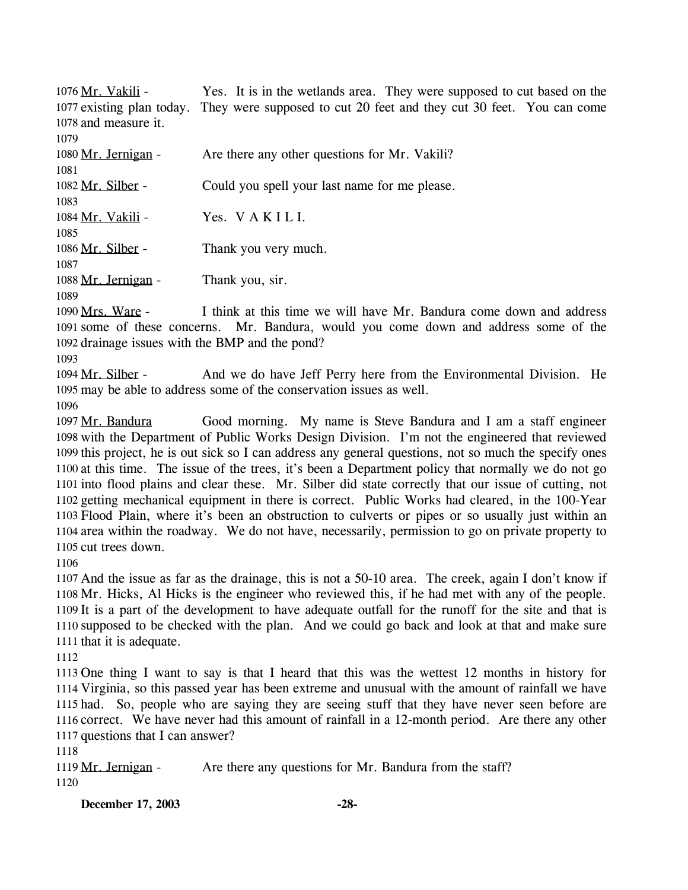1076 Mr. Vakili - Yes. It is in the wetlands area. They were supposed to cut based on the
1077 existing plan today. They were supposed to cut 20 feet and they cut 30 feet. You can come
1078 and measure it.
1079
1080 Mr. Jernigan - Are there any other questions for Mr. Vakili?
1081
1082 Mr. Silber - Could you spell your last name for me please.
1083
1084 Mr. Vakili - Yes. V A K I L I.
1085
1086 Mr. Silber - Thank you very much.
1087
1088 Mr. Jernigan - Thank you, sir.
1089
1090 Mrs. Ware - I think at this time we will have Mr. Bandura come down and address
1091 some of these concerns. Mr. Bandura, would you come down and address some of the
1092 drainage issues with the BMP and the pond?
1093
1094 Mr. Silber - And we do have Jeff Perry here from the Environmental Division. He
1095 may be able to address some of the conservation issues as well.
1096
1097 Mr. Bandura Good morning. My name is Steve Bandura and I am a staff engineer
1098 with the Department of Public Works Design Division. I'm not the engineered that reviewed
1099 this project, he is out sick so I can address any general questions, not so much the specify ones
1100 at this time. The issue of the trees, it's been a Department policy that normally we do not go
1101 into flood plains and clear these. Mr. Silber did state correctly that our issue of cutting, not
1102 getting mechanical equipment in there is correct. Public Works had cleared, in the 100-Year
1103 Flood Plain, where it's been an obstruction to culverts or pipes or so usually just within an
1104 area within the roadway. We do not have, necessarily, permission to go on private property to
1105 cut trees down.
1106
1107 And the issue as far as the drainage, this is not a 50-10 area. The creek, again I don't know if
1108 Mr. Hicks, Al Hicks is the engineer who reviewed this, if he had met with any of the people.
1109 It is a part of the development to have adequate outfall for the runoff for the site and that is
1110 supposed to be checked with the plan. And we could go back and look at that and make sure
1111 that it is adequate.
1112
1113 One thing I want to say is that I heard that this was the wettest 12 months in history for
1114 Virginia, so this passed year has been extreme and unusual with the amount of rainfall we have
1115 had. So, people who are saying they are seeing stuff that they have never seen before are
1116 correct. We have never had this amount of rainfall in a 12-month period. Are there any other
1117 questions that I can answer?
1118
1119 Mr. Jernigan - Are there any questions for Mr. Bandura from the staff?
1120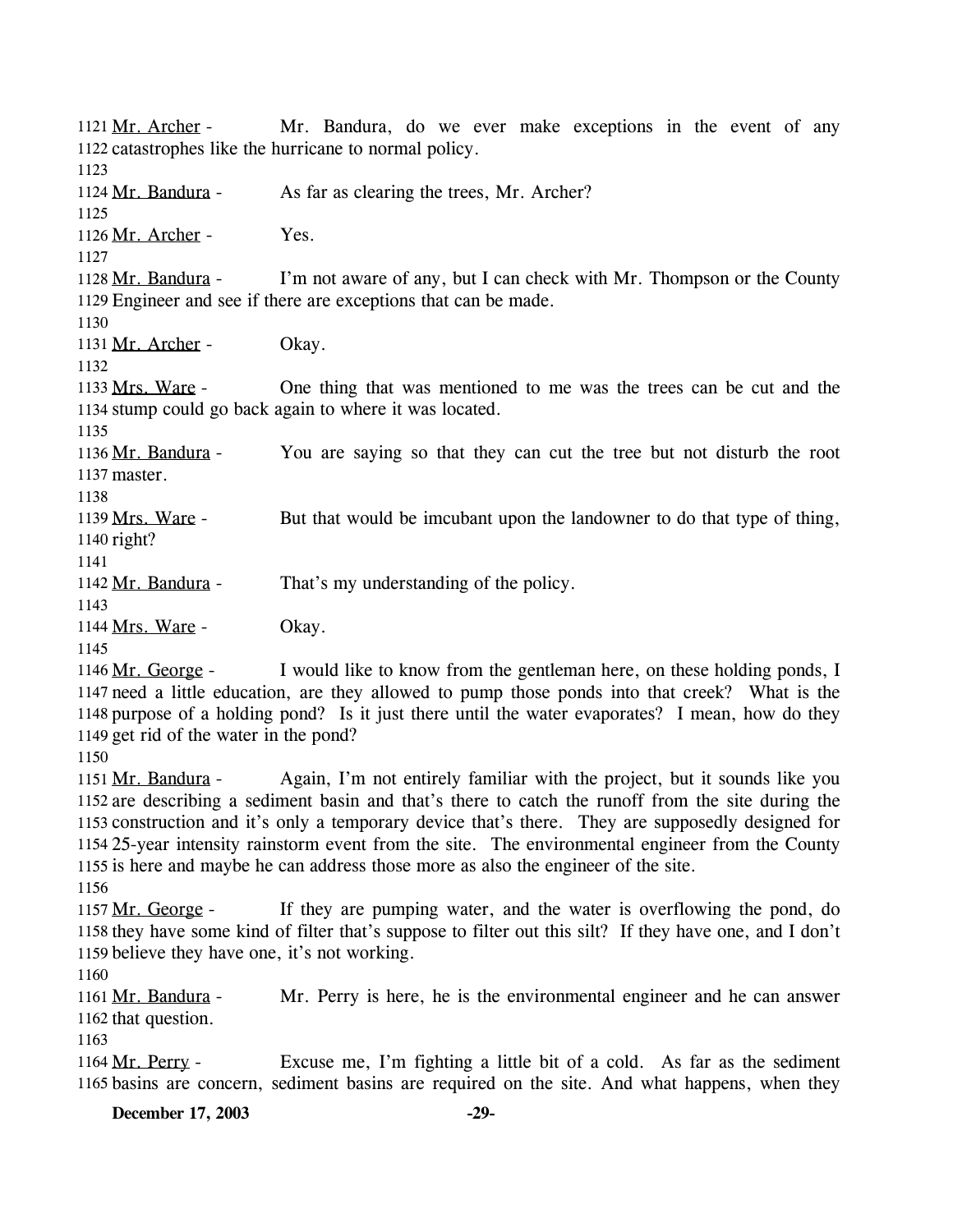1121 Mr. Archer - Mr. Bandura, do we ever make exceptions in the event of any
1122 catastrophes like the hurricane to normal policy.
1123
1124 Mr. Bandura - As far as clearing the trees, Mr. Archer?
1125
1126 Mr. Archer - Yes.
1127
1128 Mr. Bandura - I'm not aware of any, but I can check with Mr. Thompson or the County
1129 Engineer and see if there are exceptions that can be made.
1130
1131 Mr. Archer - Okay.
1132
1133 Mrs. Ware - One thing that was mentioned to me was the trees can be cut and the
1134 stump could go back again to where it was located.
1135
1136 Mr. Bandura - You are saying so that they can cut the tree but not disturb the root
1137 master.
1138
1139 Mrs. Ware - But that would be imcubant upon the landowner to do that type of thing,
1140 right?
1141
1142 Mr. Bandura - That's my understanding of the policy.
1143
1144 Mrs. Ware - Okay.
1145
1146 Mr. George - I would like to know from the gentleman here, on these holding ponds, I
1147 need a little education, are they allowed to pump those ponds into that creek? What is the
1148 purpose of a holding pond? Is it just there until the water evaporates? I mean, how do they
1149 get rid of the water in the pond?
1150
1151 Mr. Bandura - Again, I'm not entirely familiar with the project, but it sounds like you
1152 are describing a sediment basin and that's there to catch the runoff from the site during the
1153 construction and it's only a temporary device that's there. They are supposedly designed for
1154 25-year intensity rainstorm event from the site. The environmental engineer from the County
1155 is here and maybe he can address those more as also the engineer of the site.
1156
1157 Mr. George - If they are pumping water, and the water is overflowing the pond, do
1158 they have some kind of filter that's suppose to filter out this silt? If they have one, and I don't
1159 believe they have one, it's not working.
1160
1161 Mr. Bandura - Mr. Perry is here, he is the environmental engineer and he can answer
1162 that question.
1163
1164 Mr. Perry - Excuse me, I'm fighting a little bit of a cold. As far as the sediment
1165 basins are concern, sediment basins are required on the site. And what happens, when they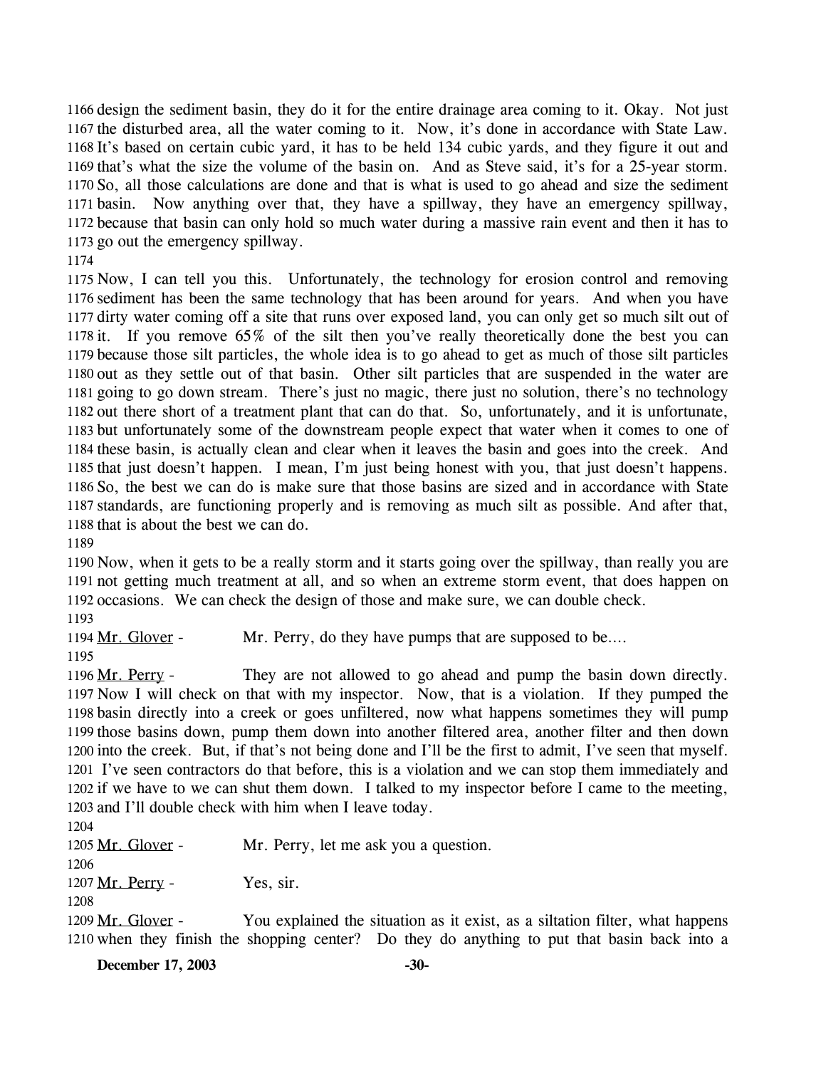design the sediment basin, they do it for the entire drainage area coming to it. Okay. Not just the disturbed area, all the water coming to it. Now, it's done in accordance with State Law. It's based on certain cubic yard, it has to be held 134 cubic yards, and they figure it out and that's what the size the volume of the basin on. And as Steve said, it's for a 25-year storm. So, all those calculations are done and that is what is used to go ahead and size the sediment basin. Now anything over that, they have a spillway, they have an emergency spillway, because that basin can only hold so much water during a massive rain event and then it has to go out the emergency spillway.

Now, I can tell you this. Unfortunately, the technology for erosion control and removing sediment has been the same technology that has been around for years. And when you have dirty water coming off a site that runs over exposed land, you can only get so much silt out of it. If you remove 65% of the silt then you've really theoretically done the best you can because those silt particles, the whole idea is to go ahead to get as much of those silt particles out as they settle out of that basin. Other silt particles that are suspended in the water are going to go down stream. There's just no magic, there just no solution, there's no technology out there short of a treatment plant that can do that. So, unfortunately, and it is unfortunate, but unfortunately some of the downstream people expect that water when it comes to one of these basin, is actually clean and clear when it leaves the basin and goes into the creek. And that just doesn't happen. I mean, I'm just being honest with you, that just doesn't happens. So, the best we can do is make sure that those basins are sized and in accordance with State standards, are functioning properly and is removing as much silt as possible. And after that, that is about the best we can do.

Now, when it gets to be a really storm and it starts going over the spillway, than really you are not getting much treatment at all, and so when an extreme storm event, that does happen on occasions. We can check the design of those and make sure, we can double check.

Mr. Glover - Mr. Perry, do they have pumps that are supposed to be....

Mr. Perry - They are not allowed to go ahead and pump the basin down directly. Now I will check on that with my inspector. Now, that is a violation. If they pumped the basin directly into a creek or goes unfiltered, now what happens sometimes they will pump those basins down, pump them down into another filtered area, another filter and then down into the creek. But, if that's not being done and I'll be the first to admit, I've seen that myself. I've seen contractors do that before, this is a violation and we can stop them immediately and if we have to we can shut them down. I talked to my inspector before I came to the meeting, and I'll double check with him when I leave today.

Mr. Glover - Mr. Perry, let me ask you a question.

Mr. Perry - Yes, sir.

Mr. Glover - You explained the situation as it exist, as a siltation filter, what happens when they finish the shopping center? Do they do anything to put that basin back into a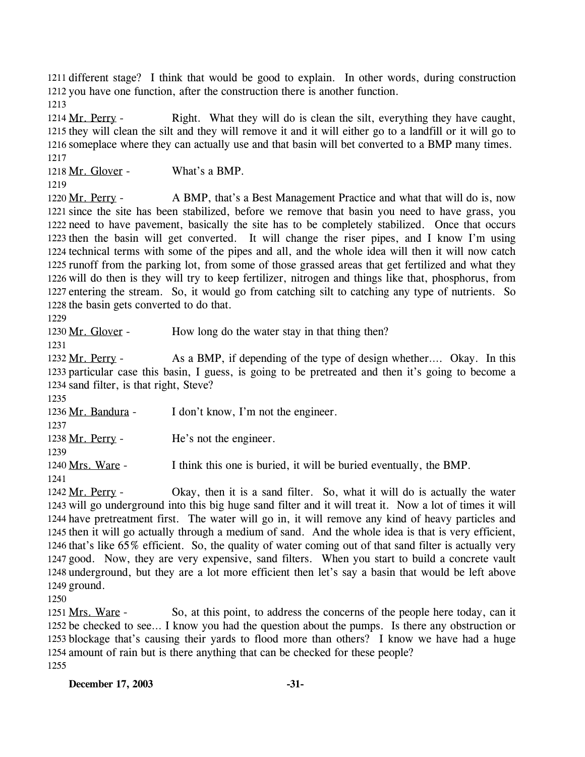1211 different stage? I think that would be good to explain. In other words, during construction
1212 you have one function, after the construction there is another function.
1213
1214 Mr. Perry - Right. What they will do is clean the silt, everything they have caught,
1215 they will clean the silt and they will remove it and it will either go to a landfill or it will go to
1216 someplace where they can actually use and that basin will bet converted to a BMP many times.
1217
1218 Mr. Glover - What's a BMP.
1219
1220 Mr. Perry - A BMP, that's a Best Management Practice and what that will do is, now
1221 since the site has been stabilized, before we remove that basin you need to have grass, you
1222 need to have pavement, basically the site has to be completely stabilized. Once that occurs
1223 then the basin will get converted. It will change the riser pipes, and I know I'm using
1224 technical terms with some of the pipes and all, and the whole idea will then it will now catch
1225 runoff from the parking lot, from some of those grassed areas that get fertilized and what they
1226 will do then is they will try to keep fertilizer, nitrogen and things like that, phosphorus, from
1227 entering the stream. So, it would go from catching silt to catching any type of nutrients. So
1228 the basin gets converted to do that.
1229
1230 Mr. Glover - How long do the water stay in that thing then?
1231
1232 Mr. Perry - As a BMP, if depending of the type of design whether…. Okay. In this
1233 particular case this basin, I guess, is going to be pretreated and then it's going to become a
1234 sand filter, is that right, Steve?
1235
1236 Mr. Bandura - I don't know, I'm not the engineer.
1237
1238 Mr. Perry - He's not the engineer.
1239
1240 Mrs. Ware - I think this one is buried, it will be buried eventually, the BMP.
1241
1242 Mr. Perry - Okay, then it is a sand filter. So, what it will do is actually the water
1243 will go underground into this big huge sand filter and it will treat it. Now a lot of times it will
1244 have pretreatment first. The water will go in, it will remove any kind of heavy particles and
1245 then it will go actually through a medium of sand. And the whole idea is that is very efficient,
1246 that's like 65% efficient. So, the quality of water coming out of that sand filter is actually very
1247 good. Now, they are very expensive, sand filters. When you start to build a concrete vault
1248 underground, but they are a lot more efficient then let's say a basin that would be left above
1249 ground.
1250
1251 Mrs. Ware - So, at this point, to address the concerns of the people here today, can it
1252 be checked to see… I know you had the question about the pumps. Is there any obstruction or
1253 blockage that's causing their yards to flood more than others? I know we have had a huge
1254 amount of rain but is there anything that can be checked for these people?
1255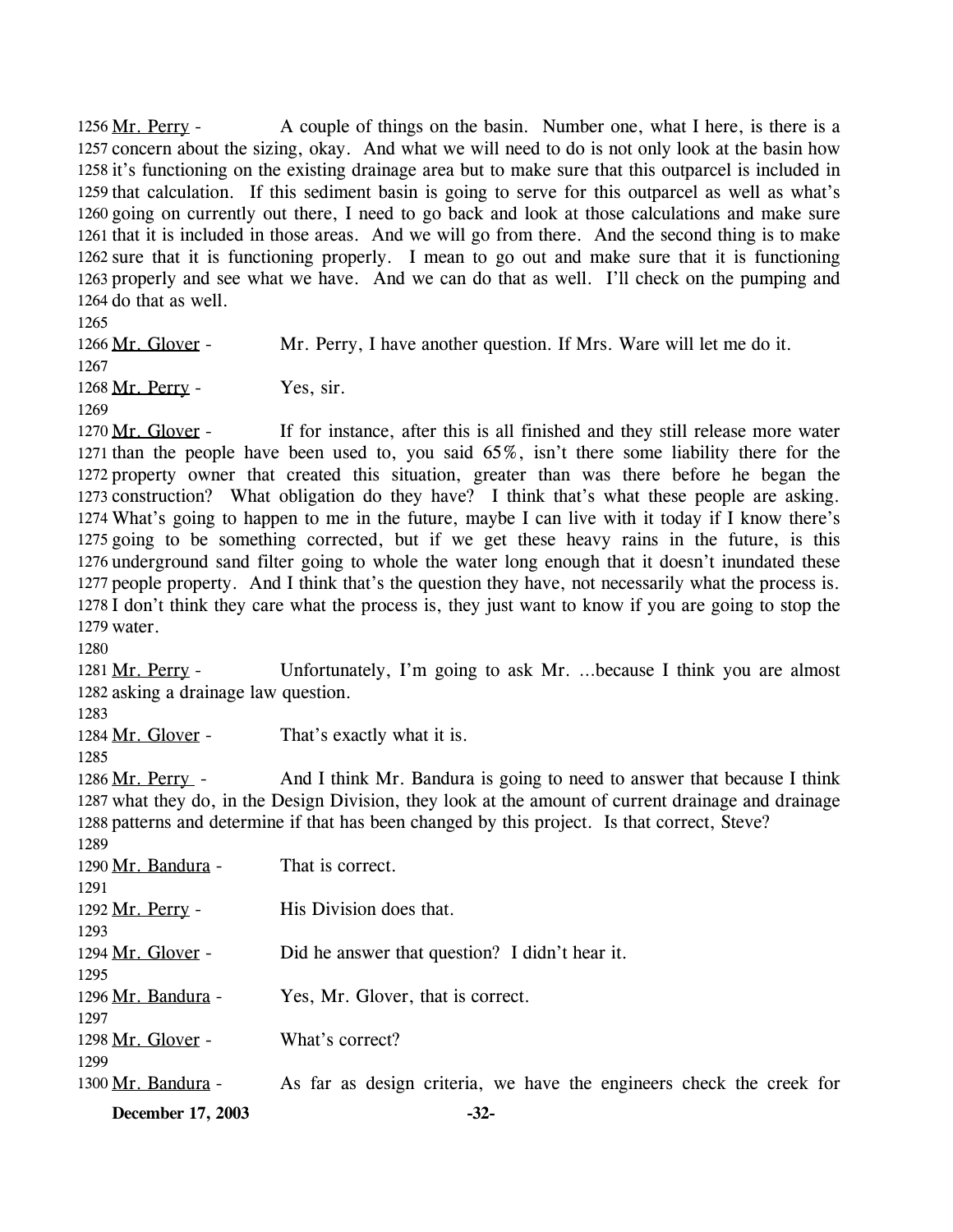1256 Mr. Perry - A couple of things on the basin. Number one, what I here, is there is a 1257 concern about the sizing, okay. And what we will need to do is not only look at the basin how 1258 it's functioning on the existing drainage area but to make sure that this outparcel is included in 1259 that calculation. If this sediment basin is going to serve for this outparcel as well as what's 1260 going on currently out there, I need to go back and look at those calculations and make sure 1261 that it is included in those areas. And we will go from there. And the second thing is to make 1262 sure that it is functioning properly. I mean to go out and make sure that it is functioning 1263 properly and see what we have. And we can do that as well. I'll check on the pumping and 1264 do that as well.

1265

1266 Mr. Glover - Mr. Perry, I have another question. If Mrs. Ware will let me do it.

1267

1268 Mr. Perry - Yes, sir.

1269

1270 Mr. Glover - If for instance, after this is all finished and they still release more water 1271 than the people have been used to, you said 65%, isn't there some liability there for the 1272 property owner that created this situation, greater than was there before he began the 1273 construction? What obligation do they have? I think that's what these people are asking. 1274 What's going to happen to me in the future, maybe I can live with it today if I know there's 1275 going to be something corrected, but if we get these heavy rains in the future, is this 1276 underground sand filter going to whole the water long enough that it doesn't inundated these 1277 people property. And I think that's the question they have, not necessarily what the process is. 1278 I don't think they care what the process is, they just want to know if you are going to stop the 1279 water.

1280

1281 Mr. Perry - Unfortunately, I'm going to ask Mr. …because I think you are almost 1282 asking a drainage law question.

1283

1284 Mr. Glover - That's exactly what it is.

1285

1286 Mr. Perry - And I think Mr. Bandura is going to need to answer that because I think 1287 what they do, in the Design Division, they look at the amount of current drainage and drainage 1288 patterns and determine if that has been changed by this project. Is that correct, Steve?

1289

1290 Mr. Bandura - That is correct.

1291

1292 Mr. Perry - His Division does that.

1293

1294 Mr. Glover - Did he answer that question? I didn't hear it.

1295

1296 Mr. Bandura - Yes, Mr. Glover, that is correct.

1297

1298 Mr. Glover - What's correct?

1299

1300 Mr. Bandura - As far as design criteria, we have the engineers check the creek for

**December 17, 2003**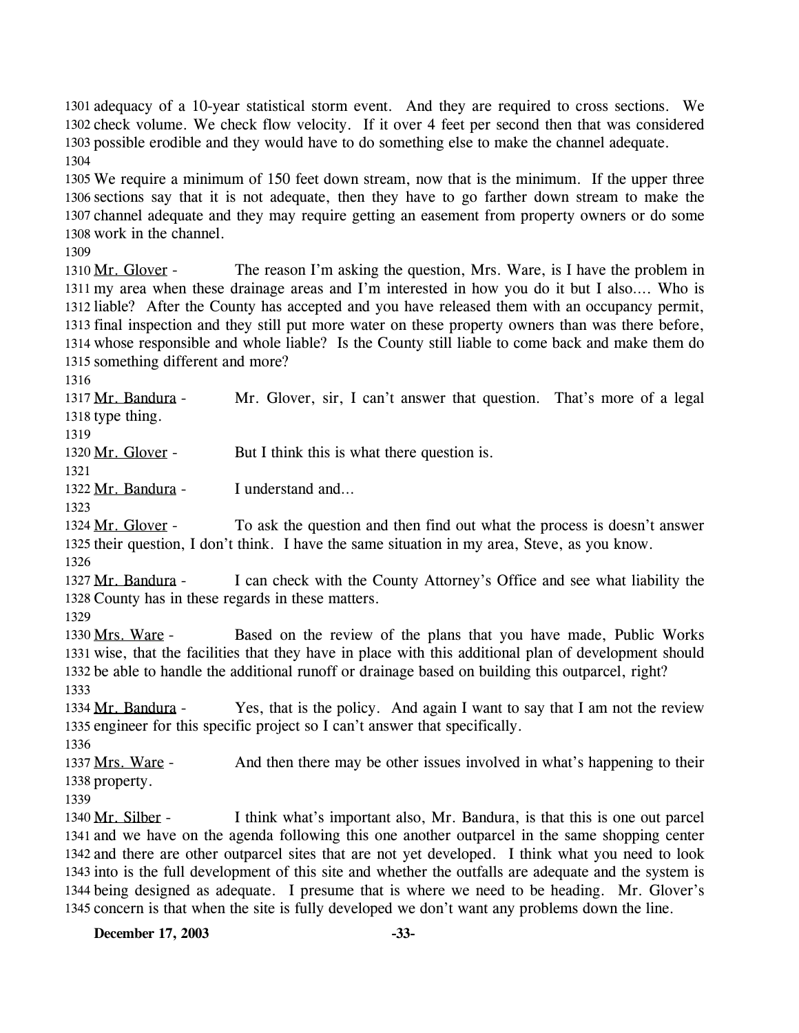adequacy of a 10-year statistical storm event. And they are required to cross sections. We check volume. We check flow velocity. If it over 4 feet per second then that was considered possible erodible and they would have to do something else to make the channel adequate.

We require a minimum of 150 feet down stream, now that is the minimum. If the upper three sections say that it is not adequate, then they have to go farther down stream to make the channel adequate and they may require getting an easement from property owners or do some work in the channel.

Mr. Glover - The reason I'm asking the question, Mrs. Ware, is I have the problem in my area when these drainage areas and I'm interested in how you do it but I also.... Who is liable? After the County has accepted and you have released them with an occupancy permit, final inspection and they still put more water on these property owners than was there before, whose responsible and whole liable? Is the County still liable to come back and make them do something different and more?

Mr. Bandura - Mr. Glover, sir, I can't answer that question. That's more of a legal type thing.

Mr. Glover - But I think this is what there question is.

Mr. Bandura - I understand and…

Mr. Glover - To ask the question and then find out what the process is doesn't answer their question, I don't think. I have the same situation in my area, Steve, as you know.

Mr. Bandura - I can check with the County Attorney's Office and see what liability the County has in these regards in these matters.

Mrs. Ware - Based on the review of the plans that you have made, Public Works wise, that the facilities that they have in place with this additional plan of development should be able to handle the additional runoff or drainage based on building this outparcel, right?

Mr. Bandura - Yes, that is the policy. And again I want to say that I am not the review engineer for this specific project so I can't answer that specifically.

Mrs. Ware - And then there may be other issues involved in what's happening to their property.

Mr. Silber - I think what's important also, Mr. Bandura, is that this is one out parcel and we have on the agenda following this one another outparcel in the same shopping center and there are other outparcel sites that are not yet developed. I think what you need to look into is the full development of this site and whether the outfalls are adequate and the system is being designed as adequate. I presume that is where we need to be heading. Mr. Glover's concern is that when the site is fully developed we don't want any problems down the line.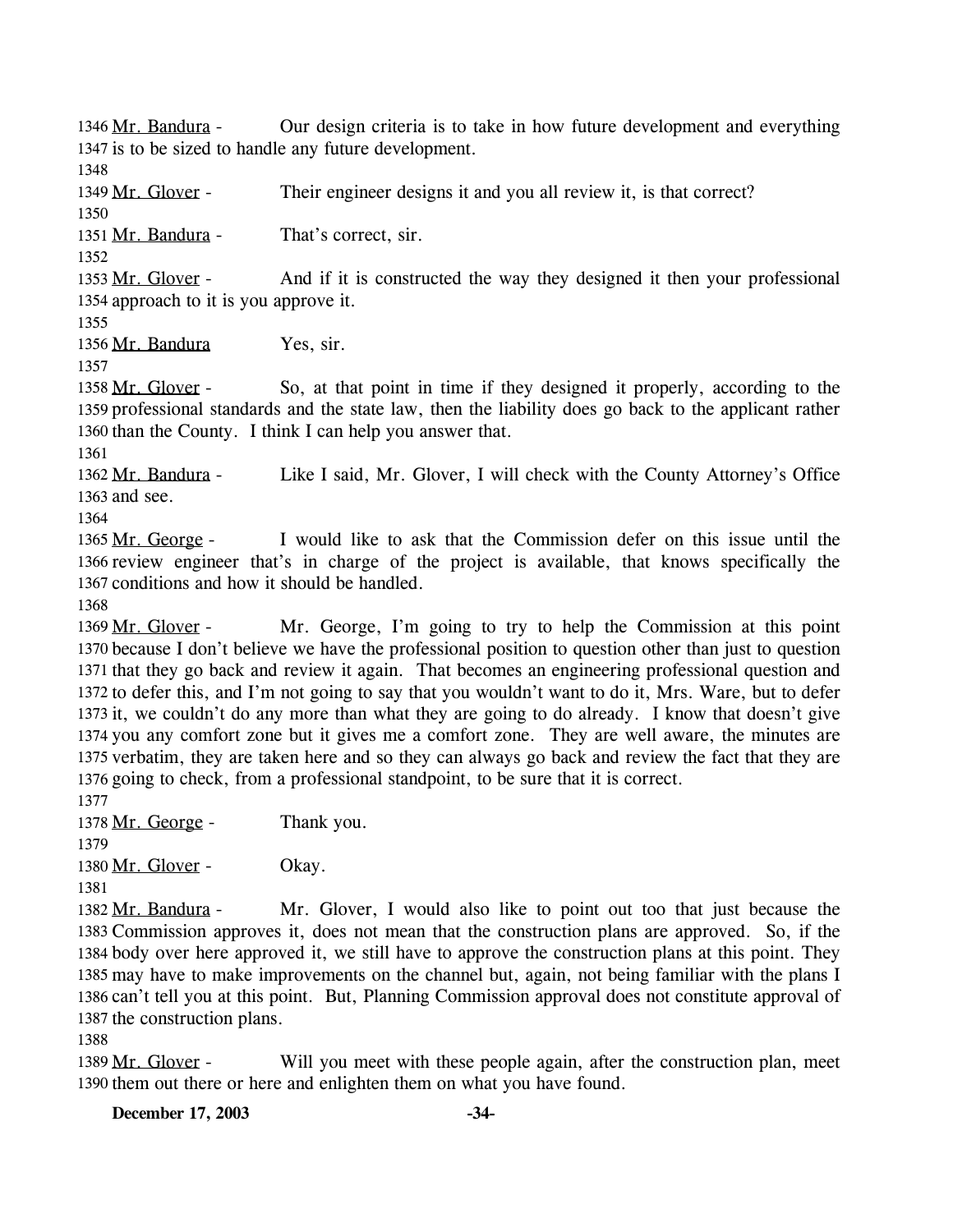1346 Mr. Bandura - Our design criteria is to take in how future development and everything
1347 is to be sized to handle any future development.
1348
1349 Mr. Glover - Their engineer designs it and you all review it, is that correct?
1350
1351 Mr. Bandura - That's correct, sir.
1352
1353 Mr. Glover - And if it is constructed the way they designed it then your professional
1354 approach to it is you approve it.
1355
1356 Mr. Bandura Yes, sir.
1357
1358 Mr. Glover - So, at that point in time if they designed it properly, according to the
1359 professional standards and the state law, then the liability does go back to the applicant rather
1360 than the County. I think I can help you answer that.
1361
1362 Mr. Bandura - Like I said, Mr. Glover, I will check with the County Attorney's Office
1363 and see.
1364
1365 Mr. George - I would like to ask that the Commission defer on this issue until the
1366 review engineer that's in charge of the project is available, that knows specifically the
1367 conditions and how it should be handled.
1368
1369 Mr. Glover - Mr. George, I'm going to try to help the Commission at this point
1370 because I don't believe we have the professional position to question other than just to question
1371 that they go back and review it again. That becomes an engineering professional question and
1372 to defer this, and I'm not going to say that you wouldn't want to do it, Mrs. Ware, but to defer
1373 it, we couldn't do any more than what they are going to do already. I know that doesn't give
1374 you any comfort zone but it gives me a comfort zone. They are well aware, the minutes are
1375 verbatim, they are taken here and so they can always go back and review the fact that they are
1376 going to check, from a professional standpoint, to be sure that it is correct.
1377
1378 Mr. George - Thank you.
1379
1380 Mr. Glover - Okay.
1381
1382 Mr. Bandura - Mr. Glover, I would also like to point out too that just because the
1383 Commission approves it, does not mean that the construction plans are approved. So, if the
1384 body over here approved it, we still have to approve the construction plans at this point. They
1385 may have to make improvements on the channel but, again, not being familiar with the plans I
1386 can't tell you at this point. But, Planning Commission approval does not constitute approval of
1387 the construction plans.
1388
1389 Mr. Glover - Will you meet with these people again, after the construction plan, meet
1390 them out there or here and enlighten them on what you have found.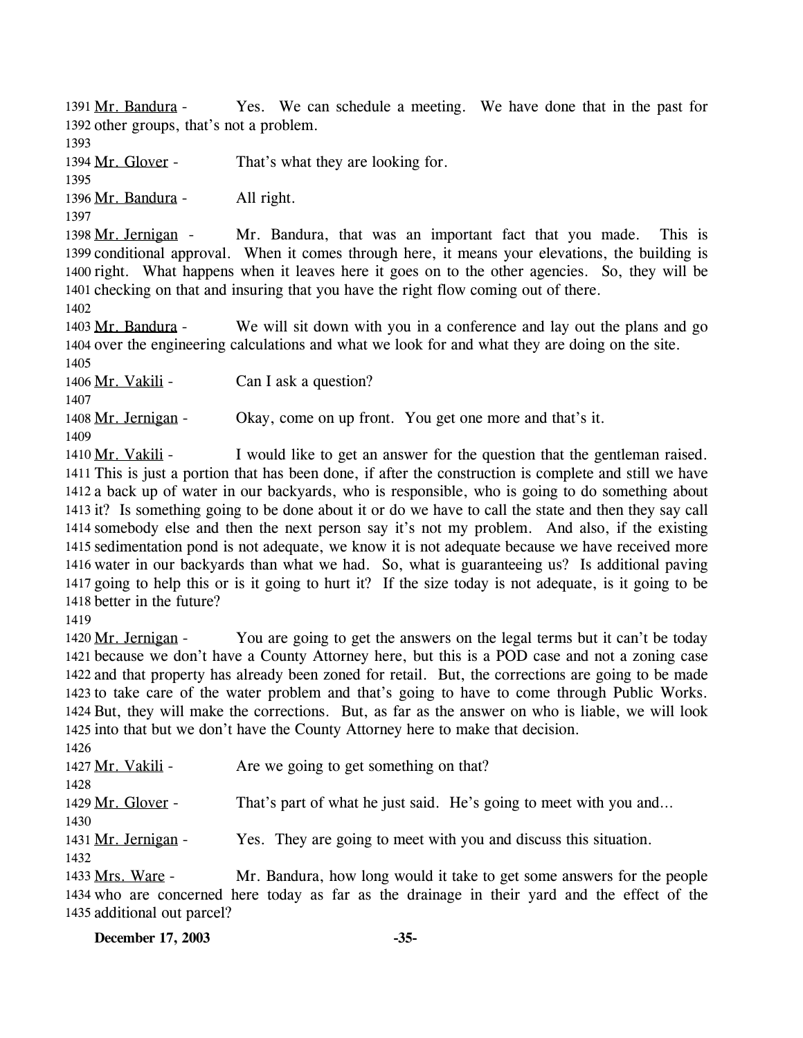1391 Mr. Bandura - Yes. We can schedule a meeting. We have done that in the past for 1392 other groups, that's not a problem.
1393
1394 Mr. Glover - That's what they are looking for.
1395
1396 Mr. Bandura - All right.
1397
1398 Mr. Jernigan - Mr. Bandura, that was an important fact that you made. This is 1399 conditional approval. When it comes through here, it means your elevations, the building is 1400 right. What happens when it leaves here it goes on to the other agencies. So, they will be 1401 checking on that and insuring that you have the right flow coming out of there.
1402
1403 Mr. Bandura - We will sit down with you in a conference and lay out the plans and go 1404 over the engineering calculations and what we look for and what they are doing on the site.
1405
1406 Mr. Vakili - Can I ask a question?
1407
1408 Mr. Jernigan - Okay, come on up front. You get one more and that's it.
1409
1410 Mr. Vakili - I would like to get an answer for the question that the gentleman raised. 1411 This is just a portion that has been done, if after the construction is complete and still we have 1412 a back up of water in our backyards, who is responsible, who is going to do something about 1413 it? Is something going to be done about it or do we have to call the state and then they say call 1414 somebody else and then the next person say it's not my problem. And also, if the existing 1415 sedimentation pond is not adequate, we know it is not adequate because we have received more 1416 water in our backyards than what we had. So, what is guaranteeing us? Is additional paving 1417 going to help this or is it going to hurt it? If the size today is not adequate, is it going to be 1418 better in the future?
1419
1420 Mr. Jernigan - You are going to get the answers on the legal terms but it can't be today 1421 because we don't have a County Attorney here, but this is a POD case and not a zoning case 1422 and that property has already been zoned for retail. But, the corrections are going to be made 1423 to take care of the water problem and that's going to have to come through Public Works. 1424 But, they will make the corrections. But, as far as the answer on who is liable, we will look 1425 into that but we don't have the County Attorney here to make that decision.
1426
1427 Mr. Vakili - Are we going to get something on that?
1428
1429 Mr. Glover - That's part of what he just said. He's going to meet with you and…
1430
1431 Mr. Jernigan - Yes. They are going to meet with you and discuss this situation.
1432
1433 Mrs. Ware - Mr. Bandura, how long would it take to get some answers for the people 1434 who are concerned here today as far as the drainage in their yard and the effect of the 1435 additional out parcel?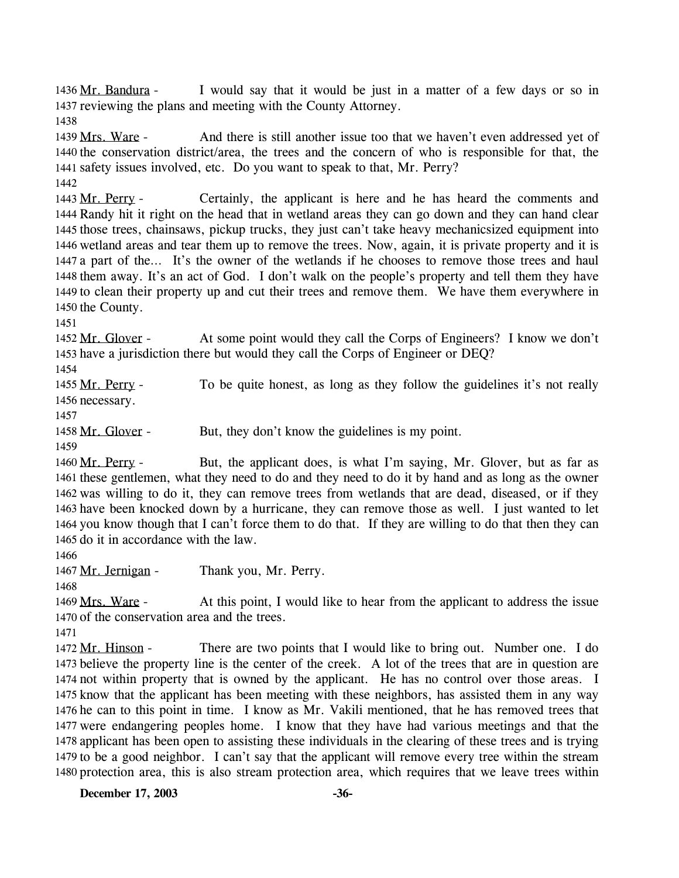1436 Mr. Bandura - I would say that it would be just in a matter of a few days or so in 1437 reviewing the plans and meeting with the County Attorney.

1438

1439 Mrs. Ware - And there is still another issue too that we haven't even addressed yet of 1440 the conservation district/area, the trees and the concern of who is responsible for that, the 1441 safety issues involved, etc. Do you want to speak to that, Mr. Perry?

1442

1443 Mr. Perry - Certainly, the applicant is here and he has heard the comments and 1444 Randy hit it right on the head that in wetland areas they can go down and they can hand clear 1445 those trees, chainsaws, pickup trucks, they just can't take heavy mechanicsized equipment into 1446 wetland areas and tear them up to remove the trees. Now, again, it is private property and it is 1447 a part of the... It's the owner of the wetlands if he chooses to remove those trees and haul 1448 them away. It's an act of God. I don't walk on the people's property and tell them they have 1449 to clean their property up and cut their trees and remove them. We have them everywhere in 1450 the County.

1451

1452 Mr. Glover - At some point would they call the Corps of Engineers? I know we don't 1453 have a jurisdiction there but would they call the Corps of Engineer or DEQ?

1454

1455 Mr. Perry - To be quite honest, as long as they follow the guidelines it's not really 1456 necessary.

1457

1458 Mr. Glover - But, they don't know the guidelines is my point.

1459

1460 Mr. Perry - But, the applicant does, is what I'm saying, Mr. Glover, but as far as 1461 these gentlemen, what they need to do and they need to do it by hand and as long as the owner 1462 was willing to do it, they can remove trees from wetlands that are dead, diseased, or if they 1463 have been knocked down by a hurricane, they can remove those as well. I just wanted to let 1464 you know though that I can't force them to do that. If they are willing to do that then they can 1465 do it in accordance with the law.

1466

1467 Mr. Jernigan - Thank you, Mr. Perry.

1468

1469 Mrs. Ware - At this point, I would like to hear from the applicant to address the issue 1470 of the conservation area and the trees.

1471

1472 Mr. Hinson - There are two points that I would like to bring out. Number one. I do 1473 believe the property line is the center of the creek. A lot of the trees that are in question are 1474 not within property that is owned by the applicant. He has no control over those areas. I 1475 know that the applicant has been meeting with these neighbors, has assisted them in any way 1476 he can to this point in time. I know as Mr. Vakili mentioned, that he has removed trees that 1477 were endangering peoples home. I know that they have had various meetings and that the 1478 applicant has been open to assisting these individuals in the clearing of these trees and is trying 1479 to be a good neighbor. I can't say that the applicant will remove every tree within the stream 1480 protection area, this is also stream protection area, which requires that we leave trees within

**December 17, 2003**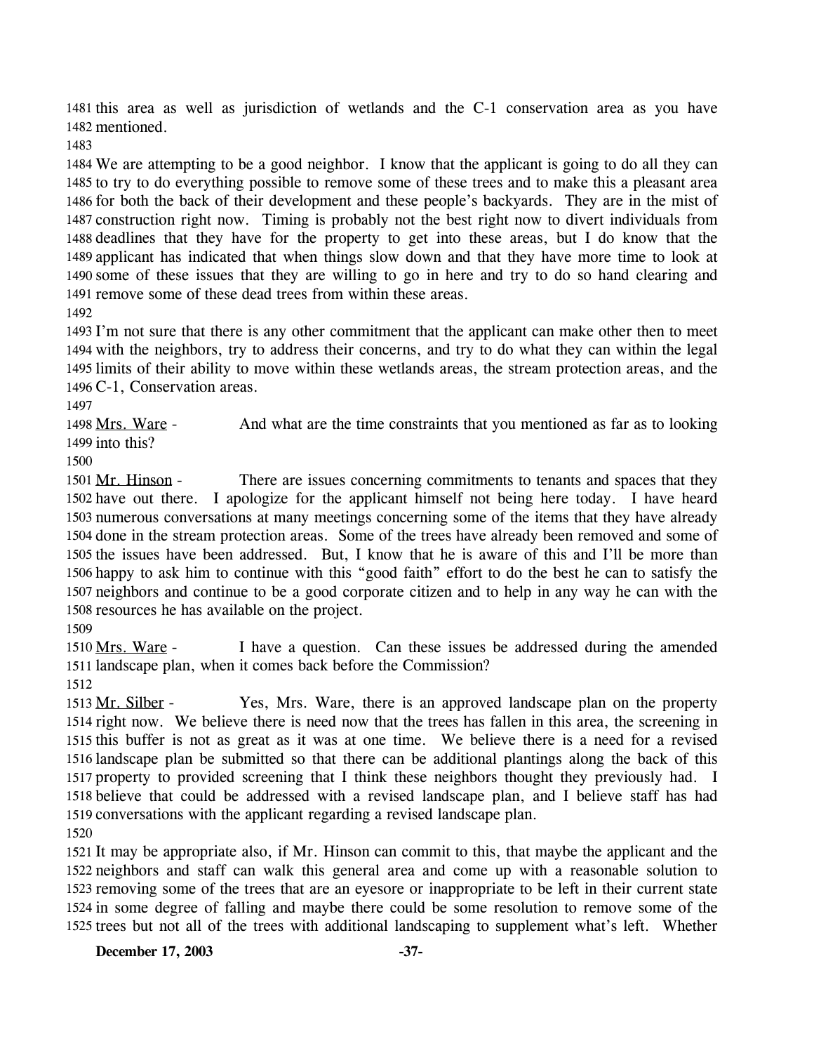this area as well as jurisdiction of wetlands and the C-1 conservation area as you have mentioned.

We are attempting to be a good neighbor. I know that the applicant is going to do all they can to try to do everything possible to remove some of these trees and to make this a pleasant area for both the back of their development and these people's backyards. They are in the mist of construction right now. Timing is probably not the best right now to divert individuals from deadlines that they have for the property to get into these areas, but I do know that the applicant has indicated that when things slow down and that they have more time to look at some of these issues that they are willing to go in here and try to do so hand clearing and remove some of these dead trees from within these areas.

I'm not sure that there is any other commitment that the applicant can make other then to meet with the neighbors, try to address their concerns, and try to do what they can within the legal limits of their ability to move within these wetlands areas, the stream protection areas, and the C-1, Conservation areas.

Mrs. Ware - And what are the time constraints that you mentioned as far as to looking into this?

Mr. Hinson - There are issues concerning commitments to tenants and spaces that they have out there. I apologize for the applicant himself not being here today. I have heard numerous conversations at many meetings concerning some of the items that they have already done in the stream protection areas. Some of the trees have already been removed and some of the issues have been addressed. But, I know that he is aware of this and I'll be more than happy to ask him to continue with this "good faith" effort to do the best he can to satisfy the neighbors and continue to be a good corporate citizen and to help in any way he can with the resources he has available on the project.

Mrs. Ware - I have a question. Can these issues be addressed during the amended landscape plan, when it comes back before the Commission?

Mr. Silber - Yes, Mrs. Ware, there is an approved landscape plan on the property right now. We believe there is need now that the trees has fallen in this area, the screening in this buffer is not as great as it was at one time. We believe there is a need for a revised landscape plan be submitted so that there can be additional plantings along the back of this property to provided screening that I think these neighbors thought they previously had. I believe that could be addressed with a revised landscape plan, and I believe staff has had conversations with the applicant regarding a revised landscape plan.

It may be appropriate also, if Mr. Hinson can commit to this, that maybe the applicant and the neighbors and staff can walk this general area and come up with a reasonable solution to removing some of the trees that are an eyesore or inappropriate to be left in their current state in some degree of falling and maybe there could be some resolution to remove some of the trees but not all of the trees with additional landscaping to supplement what's left. Whether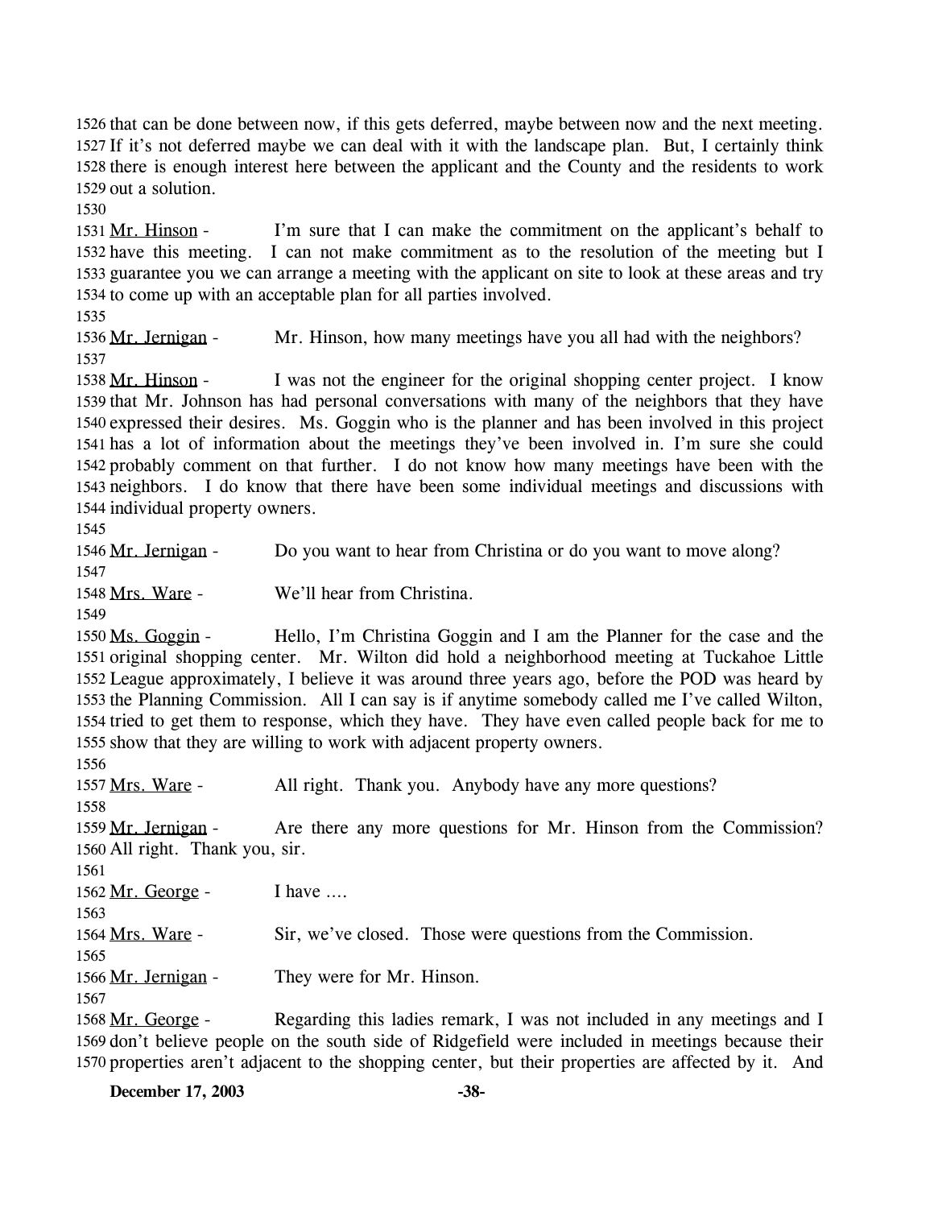1526 that can be done between now, if this gets deferred, maybe between now and the next meeting. 1527 If it's not deferred maybe we can deal with it with the landscape plan. But, I certainly think 1528 there is enough interest here between the applicant and the County and the residents to work 1529 out a solution.

1530

1531 Mr. Hinson - I'm sure that I can make the commitment on the applicant's behalf to 1532 have this meeting. I can not make commitment as to the resolution of the meeting but I 1533 guarantee you we can arrange a meeting with the applicant on site to look at these areas and try 1534 to come up with an acceptable plan for all parties involved.

1535

1536 Mr. Jernigan - Mr. Hinson, how many meetings have you all had with the neighbors?

1537

1538 Mr. Hinson - I was not the engineer for the original shopping center project. I know 1539 that Mr. Johnson has had personal conversations with many of the neighbors that they have 1540 expressed their desires. Ms. Goggin who is the planner and has been involved in this project 1541 has a lot of information about the meetings they've been involved in. I'm sure she could 1542 probably comment on that further. I do not know how many meetings have been with the 1543 neighbors. I do know that there have been some individual meetings and discussions with 1544 individual property owners.

1545

1546 Mr. Jernigan - Do you want to hear from Christina or do you want to move along?

1547

1548 Mrs. Ware - We'll hear from Christina.

1549

1550 Ms. Goggin - Hello, I'm Christina Goggin and I am the Planner for the case and the 1551 original shopping center. Mr. Wilton did hold a neighborhood meeting at Tuckahoe Little 1552 League approximately, I believe it was around three years ago, before the POD was heard by 1553 the Planning Commission. All I can say is if anytime somebody called me I've called Wilton, 1554 tried to get them to response, which they have. They have even called people back for me to 1555 show that they are willing to work with adjacent property owners.

1556

1557 Mrs. Ware - All right. Thank you. Anybody have any more questions?

1558

1559 Mr. Jernigan - Are there any more questions for Mr. Hinson from the Commission? 1560 All right. Thank you, sir.

1561

1562 Mr. George - I have ….

1563

1564 Mrs. Ware - Sir, we've closed. Those were questions from the Commission.

1565

1566 Mr. Jernigan - They were for Mr. Hinson.

1567

1568 Mr. George - Regarding this ladies remark, I was not included in any meetings and I 1569 don't believe people on the south side of Ridgefield were included in meetings because their 1570 properties aren't adjacent to the shopping center, but their properties are affected by it. And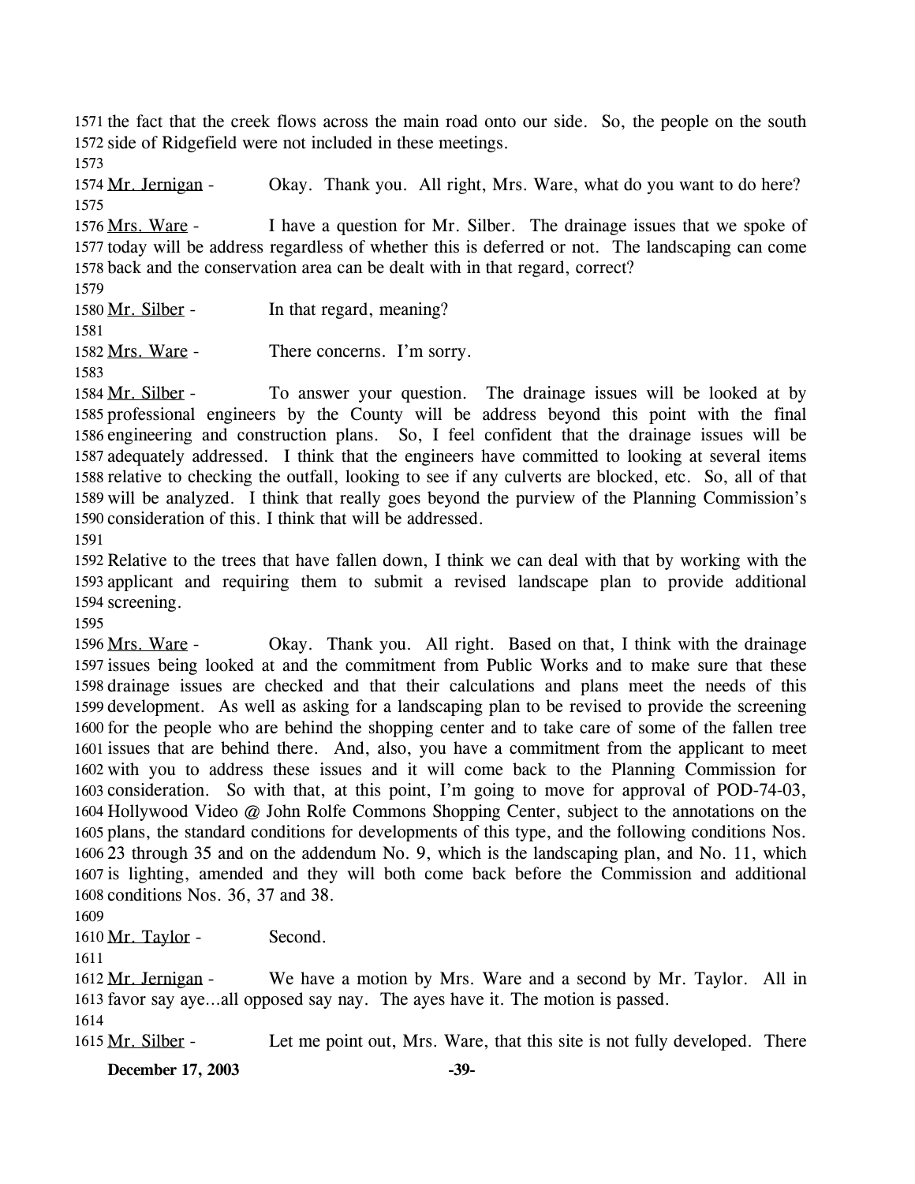1571 the fact that the creek flows across the main road onto our side. So, the people on the south
1572 side of Ridgefield were not included in these meetings.
1573
1574 Mr. Jernigan - Okay. Thank you. All right, Mrs. Ware, what do you want to do here?
1575
1576 Mrs. Ware - I have a question for Mr. Silber. The drainage issues that we spoke of
1577 today will be address regardless of whether this is deferred or not. The landscaping can come
1578 back and the conservation area can be dealt with in that regard, correct?
1579
1580 Mr. Silber - In that regard, meaning?
1581
1582 Mrs. Ware - There concerns. I'm sorry.
1583
1584 Mr. Silber - To answer your question. The drainage issues will be looked at by
1585 professional engineers by the County will be address beyond this point with the final
1586 engineering and construction plans. So, I feel confident that the drainage issues will be
1587 adequately addressed. I think that the engineers have committed to looking at several items
1588 relative to checking the outfall, looking to see if any culverts are blocked, etc. So, all of that
1589 will be analyzed. I think that really goes beyond the purview of the Planning Commission's
1590 consideration of this. I think that will be addressed.
1591
1592 Relative to the trees that have fallen down, I think we can deal with that by working with the
1593 applicant and requiring them to submit a revised landscape plan to provide additional
1594 screening.
1595
1596 Mrs. Ware - Okay. Thank you. All right. Based on that, I think with the drainage
1597 issues being looked at and the commitment from Public Works and to make sure that these
1598 drainage issues are checked and that their calculations and plans meet the needs of this
1599 development. As well as asking for a landscaping plan to be revised to provide the screening
1600 for the people who are behind the shopping center and to take care of some of the fallen tree
1601 issues that are behind there. And, also, you have a commitment from the applicant to meet
1602 with you to address these issues and it will come back to the Planning Commission for
1603 consideration. So with that, at this point, I'm going to move for approval of POD-74-03,
1604 Hollywood Video @ John Rolfe Commons Shopping Center, subject to the annotations on the
1605 plans, the standard conditions for developments of this type, and the following conditions Nos.
1606 23 through 35 and on the addendum No. 9, which is the landscaping plan, and No. 11, which
1607 is lighting, amended and they will both come back before the Commission and additional
1608 conditions Nos. 36, 37 and 38.
1609
1610 Mr. Taylor - Second.
1611
1612 Mr. Jernigan - We have a motion by Mrs. Ware and a second by Mr. Taylor. All in
1613 favor say aye…all opposed say nay. The ayes have it. The motion is passed.
1614
1615 Mr. Silber - Let me point out, Mrs. Ware, that this site is not fully developed. There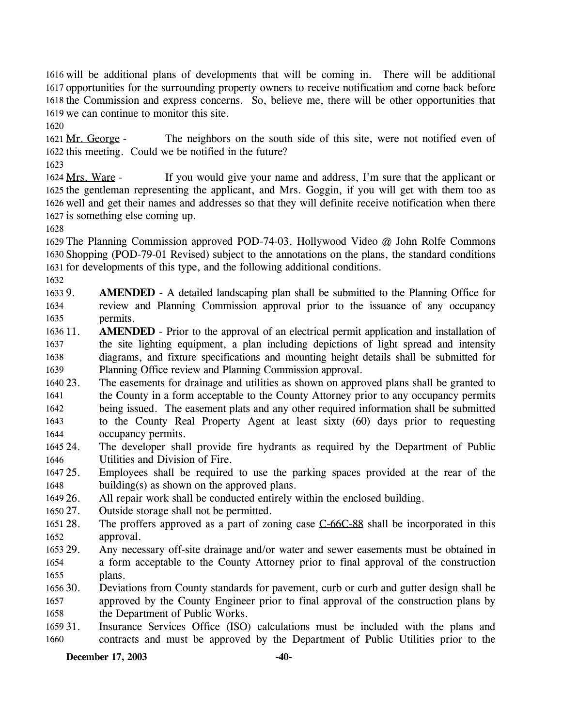will be additional plans of developments that will be coming in. There will be additional opportunities for the surrounding property owners to receive notification and come back before the Commission and express concerns. So, believe me, there will be other opportunities that we can continue to monitor this site.

Mr. George - The neighbors on the south side of this site, were not notified even of this meeting. Could we be notified in the future?

Mrs. Ware - If you would give your name and address, I'm sure that the applicant or the gentleman representing the applicant, and Mrs. Goggin, if you will get with them too as well and get their names and addresses so that they will definite receive notification when there is something else coming up.

The Planning Commission approved POD-74-03, Hollywood Video @ John Rolfe Commons Shopping (POD-79-01 Revised) subject to the annotations on the plans, the standard conditions for developments of this type, and the following additional conditions.

9. **AMENDED** - A detailed landscaping plan shall be submitted to the Planning Office for review and Planning Commission approval prior to the issuance of any occupancy permits.
11. **AMENDED** - Prior to the approval of an electrical permit application and installation of the site lighting equipment, a plan including depictions of light spread and intensity diagrams, and fixture specifications and mounting height details shall be submitted for Planning Office review and Planning Commission approval.
23. The easements for drainage and utilities as shown on approved plans shall be granted to the County in a form acceptable to the County Attorney prior to any occupancy permits being issued. The easement plats and any other required information shall be submitted to the County Real Property Agent at least sixty (60) days prior to requesting occupancy permits.
24. The developer shall provide fire hydrants as required by the Department of Public Utilities and Division of Fire.
25. Employees shall be required to use the parking spaces provided at the rear of the building(s) as shown on the approved plans.
26. All repair work shall be conducted entirely within the enclosed building.
27. Outside storage shall not be permitted.
28. The proffers approved as a part of zoning case C-66C-88 shall be incorporated in this approval.
29. Any necessary off-site drainage and/or water and sewer easements must be obtained in a form acceptable to the County Attorney prior to final approval of the construction plans.
30. Deviations from County standards for pavement, curb or curb and gutter design shall be approved by the County Engineer prior to final approval of the construction plans by the Department of Public Works.
31. Insurance Services Office (ISO) calculations must be included with the plans and contracts and must be approved by the Department of Public Utilities prior to the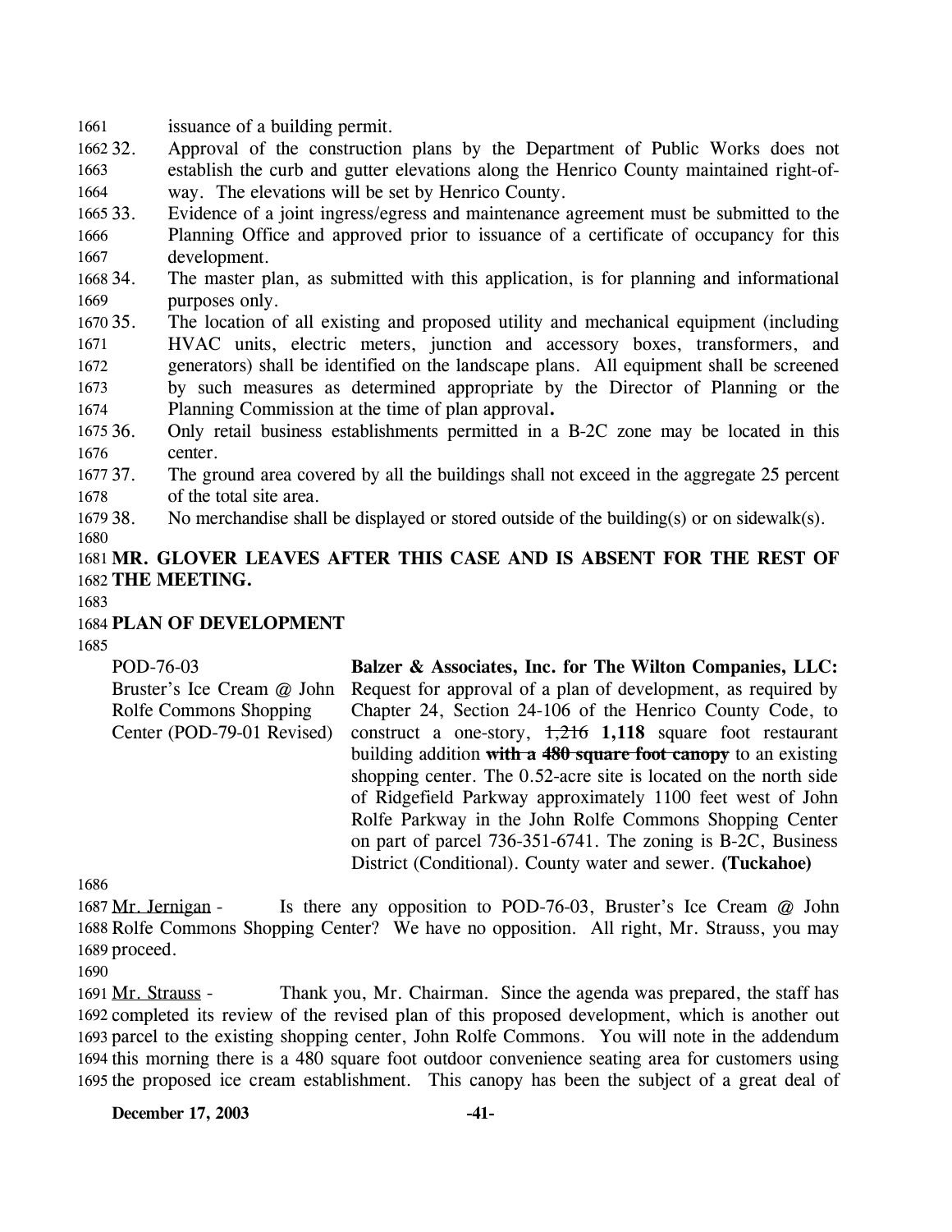issuance of a building permit.

32. Approval of the construction plans by the Department of Public Works does not establish the curb and gutter elevations along the Henrico County maintained right-of-way. The elevations will be set by Henrico County.
33. Evidence of a joint ingress/egress and maintenance agreement must be submitted to the Planning Office and approved prior to issuance of a certificate of occupancy for this development.
34. The master plan, as submitted with this application, is for planning and informational purposes only.
35. The location of all existing and proposed utility and mechanical equipment (including HVAC units, electric meters, junction and accessory boxes, transformers, and generators) shall be identified on the landscape plans. All equipment shall be screened by such measures as determined appropriate by the Director of Planning or the Planning Commission at the time of plan approval**.**
36. Only retail business establishments permitted in a B-2C zone may be located in this center.
37. The ground area covered by all the buildings shall not exceed in the aggregate 25 percent of the total site area.
38. No merchandise shall be displayed or stored outside of the building(s) or on sidewalk(s).

**MR. GLOVER LEAVES AFTER THIS CASE AND IS ABSENT FOR THE REST OF THE MEETING.**

**PLAN OF DEVELOPMENT**

POD-76-03
Bruster's Ice Cream @ John Rolfe Commons Shopping Center (POD-79-01 Revised)

**Balzer & Associates, Inc. for The Wilton Companies, LLC:** Request for approval of a plan of development, as required by Chapter 24, Section 24-106 of the Henrico County Code, to construct a one-story, ~~1,216~~ **1,118** square foot restaurant building addition ~~**with a 480 square foot canopy**~~ to an existing shopping center. The 0.52-acre site is located on the north side of Ridgefield Parkway approximately 1100 feet west of John Rolfe Parkway in the John Rolfe Commons Shopping Center on part of parcel 736-351-6741. The zoning is B-2C, Business District (Conditional). County water and sewer. **(Tuckahoe)**

Mr. Jernigan - Is there any opposition to POD-76-03, Bruster's Ice Cream @ John Rolfe Commons Shopping Center? We have no opposition. All right, Mr. Strauss, you may proceed.

Mr. Strauss - Thank you, Mr. Chairman. Since the agenda was prepared, the staff has completed its review of the revised plan of this proposed development, which is another out parcel to the existing shopping center, John Rolfe Commons. You will note in the addendum this morning there is a 480 square foot outdoor convenience seating area for customers using the proposed ice cream establishment. This canopy has been the subject of a great deal of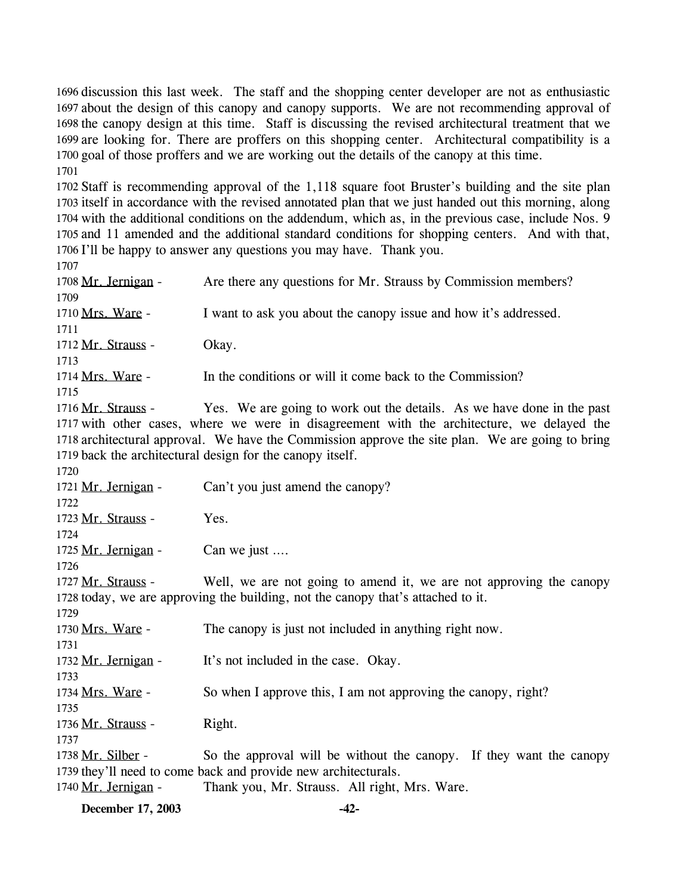1696 discussion this last week. The staff and the shopping center developer are not as enthusiastic 1697 about the design of this canopy and canopy supports. We are not recommending approval of 1698 the canopy design at this time. Staff is discussing the revised architectural treatment that we 1699 are looking for. There are proffers on this shopping center. Architectural compatibility is a 1700 goal of those proffers and we are working out the details of the canopy at this time.
1701
1702 Staff is recommending approval of the 1,118 square foot Bruster's building and the site plan 1703 itself in accordance with the revised annotated plan that we just handed out this morning, along 1704 with the additional conditions on the addendum, which as, in the previous case, include Nos. 9 1705 and 11 amended and the additional standard conditions for shopping centers. And with that, 1706 I'll be happy to answer any questions you may have. Thank you.
1707
1708 Mr. Jernigan - Are there any questions for Mr. Strauss by Commission members?
1709
1710 Mrs. Ware - I want to ask you about the canopy issue and how it's addressed.
1711
1712 Mr. Strauss - Okay.
1713
1714 Mrs. Ware - In the conditions or will it come back to the Commission?
1715
1716 Mr. Strauss - Yes. We are going to work out the details. As we have done in the past 1717 with other cases, where we were in disagreement with the architecture, we delayed the 1718 architectural approval. We have the Commission approve the site plan. We are going to bring 1719 back the architectural design for the canopy itself.
1720
1721 Mr. Jernigan - Can't you just amend the canopy?
1722
1723 Mr. Strauss - Yes.
1724
1725 Mr. Jernigan - Can we just ….
1726
1727 Mr. Strauss - Well, we are not going to amend it, we are not approving the canopy 1728 today, we are approving the building, not the canopy that's attached to it.
1729
1730 Mrs. Ware - The canopy is just not included in anything right now.
1731
1732 Mr. Jernigan - It's not included in the case. Okay.
1733
1734 Mrs. Ware - So when I approve this, I am not approving the canopy, right?
1735
1736 Mr. Strauss - Right.
1737
1738 Mr. Silber - So the approval will be without the canopy. If they want the canopy 1739 they'll need to come back and provide new architecturals.
1740 Mr. Jernigan - Thank you, Mr. Strauss. All right, Mrs. Ware.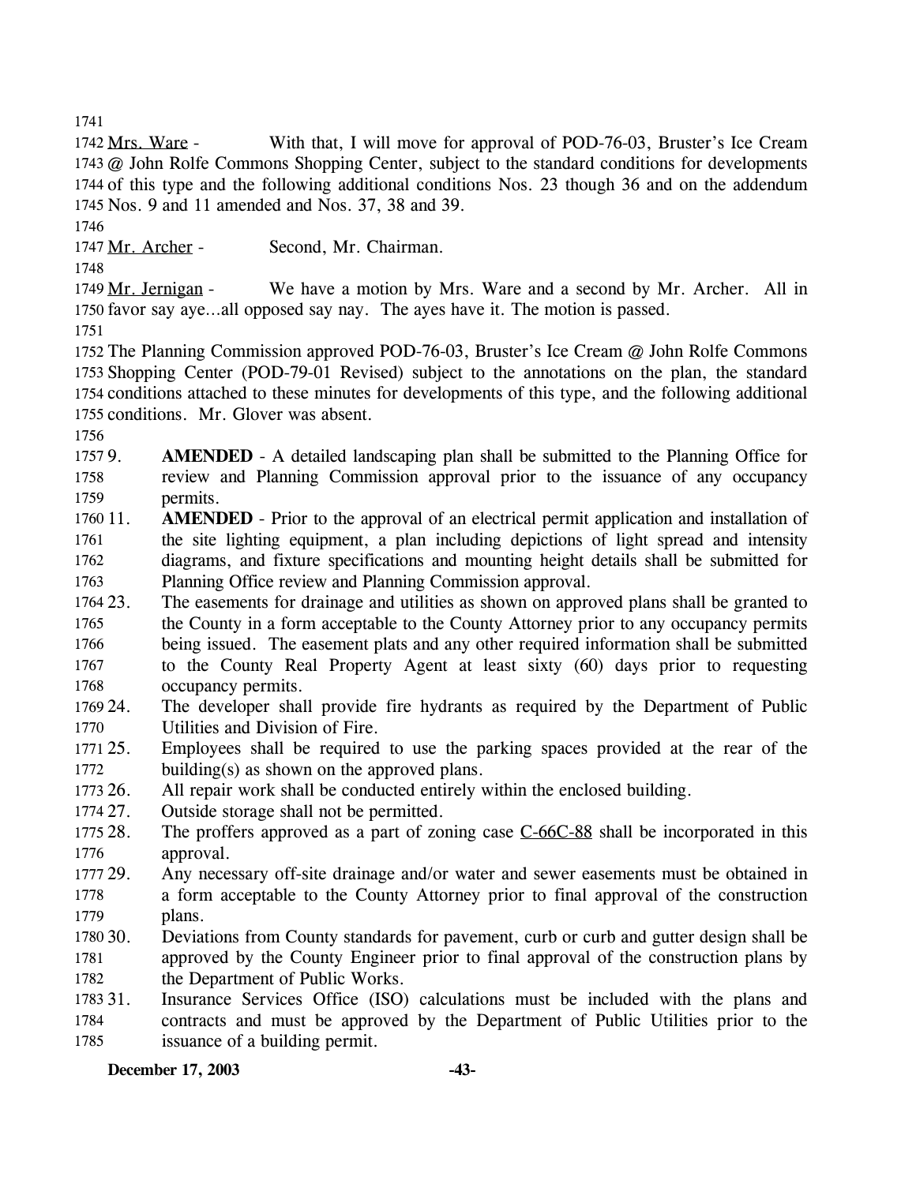Mrs. Ware - With that, I will move for approval of POD-76-03, Bruster's Ice Cream @ John Rolfe Commons Shopping Center, subject to the standard conditions for developments of this type and the following additional conditions Nos. 23 though 36 and on the addendum Nos. 9 and 11 amended and Nos. 37, 38 and 39.

Mr. Archer - Second, Mr. Chairman.

Mr. Jernigan - We have a motion by Mrs. Ware and a second by Mr. Archer. All in favor say aye…all opposed say nay. The ayes have it. The motion is passed.

The Planning Commission approved POD-76-03, Bruster's Ice Cream @ John Rolfe Commons Shopping Center (POD-79-01 Revised) subject to the annotations on the plan, the standard conditions attached to these minutes for developments of this type, and the following additional conditions. Mr. Glover was absent.

9. **AMENDED** - A detailed landscaping plan shall be submitted to the Planning Office for review and Planning Commission approval prior to the issuance of any occupancy permits.
11. **AMENDED** - Prior to the approval of an electrical permit application and installation of the site lighting equipment, a plan including depictions of light spread and intensity diagrams, and fixture specifications and mounting height details shall be submitted for Planning Office review and Planning Commission approval.
23. The easements for drainage and utilities as shown on approved plans shall be granted to the County in a form acceptable to the County Attorney prior to any occupancy permits being issued. The easement plats and any other required information shall be submitted to the County Real Property Agent at least sixty (60) days prior to requesting occupancy permits.
24. The developer shall provide fire hydrants as required by the Department of Public Utilities and Division of Fire.
25. Employees shall be required to use the parking spaces provided at the rear of the building(s) as shown on the approved plans.
26. All repair work shall be conducted entirely within the enclosed building.
27. Outside storage shall not be permitted.
28. The proffers approved as a part of zoning case C-66C-88 shall be incorporated in this approval.
29. Any necessary off-site drainage and/or water and sewer easements must be obtained in a form acceptable to the County Attorney prior to final approval of the construction plans.
30. Deviations from County standards for pavement, curb or curb and gutter design shall be approved by the County Engineer prior to final approval of the construction plans by the Department of Public Works.
31. Insurance Services Office (ISO) calculations must be included with the plans and contracts and must be approved by the Department of Public Utilities prior to the issuance of a building permit.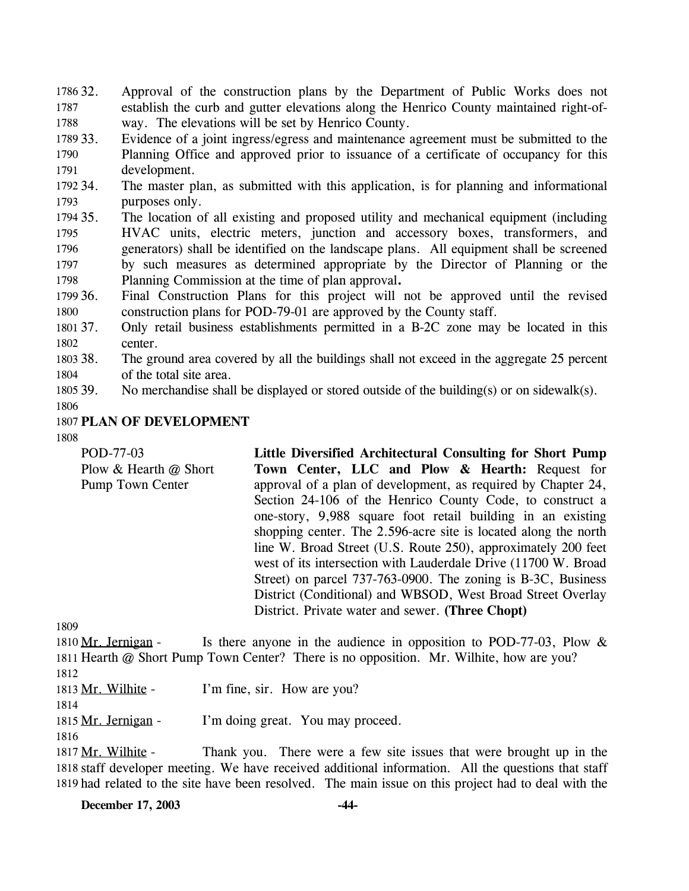32. Approval of the construction plans by the Department of Public Works does not establish the curb and gutter elevations along the Henrico County maintained right-of-way. The elevations will be set by Henrico County.
33. Evidence of a joint ingress/egress and maintenance agreement must be submitted to the Planning Office and approved prior to issuance of a certificate of occupancy for this development.
34. The master plan, as submitted with this application, is for planning and informational purposes only.
35. The location of all existing and proposed utility and mechanical equipment (including HVAC units, electric meters, junction and accessory boxes, transformers, and generators) shall be identified on the landscape plans. All equipment shall be screened by such measures as determined appropriate by the Director of Planning or the Planning Commission at the time of plan approval**.**
36. Final Construction Plans for this project will not be approved until the revised construction plans for POD-79-01 are approved by the County staff.
37. Only retail business establishments permitted in a B-2C zone may be located in this center.
38. The ground area covered by all the buildings shall not exceed in the aggregate 25 percent of the total site area.
39. No merchandise shall be displayed or stored outside of the building(s) or on sidewalk(s).

## PLAN OF DEVELOPMENT

POD-77-03
Plow & Hearth @ Short Pump Town Center

**Little Diversified Architectural Consulting for Short Pump Town Center, LLC and Plow & Hearth:** Request for approval of a plan of development, as required by Chapter 24, Section 24-106 of the Henrico County Code, to construct a one-story, 9,988 square foot retail building in an existing shopping center. The 2.596-acre site is located along the north line W. Broad Street (U.S. Route 250), approximately 200 feet west of its intersection with Lauderdale Drive (11700 W. Broad Street) on parcel 737-763-0900. The zoning is B-3C, Business District (Conditional) and WBSOD, West Broad Street Overlay District. Private water and sewer. **(Three Chopt)**

Mr. Jernigan - Is there anyone in the audience in opposition to POD-77-03, Plow & Hearth @ Short Pump Town Center? There is no opposition. Mr. Wilhite, how are you?

Mr. Wilhite - I'm fine, sir. How are you?

Mr. Jernigan - I'm doing great. You may proceed.

Mr. Wilhite - Thank you. There were a few site issues that were brought up in the staff developer meeting. We have received additional information. All the questions that staff had related to the site have been resolved. The main issue on this project had to deal with the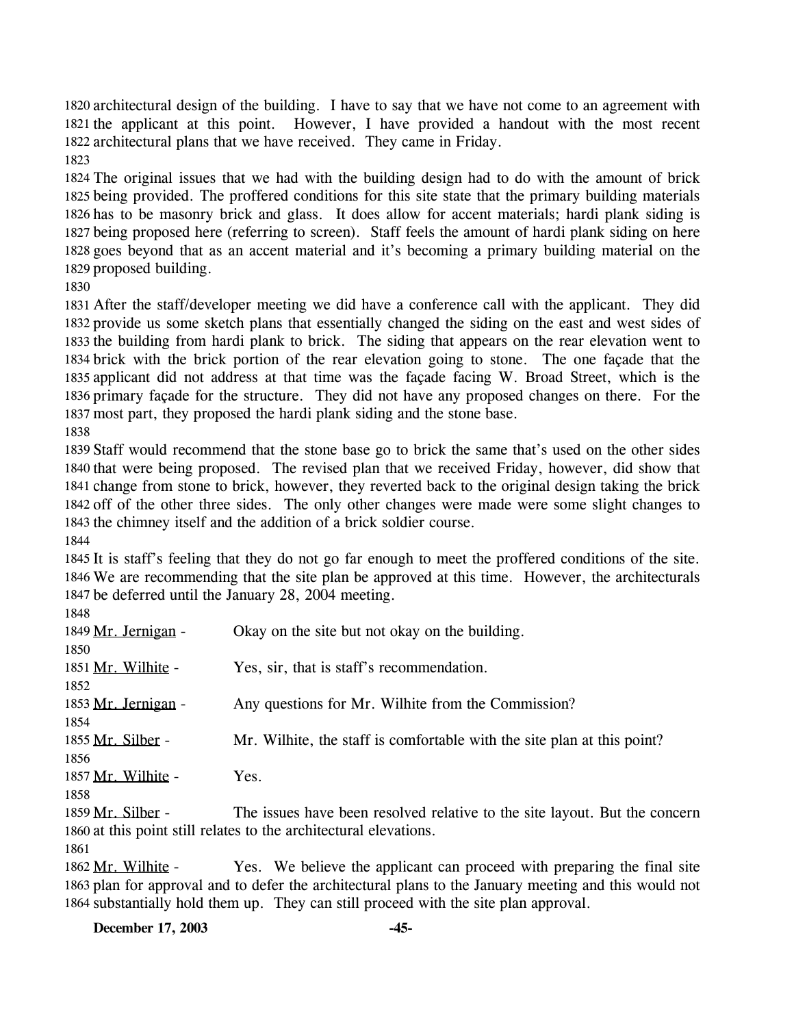architectural design of the building. I have to say that we have not come to an agreement with the applicant at this point. However, I have provided a handout with the most recent architectural plans that we have received. They came in Friday.

The original issues that we had with the building design had to do with the amount of brick being provided. The proffered conditions for this site state that the primary building materials has to be masonry brick and glass. It does allow for accent materials; hardi plank siding is being proposed here (referring to screen). Staff feels the amount of hardi plank siding on here goes beyond that as an accent material and it's becoming a primary building material on the proposed building.

After the staff/developer meeting we did have a conference call with the applicant. They did provide us some sketch plans that essentially changed the siding on the east and west sides of the building from hardi plank to brick. The siding that appears on the rear elevation went to brick with the brick portion of the rear elevation going to stone. The one façade that the applicant did not address at that time was the façade facing W. Broad Street, which is the primary façade for the structure. They did not have any proposed changes on there. For the most part, they proposed the hardi plank siding and the stone base.

Staff would recommend that the stone base go to brick the same that's used on the other sides that were being proposed. The revised plan that we received Friday, however, did show that change from stone to brick, however, they reverted back to the original design taking the brick off of the other three sides. The only other changes were made were some slight changes to the chimney itself and the addition of a brick soldier course.

It is staff's feeling that they do not go far enough to meet the proffered conditions of the site. We are recommending that the site plan be approved at this time. However, the architecturals be deferred until the January 28, 2004 meeting.

Mr. Jernigan - Okay on the site but not okay on the building.

Mr. Wilhite - Yes, sir, that is staff's recommendation.

Mr. Jernigan - Any questions for Mr. Wilhite from the Commission?

Mr. Silber - Mr. Wilhite, the staff is comfortable with the site plan at this point?

Mr. Wilhite - Yes.

Mr. Silber - The issues have been resolved relative to the site layout. But the concern at this point still relates to the architectural elevations.

Mr. Wilhite - Yes. We believe the applicant can proceed with preparing the final site plan for approval and to defer the architectural plans to the January meeting and this would not substantially hold them up. They can still proceed with the site plan approval.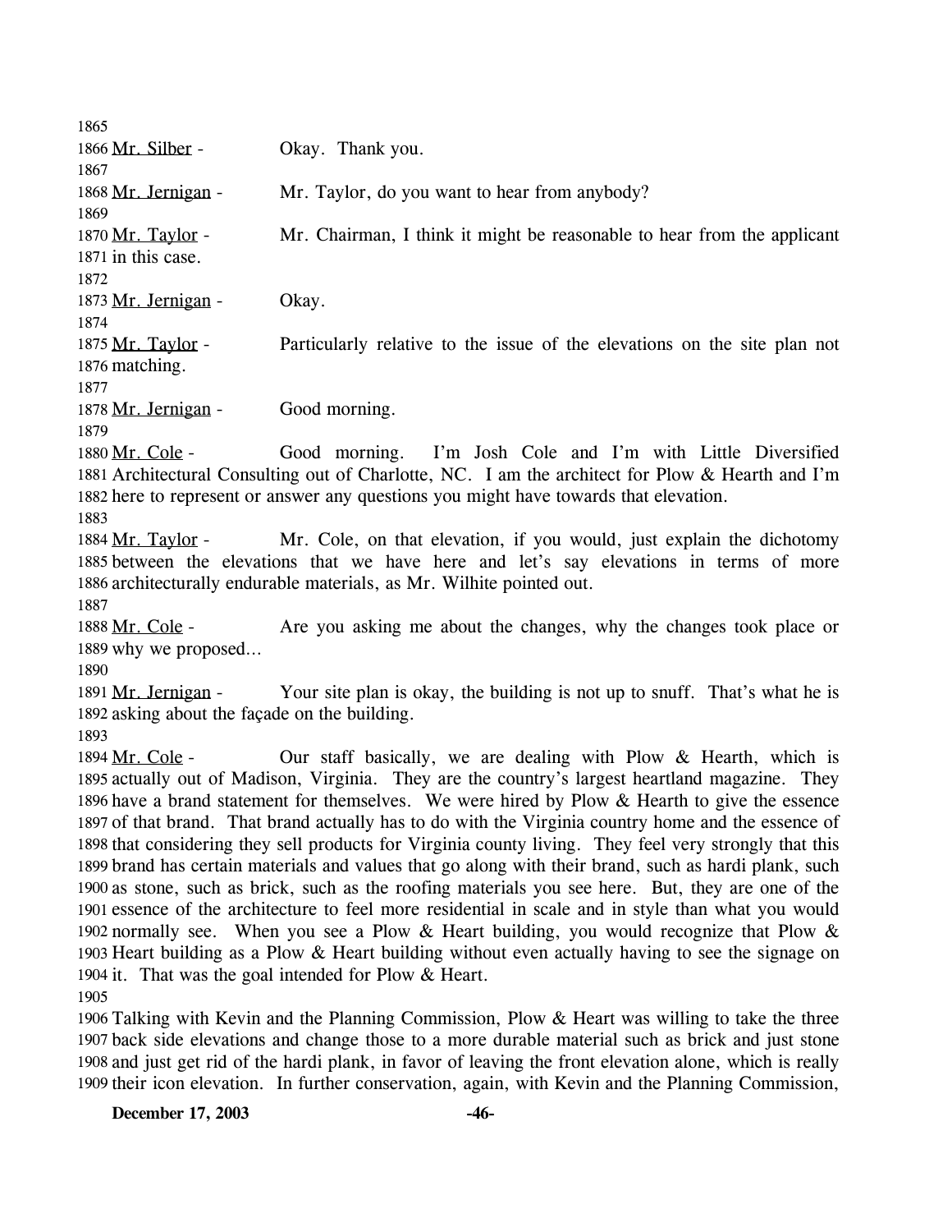1865

1866 Mr. Silber - Okay. Thank you.

1867

1868 Mr. Jernigan - Mr. Taylor, do you want to hear from anybody?

1869

1870 Mr. Taylor - Mr. Chairman, I think it might be reasonable to hear from the applicant
1871 in this case.

1872

1873 Mr. Jernigan - Okay.

1874

1875 Mr. Taylor - Particularly relative to the issue of the elevations on the site plan not
1876 matching.

1877

1878 Mr. Jernigan - Good morning.

1879

1880 Mr. Cole - Good morning. I'm Josh Cole and I'm with Little Diversified
1881 Architectural Consulting out of Charlotte, NC. I am the architect for Plow & Hearth and I'm
1882 here to represent or answer any questions you might have towards that elevation.

1883

1884 Mr. Taylor - Mr. Cole, on that elevation, if you would, just explain the dichotomy
1885 between the elevations that we have here and let's say elevations in terms of more
1886 architecturally endurable materials, as Mr. Wilhite pointed out.

1887

1888 Mr. Cole - Are you asking me about the changes, why the changes took place or
1889 why we proposed…

1890

1891 Mr. Jernigan - Your site plan is okay, the building is not up to snuff. That's what he is
1892 asking about the façade on the building.

1893

1894 Mr. Cole - Our staff basically, we are dealing with Plow & Hearth, which is
1895 actually out of Madison, Virginia. They are the country's largest heartland magazine. They
1896 have a brand statement for themselves. We were hired by Plow & Hearth to give the essence
1897 of that brand. That brand actually has to do with the Virginia country home and the essence of
1898 that considering they sell products for Virginia county living. They feel very strongly that this
1899 brand has certain materials and values that go along with their brand, such as hardi plank, such
1900 as stone, such as brick, such as the roofing materials you see here. But, they are one of the
1901 essence of the architecture to feel more residential in scale and in style than what you would
1902 normally see. When you see a Plow & Heart building, you would recognize that Plow &
1903 Heart building as a Plow & Heart building without even actually having to see the signage on
1904 it. That was the goal intended for Plow & Heart.

1905

1906 Talking with Kevin and the Planning Commission, Plow & Heart was willing to take the three
1907 back side elevations and change those to a more durable material such as brick and just stone
1908 and just get rid of the hardi plank, in favor of leaving the front elevation alone, which is really
1909 their icon elevation. In further conservation, again, with Kevin and the Planning Commission,

**December 17, 2003**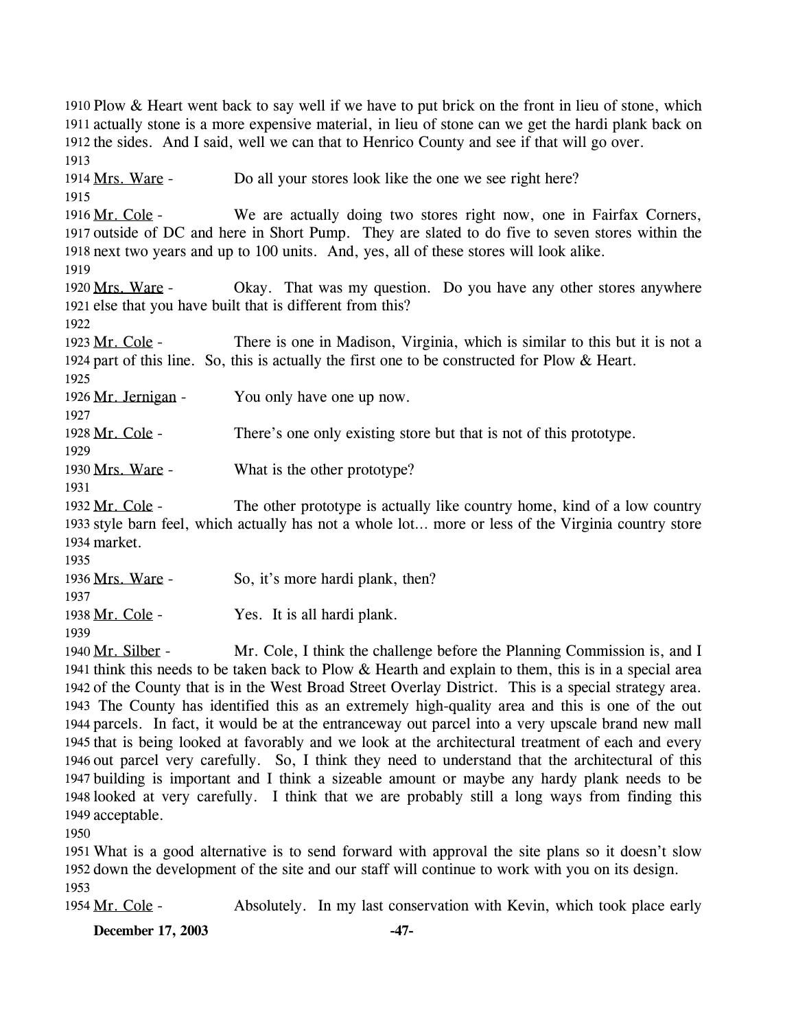Plow & Heart went back to say well if we have to put brick on the front in lieu of stone, which actually stone is a more expensive material, in lieu of stone can we get the hardi plank back on the sides. And I said, well we can that to Henrico County and see if that will go over.

Mrs. Ware - Do all your stores look like the one we see right here?

Mr. Cole - We are actually doing two stores right now, one in Fairfax Corners, outside of DC and here in Short Pump. They are slated to do five to seven stores within the next two years and up to 100 units. And, yes, all of these stores will look alike.

Mrs. Ware - Okay. That was my question. Do you have any other stores anywhere else that you have built that is different from this?

Mr. Cole - There is one in Madison, Virginia, which is similar to this but it is not a part of this line. So, this is actually the first one to be constructed for Plow & Heart.

Mr. Jernigan - You only have one up now.

Mr. Cole - There's one only existing store but that is not of this prototype.

Mrs. Ware - What is the other prototype?

Mr. Cole - The other prototype is actually like country home, kind of a low country style barn feel, which actually has not a whole lot… more or less of the Virginia country store market.

Mrs. Ware - So, it's more hardi plank, then?

Mr. Cole - Yes. It is all hardi plank.

Mr. Silber - Mr. Cole, I think the challenge before the Planning Commission is, and I think this needs to be taken back to Plow & Hearth and explain to them, this is in a special area of the County that is in the West Broad Street Overlay District. This is a special strategy area. The County has identified this as an extremely high-quality area and this is one of the out parcels. In fact, it would be at the entranceway out parcel into a very upscale brand new mall that is being looked at favorably and we look at the architectural treatment of each and every out parcel very carefully. So, I think they need to understand that the architectural of this building is important and I think a sizeable amount or maybe any hardy plank needs to be looked at very carefully. I think that we are probably still a long ways from finding this acceptable.

What is a good alternative is to send forward with approval the site plans so it doesn't slow down the development of the site and our staff will continue to work with you on its design.

Mr. Cole - Absolutely. In my last conservation with Kevin, which took place early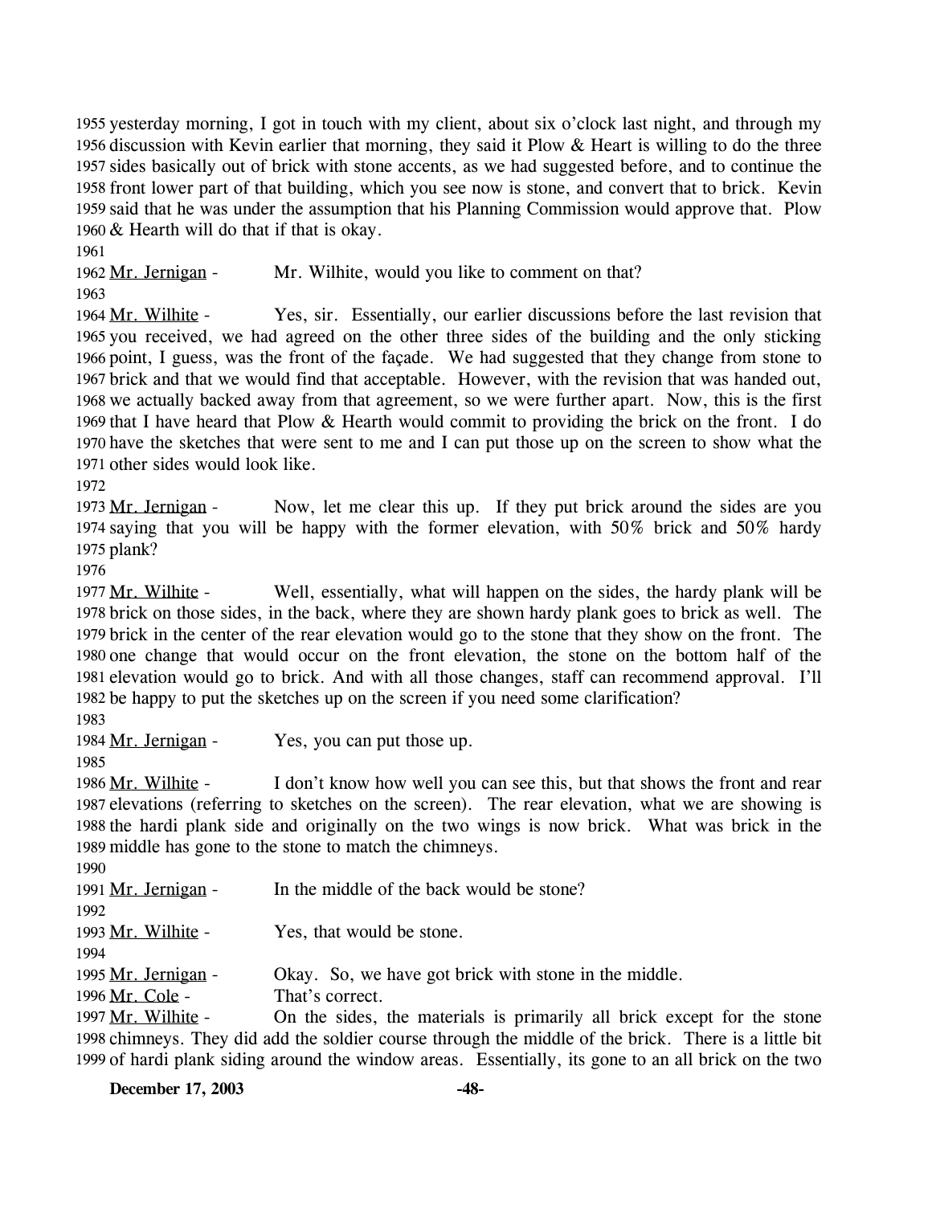yesterday morning, I got in touch with my client, about six o'clock last night, and through my discussion with Kevin earlier that morning, they said it Plow & Heart is willing to do the three sides basically out of brick with stone accents, as we had suggested before, and to continue the front lower part of that building, which you see now is stone, and convert that to brick. Kevin said that he was under the assumption that his Planning Commission would approve that. Plow & Hearth will do that if that is okay.

Mr. Jernigan - Mr. Wilhite, would you like to comment on that?

Mr. Wilhite - Yes, sir. Essentially, our earlier discussions before the last revision that you received, we had agreed on the other three sides of the building and the only sticking point, I guess, was the front of the façade. We had suggested that they change from stone to brick and that we would find that acceptable. However, with the revision that was handed out, we actually backed away from that agreement, so we were further apart. Now, this is the first that I have heard that Plow & Hearth would commit to providing the brick on the front. I do have the sketches that were sent to me and I can put those up on the screen to show what the other sides would look like.

Mr. Jernigan - Now, let me clear this up. If they put brick around the sides are you saying that you will be happy with the former elevation, with 50% brick and 50% hardy plank?

Mr. Wilhite - Well, essentially, what will happen on the sides, the hardy plank will be brick on those sides, in the back, where they are shown hardy plank goes to brick as well. The brick in the center of the rear elevation would go to the stone that they show on the front. The one change that would occur on the front elevation, the stone on the bottom half of the elevation would go to brick. And with all those changes, staff can recommend approval. I'll be happy to put the sketches up on the screen if you need some clarification?

Mr. Jernigan - Yes, you can put those up.

Mr. Wilhite - I don't know how well you can see this, but that shows the front and rear elevations (referring to sketches on the screen). The rear elevation, what we are showing is the hardi plank side and originally on the two wings is now brick. What was brick in the middle has gone to the stone to match the chimneys.

Mr. Jernigan - In the middle of the back would be stone?

Mr. Wilhite - Yes, that would be stone.

Mr. Jernigan - Okay. So, we have got brick with stone in the middle.

Mr. Cole - That's correct.

Mr. Wilhite - On the sides, the materials is primarily all brick except for the stone chimneys. They did add the soldier course through the middle of the brick. There is a little bit of hardi plank siding around the window areas. Essentially, its gone to an all brick on the two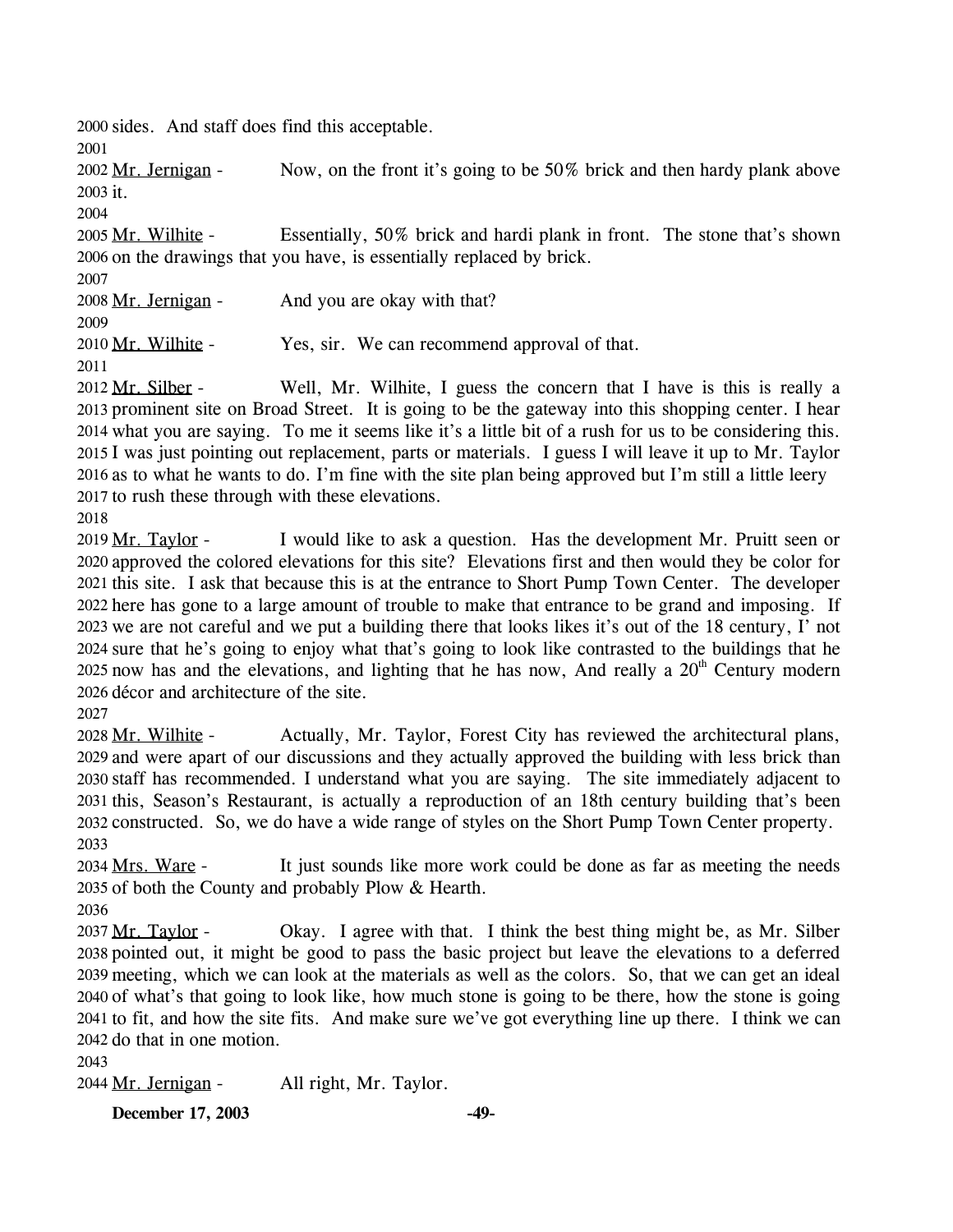2000 sides. And staff does find this acceptable.

2001

2002 Mr. Jernigan - Now, on the front it's going to be 50% brick and then hardy plank above 2003 it.

2004

2005 Mr. Wilhite - Essentially, 50% brick and hardi plank in front. The stone that's shown 2006 on the drawings that you have, is essentially replaced by brick.

2007

2008 Mr. Jernigan - And you are okay with that?

2009

2010 Mr. Wilhite - Yes, sir. We can recommend approval of that.

2011

2012 Mr. Silber - Well, Mr. Wilhite, I guess the concern that I have is this is really a 2013 prominent site on Broad Street. It is going to be the gateway into this shopping center. I hear 2014 what you are saying. To me it seems like it's a little bit of a rush for us to be considering this. 2015 I was just pointing out replacement, parts or materials. I guess I will leave it up to Mr. Taylor 2016 as to what he wants to do. I'm fine with the site plan being approved but I'm still a little leery 2017 to rush these through with these elevations.

2018

2019 Mr. Taylor - I would like to ask a question. Has the development Mr. Pruitt seen or 2020 approved the colored elevations for this site? Elevations first and then would they be color for 2021 this site. I ask that because this is at the entrance to Short Pump Town Center. The developer 2022 here has gone to a large amount of trouble to make that entrance to be grand and imposing. If 2023 we are not careful and we put a building there that looks likes it's out of the 18 century, I' not 2024 sure that he's going to enjoy what that's going to look like contrasted to the buildings that he 2025 now has and the elevations, and lighting that he has now, And really a 20th Century modern 2026 décor and architecture of the site.

2027

2028 Mr. Wilhite - Actually, Mr. Taylor, Forest City has reviewed the architectural plans, 2029 and were apart of our discussions and they actually approved the building with less brick than 2030 staff has recommended. I understand what you are saying. The site immediately adjacent to 2031 this, Season's Restaurant, is actually a reproduction of an 18th century building that's been 2032 constructed. So, we do have a wide range of styles on the Short Pump Town Center property.

2033

2034 Mrs. Ware - It just sounds like more work could be done as far as meeting the needs 2035 of both the County and probably Plow & Hearth.

2036

2037 Mr. Taylor - Okay. I agree with that. I think the best thing might be, as Mr. Silber 2038 pointed out, it might be good to pass the basic project but leave the elevations to a deferred 2039 meeting, which we can look at the materials as well as the colors. So, that we can get an ideal 2040 of what's that going to look like, how much stone is going to be there, how the stone is going 2041 to fit, and how the site fits. And make sure we've got everything line up there. I think we can 2042 do that in one motion.

2043

2044 Mr. Jernigan - All right, Mr. Taylor.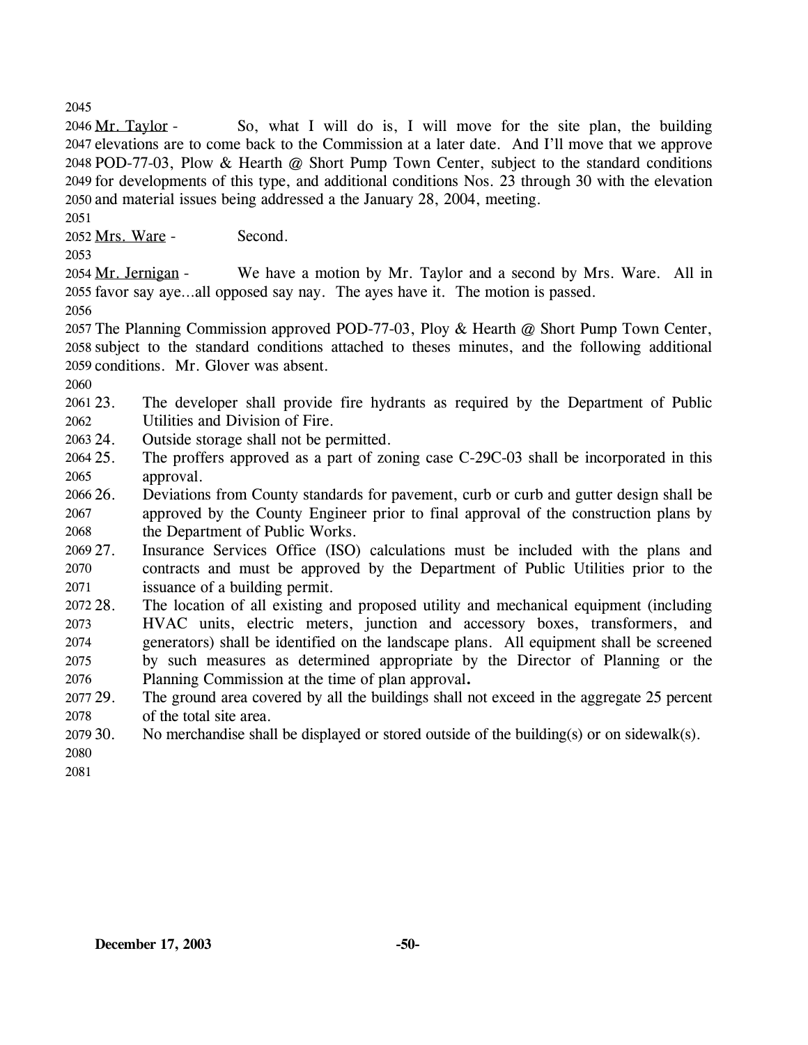Mr. Taylor - So, what I will do is, I will move for the site plan, the building elevations are to come back to the Commission at a later date. And I'll move that we approve POD-77-03, Plow & Hearth @ Short Pump Town Center, subject to the standard conditions for developments of this type, and additional conditions Nos. 23 through 30 with the elevation and material issues being addressed a the January 28, 2004, meeting.

Mrs. Ware - Second.

Mr. Jernigan - We have a motion by Mr. Taylor and a second by Mrs. Ware. All in favor say aye…all opposed say nay. The ayes have it. The motion is passed.

The Planning Commission approved POD-77-03, Ploy & Hearth @ Short Pump Town Center, subject to the standard conditions attached to theses minutes, and the following additional conditions. Mr. Glover was absent.

23. The developer shall provide fire hydrants as required by the Department of Public Utilities and Division of Fire.
24. Outside storage shall not be permitted.
25. The proffers approved as a part of zoning case C-29C-03 shall be incorporated in this approval.
26. Deviations from County standards for pavement, curb or curb and gutter design shall be approved by the County Engineer prior to final approval of the construction plans by the Department of Public Works.
27. Insurance Services Office (ISO) calculations must be included with the plans and contracts and must be approved by the Department of Public Utilities prior to the issuance of a building permit.
28. The location of all existing and proposed utility and mechanical equipment (including HVAC units, electric meters, junction and accessory boxes, transformers, and generators) shall be identified on the landscape plans. All equipment shall be screened by such measures as determined appropriate by the Director of Planning or the Planning Commission at the time of plan approval**.**
29. The ground area covered by all the buildings shall not exceed in the aggregate 25 percent of the total site area.
30. No merchandise shall be displayed or stored outside of the building(s) or on sidewalk(s).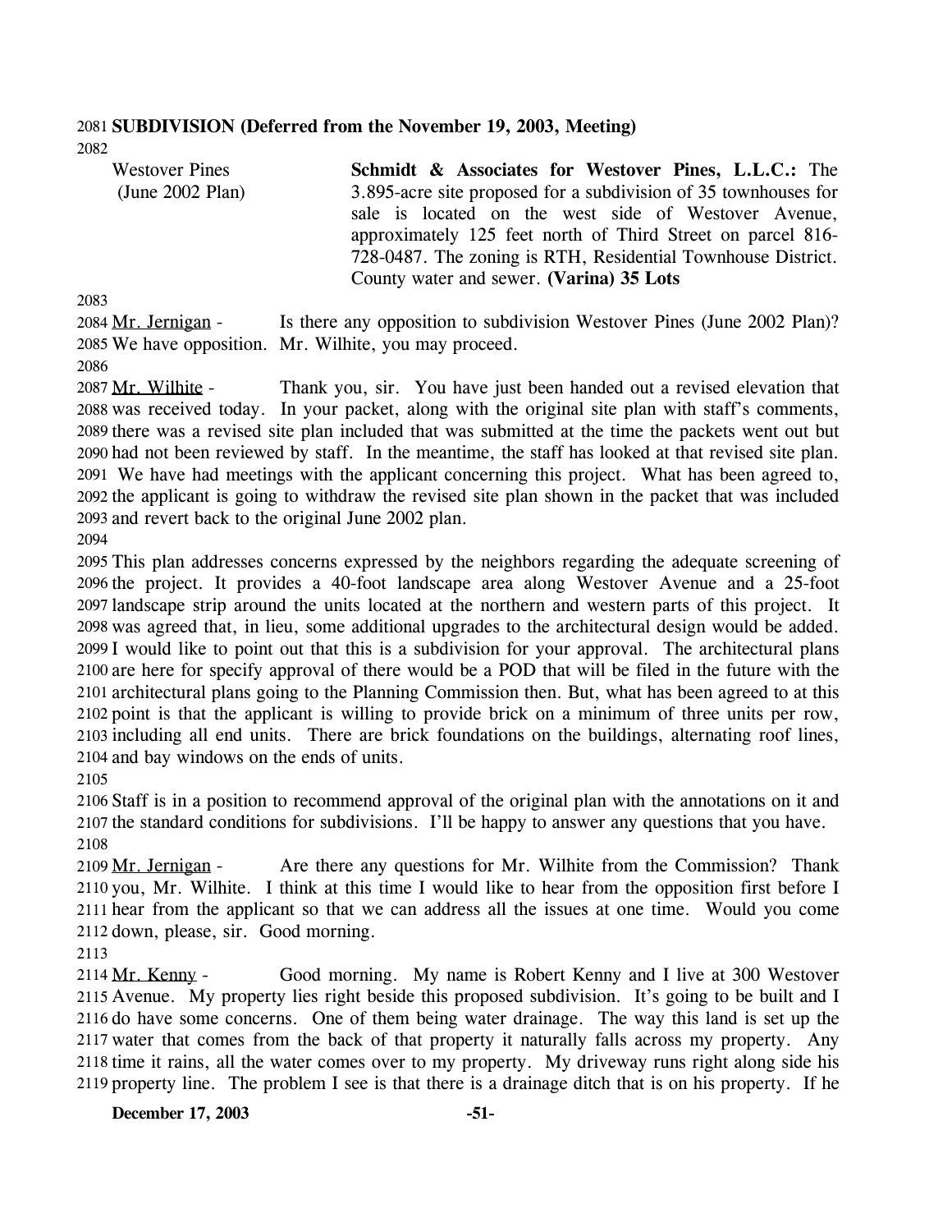**SUBDIVISION (Deferred from the November 19, 2003, Meeting)**

Westover Pines (June 2002 Plan)

**Schmidt & Associates for Westover Pines, L.L.C.:** The 3.895-acre site proposed for a subdivision of 35 townhouses for sale is located on the west side of Westover Avenue, approximately 125 feet north of Third Street on parcel 816-728-0487. The zoning is RTH, Residential Townhouse District. County water and sewer. **(Varina) 35 Lots**

Mr. Jernigan - Is there any opposition to subdivision Westover Pines (June 2002 Plan)? We have opposition. Mr. Wilhite, you may proceed.

Mr. Wilhite - Thank you, sir. You have just been handed out a revised elevation that was received today. In your packet, along with the original site plan with staff's comments, there was a revised site plan included that was submitted at the time the packets went out but had not been reviewed by staff. In the meantime, the staff has looked at that revised site plan. We have had meetings with the applicant concerning this project. What has been agreed to, the applicant is going to withdraw the revised site plan shown in the packet that was included and revert back to the original June 2002 plan.

This plan addresses concerns expressed by the neighbors regarding the adequate screening of the project. It provides a 40-foot landscape area along Westover Avenue and a 25-foot landscape strip around the units located at the northern and western parts of this project. It was agreed that, in lieu, some additional upgrades to the architectural design would be added. I would like to point out that this is a subdivision for your approval. The architectural plans are here for specify approval of there would be a POD that will be filed in the future with the architectural plans going to the Planning Commission then. But, what has been agreed to at this point is that the applicant is willing to provide brick on a minimum of three units per row, including all end units. There are brick foundations on the buildings, alternating roof lines, and bay windows on the ends of units.

Staff is in a position to recommend approval of the original plan with the annotations on it and the standard conditions for subdivisions. I'll be happy to answer any questions that you have.

Mr. Jernigan - Are there any questions for Mr. Wilhite from the Commission? Thank you, Mr. Wilhite. I think at this time I would like to hear from the opposition first before I hear from the applicant so that we can address all the issues at one time. Would you come down, please, sir. Good morning.

Mr. Kenny - Good morning. My name is Robert Kenny and I live at 300 Westover Avenue. My property lies right beside this proposed subdivision. It's going to be built and I do have some concerns. One of them being water drainage. The way this land is set up the water that comes from the back of that property it naturally falls across my property. Any time it rains, all the water comes over to my property. My driveway runs right along side his property line. The problem I see is that there is a drainage ditch that is on his property. If he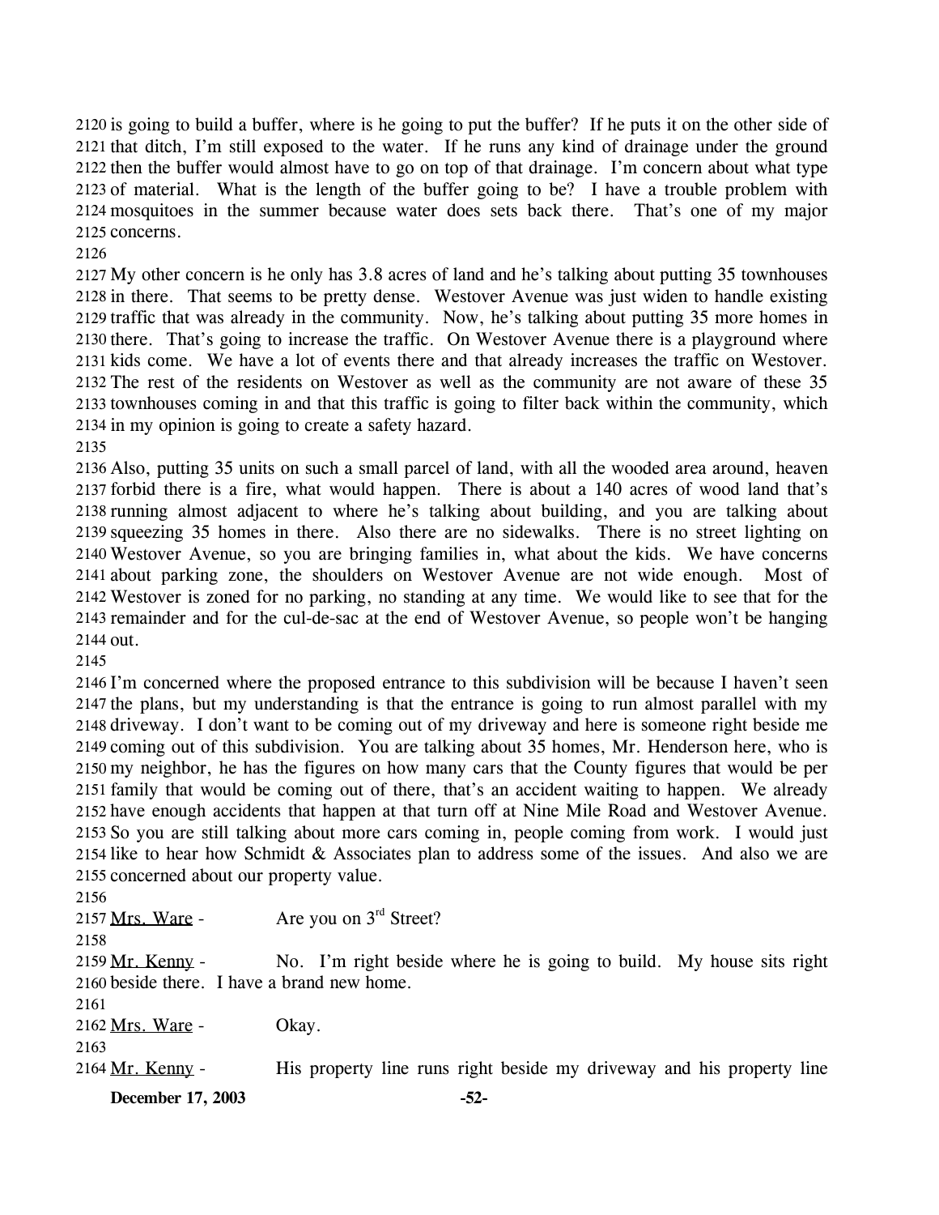is going to build a buffer, where is he going to put the buffer? If he puts it on the other side of that ditch, I'm still exposed to the water. If he runs any kind of drainage under the ground then the buffer would almost have to go on top of that drainage. I'm concern about what type of material. What is the length of the buffer going to be? I have a trouble problem with mosquitoes in the summer because water does sets back there. That's one of my major concerns.

My other concern is he only has 3.8 acres of land and he's talking about putting 35 townhouses in there. That seems to be pretty dense. Westover Avenue was just widen to handle existing traffic that was already in the community. Now, he's talking about putting 35 more homes in there. That's going to increase the traffic. On Westover Avenue there is a playground where kids come. We have a lot of events there and that already increases the traffic on Westover. The rest of the residents on Westover as well as the community are not aware of these 35 townhouses coming in and that this traffic is going to filter back within the community, which in my opinion is going to create a safety hazard.

Also, putting 35 units on such a small parcel of land, with all the wooded area around, heaven forbid there is a fire, what would happen. There is about a 140 acres of wood land that's running almost adjacent to where he's talking about building, and you are talking about squeezing 35 homes in there. Also there are no sidewalks. There is no street lighting on Westover Avenue, so you are bringing families in, what about the kids. We have concerns about parking zone, the shoulders on Westover Avenue are not wide enough. Most of Westover is zoned for no parking, no standing at any time. We would like to see that for the remainder and for the cul-de-sac at the end of Westover Avenue, so people won't be hanging out.

I'm concerned where the proposed entrance to this subdivision will be because I haven't seen the plans, but my understanding is that the entrance is going to run almost parallel with my driveway. I don't want to be coming out of my driveway and here is someone right beside me coming out of this subdivision. You are talking about 35 homes, Mr. Henderson here, who is my neighbor, he has the figures on how many cars that the County figures that would be per family that would be coming out of there, that's an accident waiting to happen. We already have enough accidents that happen at that turn off at Nine Mile Road and Westover Avenue. So you are still talking about more cars coming in, people coming from work. I would just like to hear how Schmidt & Associates plan to address some of the issues. And also we are concerned about our property value.

Mrs. Ware - Are you on 3rd Street?

Mr. Kenny - No. I'm right beside where he is going to build. My house sits right beside there. I have a brand new home.

Mrs. Ware - Okay.

Mr. Kenny - His property line runs right beside my driveway and his property line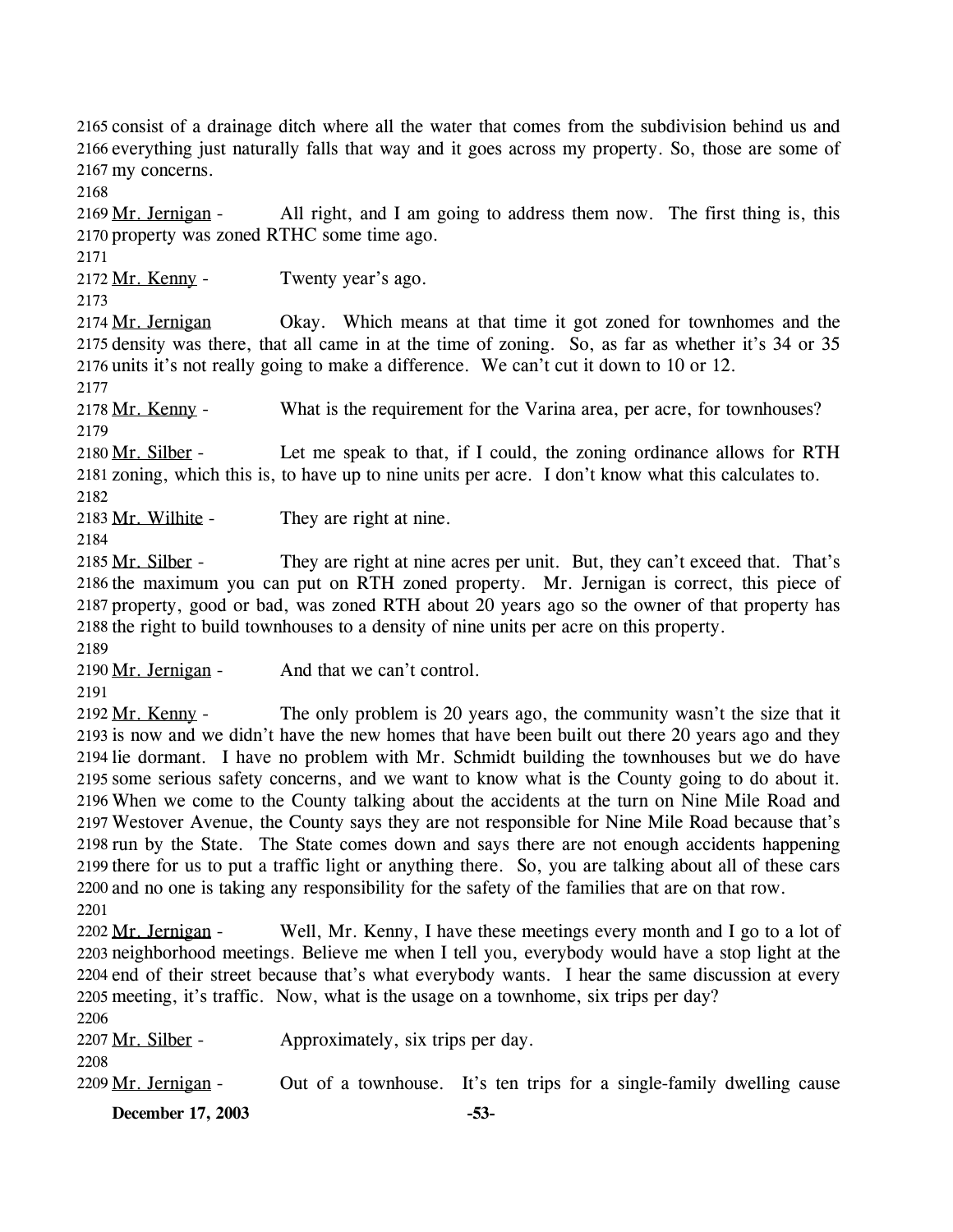consist of a drainage ditch where all the water that comes from the subdivision behind us and everything just naturally falls that way and it goes across my property. So, those are some of my concerns.

Mr. Jernigan - All right, and I am going to address them now. The first thing is, this property was zoned RTHC some time ago.

Mr. Kenny - Twenty year's ago.

Mr. Jernigan Okay. Which means at that time it got zoned for townhomes and the density was there, that all came in at the time of zoning. So, as far as whether it's 34 or 35 units it's not really going to make a difference. We can't cut it down to 10 or 12.

Mr. Kenny - What is the requirement for the Varina area, per acre, for townhouses?

Mr. Silber - Let me speak to that, if I could, the zoning ordinance allows for RTH zoning, which this is, to have up to nine units per acre. I don't know what this calculates to.

Mr. Wilhite - They are right at nine.

Mr. Silber - They are right at nine acres per unit. But, they can't exceed that. That's the maximum you can put on RTH zoned property. Mr. Jernigan is correct, this piece of property, good or bad, was zoned RTH about 20 years ago so the owner of that property has the right to build townhouses to a density of nine units per acre on this property.

Mr. Jernigan - And that we can't control.

Mr. Kenny - The only problem is 20 years ago, the community wasn't the size that it is now and we didn't have the new homes that have been built out there 20 years ago and they lie dormant. I have no problem with Mr. Schmidt building the townhouses but we do have some serious safety concerns, and we want to know what is the County going to do about it. When we come to the County talking about the accidents at the turn on Nine Mile Road and Westover Avenue, the County says they are not responsible for Nine Mile Road because that's run by the State. The State comes down and says there are not enough accidents happening there for us to put a traffic light or anything there. So, you are talking about all of these cars and no one is taking any responsibility for the safety of the families that are on that row.

Mr. Jernigan - Well, Mr. Kenny, I have these meetings every month and I go to a lot of neighborhood meetings. Believe me when I tell you, everybody would have a stop light at the end of their street because that's what everybody wants. I hear the same discussion at every meeting, it's traffic. Now, what is the usage on a townhome, six trips per day?

Mr. Silber - Approximately, six trips per day.

Mr. Jernigan - Out of a townhouse. It's ten trips for a single-family dwelling cause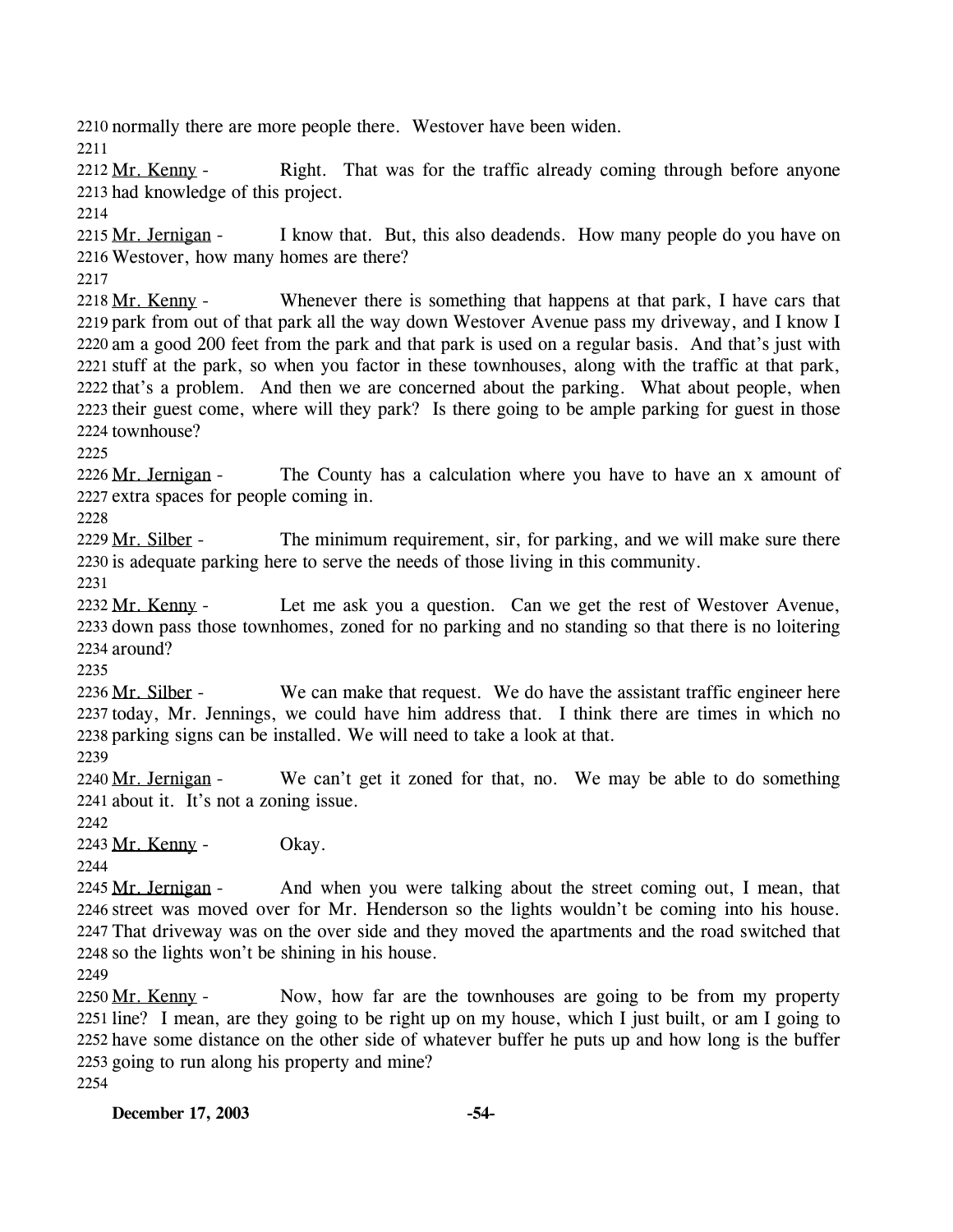normally there are more people there. Westover have been widen.

Mr. Kenny - Right. That was for the traffic already coming through before anyone had knowledge of this project.

Mr. Jernigan - I know that. But, this also deadends. How many people do you have on Westover, how many homes are there?

Mr. Kenny - Whenever there is something that happens at that park, I have cars that park from out of that park all the way down Westover Avenue pass my driveway, and I know I am a good 200 feet from the park and that park is used on a regular basis. And that's just with stuff at the park, so when you factor in these townhouses, along with the traffic at that park, that's a problem. And then we are concerned about the parking. What about people, when their guest come, where will they park? Is there going to be ample parking for guest in those townhouse?

Mr. Jernigan - The County has a calculation where you have to have an x amount of extra spaces for people coming in.

Mr. Silber - The minimum requirement, sir, for parking, and we will make sure there is adequate parking here to serve the needs of those living in this community.

Mr. Kenny - Let me ask you a question. Can we get the rest of Westover Avenue, down pass those townhomes, zoned for no parking and no standing so that there is no loitering around?

Mr. Silber - We can make that request. We do have the assistant traffic engineer here today, Mr. Jennings, we could have him address that. I think there are times in which no parking signs can be installed. We will need to take a look at that.

Mr. Jernigan - We can't get it zoned for that, no. We may be able to do something about it. It's not a zoning issue.

Mr. Kenny - Okay.

Mr. Jernigan - And when you were talking about the street coming out, I mean, that street was moved over for Mr. Henderson so the lights wouldn't be coming into his house. That driveway was on the over side and they moved the apartments and the road switched that so the lights won't be shining in his house.

Mr. Kenny - Now, how far are the townhouses are going to be from my property line? I mean, are they going to be right up on my house, which I just built, or am I going to have some distance on the other side of whatever buffer he puts up and how long is the buffer going to run along his property and mine?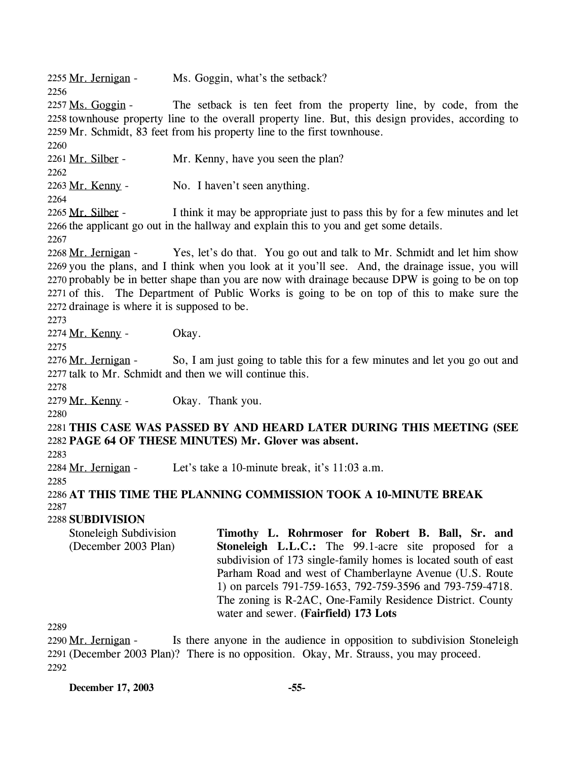2255 Mr. Jernigan - Ms. Goggin, what's the setback?

2256

2257 Ms. Goggin - The setback is ten feet from the property line, by code, from the 2258 townhouse property line to the overall property line. But, this design provides, according to 2259 Mr. Schmidt, 83 feet from his property line to the first townhouse.

2260

2261 Mr. Silber - Mr. Kenny, have you seen the plan?

2262

2263 Mr. Kenny - No. I haven't seen anything.

2264

2265 Mr. Silber - I think it may be appropriate just to pass this by for a few minutes and let 2266 the applicant go out in the hallway and explain this to you and get some details.

2267

2268 Mr. Jernigan - Yes, let's do that. You go out and talk to Mr. Schmidt and let him show 2269 you the plans, and I think when you look at it you'll see. And, the drainage issue, you will 2270 probably be in better shape than you are now with drainage because DPW is going to be on top 2271 of this. The Department of Public Works is going to be on top of this to make sure the 2272 drainage is where it is supposed to be.

2273

2274 Mr. Kenny - Okay.

2275

2276 Mr. Jernigan - So, I am just going to table this for a few minutes and let you go out and 2277 talk to Mr. Schmidt and then we will continue this.

2278

2279 Mr. Kenny - Okay. Thank you.

2280

2281 **THIS CASE WAS PASSED BY AND HEARD LATER DURING THIS MEETING (SEE** 2282 **PAGE 64 OF THESE MINUTES) Mr. Glover was absent.**

2283

2284 Mr. Jernigan - Let's take a 10-minute break, it's 11:03 a.m.

2285

2286 **AT THIS TIME THE PLANNING COMMISSION TOOK A 10-MINUTE BREAK**

2287

2288 **SUBDIVISION**

Stoneleigh Subdivision (December 2003 Plan)

**Timothy L. Rohrmoser for Robert B. Ball, Sr. and Stoneleigh L.L.C.:** The 99.1-acre site proposed for a subdivision of 173 single-family homes is located south of east Parham Road and west of Chamberlayne Avenue (U.S. Route 1) on parcels 791-759-1653, 792-759-3596 and 793-759-4718. The zoning is R-2AC, One-Family Residence District. County water and sewer. **(Fairfield) 173 Lots**

2289

2290 Mr. Jernigan - Is there anyone in the audience in opposition to subdivision Stoneleigh 2291 (December 2003 Plan)? There is no opposition. Okay, Mr. Strauss, you may proceed.

2292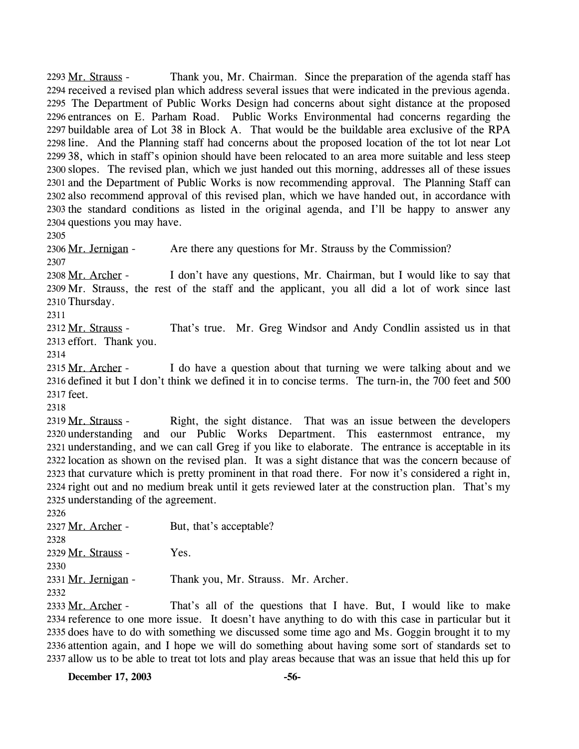2293 Mr. Strauss - Thank you, Mr. Chairman. Since the preparation of the agenda staff has
2294 received a revised plan which address several issues that were indicated in the previous agenda.
2295 The Department of Public Works Design had concerns about sight distance at the proposed
2296 entrances on E. Parham Road. Public Works Environmental had concerns regarding the
2297 buildable area of Lot 38 in Block A. That would be the buildable area exclusive of the RPA
2298 line. And the Planning staff had concerns about the proposed location of the tot lot near Lot
2299 38, which in staff's opinion should have been relocated to an area more suitable and less steep
2300 slopes. The revised plan, which we just handed out this morning, addresses all of these issues
2301 and the Department of Public Works is now recommending approval. The Planning Staff can
2302 also recommend approval of this revised plan, which we have handed out, in accordance with
2303 the standard conditions as listed in the original agenda, and I'll be happy to answer any
2304 questions you may have.
2305
2306 Mr. Jernigan - Are there any questions for Mr. Strauss by the Commission?
2307
2308 Mr. Archer - I don't have any questions, Mr. Chairman, but I would like to say that
2309 Mr. Strauss, the rest of the staff and the applicant, you all did a lot of work since last
2310 Thursday.
2311
2312 Mr. Strauss - That's true. Mr. Greg Windsor and Andy Condlin assisted us in that
2313 effort. Thank you.
2314
2315 Mr. Archer - I do have a question about that turning we were talking about and we
2316 defined it but I don't think we defined it in to concise terms. The turn-in, the 700 feet and 500
2317 feet.
2318
2319 Mr. Strauss - Right, the sight distance. That was an issue between the developers
2320 understanding and our Public Works Department. This easternmost entrance, my
2321 understanding, and we can call Greg if you like to elaborate. The entrance is acceptable in its
2322 location as shown on the revised plan. It was a sight distance that was the concern because of
2323 that curvature which is pretty prominent in that road there. For now it's considered a right in,
2324 right out and no medium break until it gets reviewed later at the construction plan. That's my
2325 understanding of the agreement.
2326
2327 Mr. Archer - But, that's acceptable?
2328
2329 Mr. Strauss - Yes.
2330
2331 Mr. Jernigan - Thank you, Mr. Strauss. Mr. Archer.
2332
2333 Mr. Archer - That's all of the questions that I have. But, I would like to make
2334 reference to one more issue. It doesn't have anything to do with this case in particular but it
2335 does have to do with something we discussed some time ago and Ms. Goggin brought it to my
2336 attention again, and I hope we will do something about having some sort of standards set to
2337 allow us to be able to treat tot lots and play areas because that was an issue that held this up for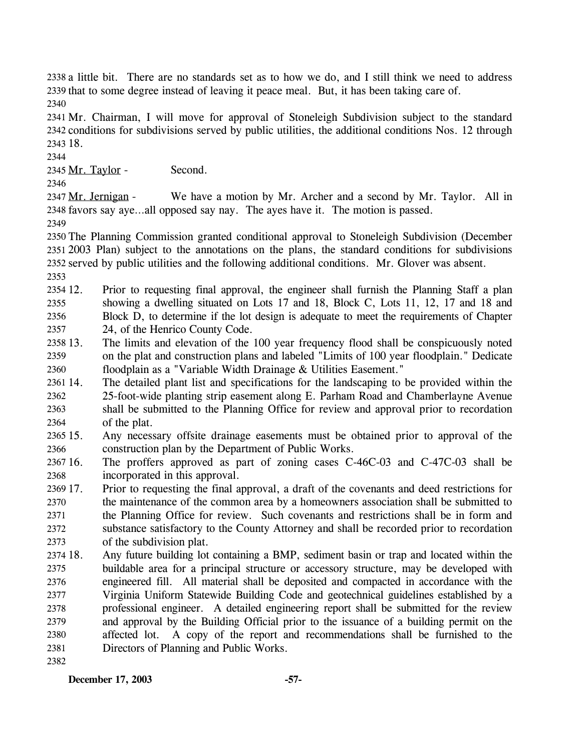a little bit. There are no standards set as to how we do, and I still think we need to address that to some degree instead of leaving it peace meal. But, it has been taking care of.

Mr. Chairman, I will move for approval of Stoneleigh Subdivision subject to the standard conditions for subdivisions served by public utilities, the additional conditions Nos. 12 through 18.

Mr. Taylor - Second.

Mr. Jernigan - We have a motion by Mr. Archer and a second by Mr. Taylor. All in favors say aye…all opposed say nay. The ayes have it. The motion is passed.

The Planning Commission granted conditional approval to Stoneleigh Subdivision (December 2003 Plan) subject to the annotations on the plans, the standard conditions for subdivisions served by public utilities and the following additional conditions. Mr. Glover was absent.

12. Prior to requesting final approval, the engineer shall furnish the Planning Staff a plan showing a dwelling situated on Lots 17 and 18, Block C, Lots 11, 12, 17 and 18 and Block D, to determine if the lot design is adequate to meet the requirements of Chapter 24, of the Henrico County Code.
13. The limits and elevation of the 100 year frequency flood shall be conspicuously noted on the plat and construction plans and labeled "Limits of 100 year floodplain." Dedicate floodplain as a "Variable Width Drainage & Utilities Easement."
14. The detailed plant list and specifications for the landscaping to be provided within the 25-foot-wide planting strip easement along E. Parham Road and Chamberlayne Avenue shall be submitted to the Planning Office for review and approval prior to recordation of the plat.
15. Any necessary offsite drainage easements must be obtained prior to approval of the construction plan by the Department of Public Works.
16. The proffers approved as part of zoning cases C-46C-03 and C-47C-03 shall be incorporated in this approval.
17. Prior to requesting the final approval, a draft of the covenants and deed restrictions for the maintenance of the common area by a homeowners association shall be submitted to the Planning Office for review. Such covenants and restrictions shall be in form and substance satisfactory to the County Attorney and shall be recorded prior to recordation of the subdivision plat.
18. Any future building lot containing a BMP, sediment basin or trap and located within the buildable area for a principal structure or accessory structure, may be developed with engineered fill. All material shall be deposited and compacted in accordance with the Virginia Uniform Statewide Building Code and geotechnical guidelines established by a professional engineer. A detailed engineering report shall be submitted for the review and approval by the Building Official prior to the issuance of a building permit on the affected lot. A copy of the report and recommendations shall be furnished to the Directors of Planning and Public Works.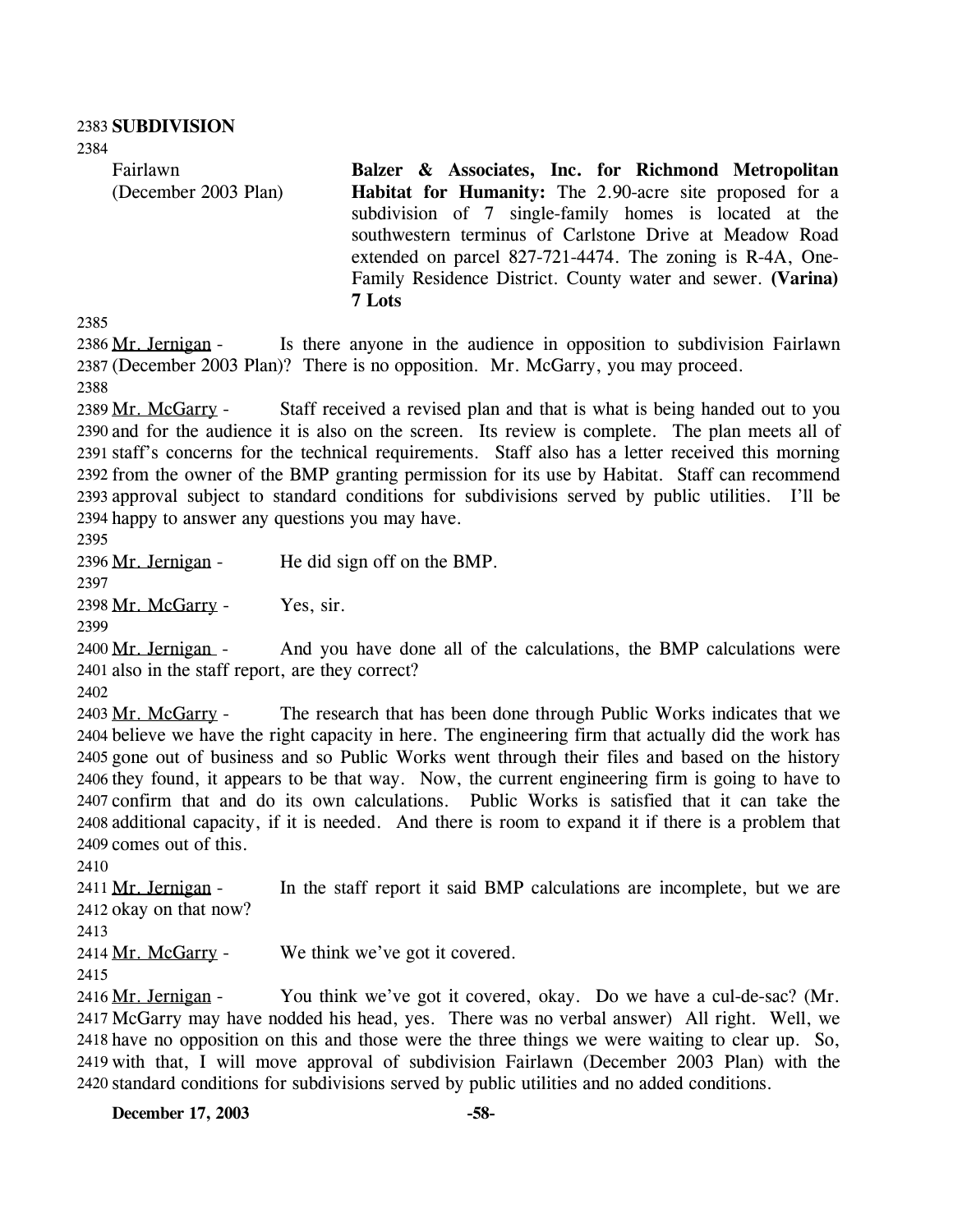**SUBDIVISION**

Fairlawn (December 2003 Plan)

**Balzer & Associates, Inc. for Richmond Metropolitan Habitat for Humanity:** The 2.90-acre site proposed for a subdivision of 7 single-family homes is located at the southwestern terminus of Carlstone Drive at Meadow Road extended on parcel 827-721-4474. The zoning is R-4A, One-Family Residence District. County water and sewer. **(Varina) 7 Lots**

Mr. Jernigan - Is there anyone in the audience in opposition to subdivision Fairlawn (December 2003 Plan)? There is no opposition. Mr. McGarry, you may proceed.

Mr. McGarry - Staff received a revised plan and that is what is being handed out to you and for the audience it is also on the screen. Its review is complete. The plan meets all of staff's concerns for the technical requirements. Staff also has a letter received this morning from the owner of the BMP granting permission for its use by Habitat. Staff can recommend approval subject to standard conditions for subdivisions served by public utilities. I'll be happy to answer any questions you may have.

Mr. Jernigan - He did sign off on the BMP.

Mr. McGarry - Yes, sir.

Mr. Jernigan - And you have done all of the calculations, the BMP calculations were also in the staff report, are they correct?

Mr. McGarry - The research that has been done through Public Works indicates that we believe we have the right capacity in here. The engineering firm that actually did the work has gone out of business and so Public Works went through their files and based on the history they found, it appears to be that way. Now, the current engineering firm is going to have to confirm that and do its own calculations. Public Works is satisfied that it can take the additional capacity, if it is needed. And there is room to expand it if there is a problem that comes out of this.

Mr. Jernigan - In the staff report it said BMP calculations are incomplete, but we are okay on that now?

Mr. McGarry - We think we've got it covered.

Mr. Jernigan - You think we've got it covered, okay. Do we have a cul-de-sac? (Mr. McGarry may have nodded his head, yes. There was no verbal answer) All right. Well, we have no opposition on this and those were the three things we were waiting to clear up. So, with that, I will move approval of subdivision Fairlawn (December 2003 Plan) with the standard conditions for subdivisions served by public utilities and no added conditions.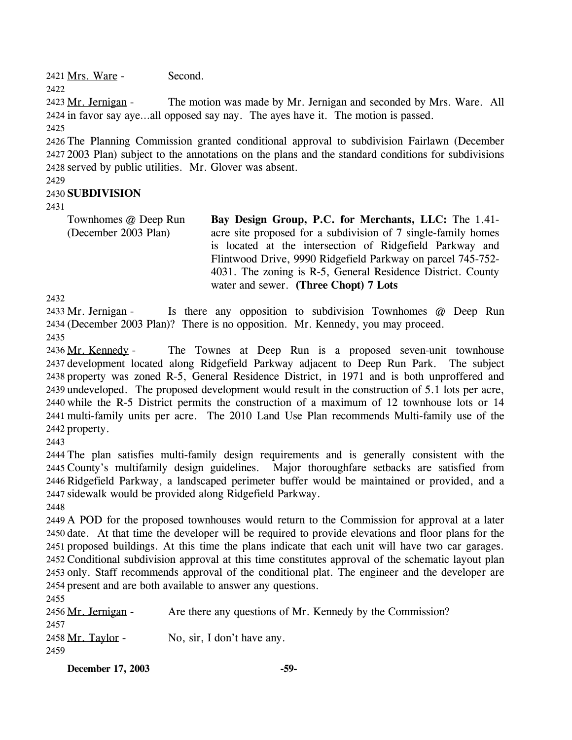Mrs. Ware - Second.

Mr. Jernigan - The motion was made by Mr. Jernigan and seconded by Mrs. Ware. All in favor say aye…all opposed say nay. The ayes have it. The motion is passed.

The Planning Commission granted conditional approval to subdivision Fairlawn (December 2003 Plan) subject to the annotations on the plans and the standard conditions for subdivisions served by public utilities. Mr. Glover was absent.

**SUBDIVISION**

Townhomes @ Deep Run (December 2003 Plan)

**Bay Design Group, P.C. for Merchants, LLC:** The 1.41-acre site proposed for a subdivision of 7 single-family homes is located at the intersection of Ridgefield Parkway and Flintwood Drive, 9990 Ridgefield Parkway on parcel 745-752-4031. The zoning is R-5, General Residence District. County water and sewer. **(Three Chopt) 7 Lots**

Mr. Jernigan - Is there any opposition to subdivision Townhomes @ Deep Run (December 2003 Plan)? There is no opposition. Mr. Kennedy, you may proceed.

Mr. Kennedy - The Townes at Deep Run is a proposed seven-unit townhouse development located along Ridgefield Parkway adjacent to Deep Run Park. The subject property was zoned R-5, General Residence District, in 1971 and is both unproffered and undeveloped. The proposed development would result in the construction of 5.1 lots per acre, while the R-5 District permits the construction of a maximum of 12 townhouse lots or 14 multi-family units per acre. The 2010 Land Use Plan recommends Multi-family use of the property.

The plan satisfies multi-family design requirements and is generally consistent with the County's multifamily design guidelines. Major thoroughfare setbacks are satisfied from Ridgefield Parkway, a landscaped perimeter buffer would be maintained or provided, and a sidewalk would be provided along Ridgefield Parkway.

A POD for the proposed townhouses would return to the Commission for approval at a later date. At that time the developer will be required to provide elevations and floor plans for the proposed buildings. At this time the plans indicate that each unit will have two car garages. Conditional subdivision approval at this time constitutes approval of the schematic layout plan only. Staff recommends approval of the conditional plat. The engineer and the developer are present and are both available to answer any questions.

Mr. Jernigan - Are there any questions of Mr. Kennedy by the Commission?

Mr. Taylor - No, sir, I don't have any.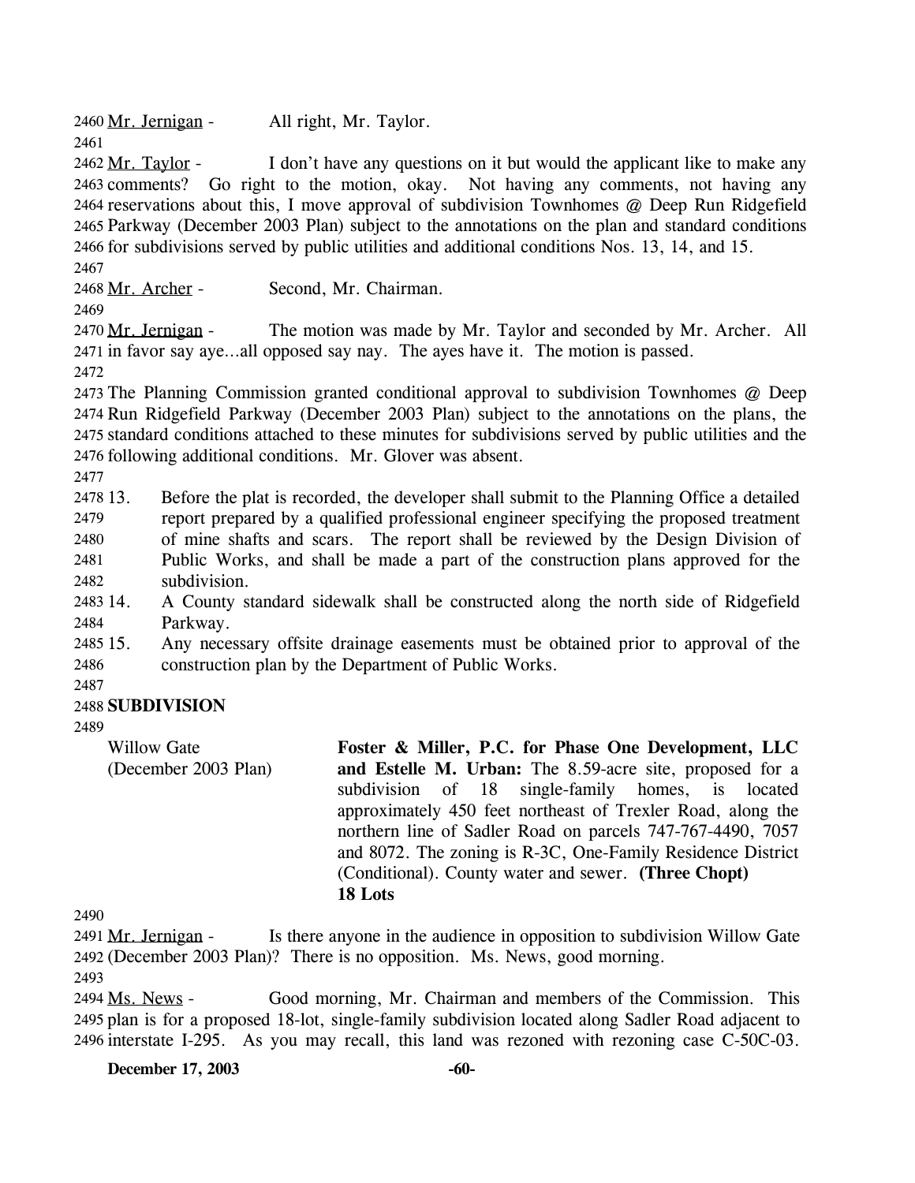Mr. Jernigan - All right, Mr. Taylor.

Mr. Taylor - I don't have any questions on it but would the applicant like to make any comments? Go right to the motion, okay. Not having any comments, not having any reservations about this, I move approval of subdivision Townhomes @ Deep Run Ridgefield Parkway (December 2003 Plan) subject to the annotations on the plan and standard conditions for subdivisions served by public utilities and additional conditions Nos. 13, 14, and 15.

Mr. Archer - Second, Mr. Chairman.

Mr. Jernigan - The motion was made by Mr. Taylor and seconded by Mr. Archer. All in favor say aye…all opposed say nay. The ayes have it. The motion is passed.

The Planning Commission granted conditional approval to subdivision Townhomes @ Deep Run Ridgefield Parkway (December 2003 Plan) subject to the annotations on the plans, the standard conditions attached to these minutes for subdivisions served by public utilities and the following additional conditions. Mr. Glover was absent.

13. Before the plat is recorded, the developer shall submit to the Planning Office a detailed report prepared by a qualified professional engineer specifying the proposed treatment of mine shafts and scars. The report shall be reviewed by the Design Division of Public Works, and shall be made a part of the construction plans approved for the subdivision.
14. A County standard sidewalk shall be constructed along the north side of Ridgefield Parkway.
15. Any necessary offsite drainage easements must be obtained prior to approval of the construction plan by the Department of Public Works.

**SUBDIVISION**

Willow Gate (December 2003 Plan)

**Foster & Miller, P.C. for Phase One Development, LLC and Estelle M. Urban:** The 8.59-acre site, proposed for a subdivision of 18 single-family homes, is located approximately 450 feet northeast of Trexler Road, along the northern line of Sadler Road on parcels 747-767-4490, 7057 and 8072. The zoning is R-3C, One-Family Residence District (Conditional). County water and sewer. **(Three Chopt)**
**18 Lots**

Mr. Jernigan - Is there anyone in the audience in opposition to subdivision Willow Gate (December 2003 Plan)? There is no opposition. Ms. News, good morning.

Ms. News - Good morning, Mr. Chairman and members of the Commission. This plan is for a proposed 18-lot, single-family subdivision located along Sadler Road adjacent to interstate I-295. As you may recall, this land was rezoned with rezoning case C-50C-03.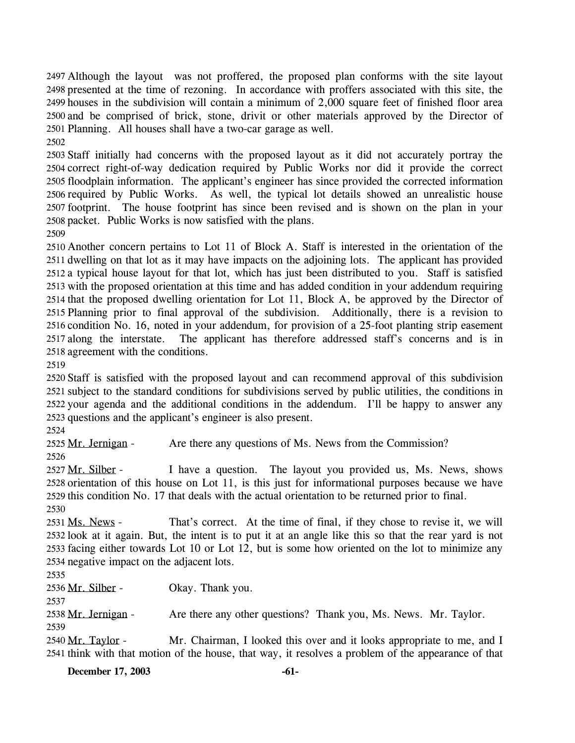Although the layout was not proffered, the proposed plan conforms with the site layout presented at the time of rezoning. In accordance with proffers associated with this site, the houses in the subdivision will contain a minimum of 2,000 square feet of finished floor area and be comprised of brick, stone, drivit or other materials approved by the Director of Planning. All houses shall have a two-car garage as well.

Staff initially had concerns with the proposed layout as it did not accurately portray the correct right-of-way dedication required by Public Works nor did it provide the correct floodplain information. The applicant's engineer has since provided the corrected information required by Public Works. As well, the typical lot details showed an unrealistic house footprint. The house footprint has since been revised and is shown on the plan in your packet. Public Works is now satisfied with the plans.

Another concern pertains to Lot 11 of Block A. Staff is interested in the orientation of the dwelling on that lot as it may have impacts on the adjoining lots. The applicant has provided a typical house layout for that lot, which has just been distributed to you. Staff is satisfied with the proposed orientation at this time and has added condition in your addendum requiring that the proposed dwelling orientation for Lot 11, Block A, be approved by the Director of Planning prior to final approval of the subdivision. Additionally, there is a revision to condition No. 16, noted in your addendum, for provision of a 25-foot planting strip easement along the interstate. The applicant has therefore addressed staff's concerns and is in agreement with the conditions.

Staff is satisfied with the proposed layout and can recommend approval of this subdivision subject to the standard conditions for subdivisions served by public utilities, the conditions in your agenda and the additional conditions in the addendum. I'll be happy to answer any questions and the applicant's engineer is also present.

<u>Mr. Jernigan</u> - Are there any questions of Ms. News from the Commission?

<u>Mr. Silber</u> - I have a question. The layout you provided us, Ms. News, shows orientation of this house on Lot 11, is this just for informational purposes because we have this condition No. 17 that deals with the actual orientation to be returned prior to final.

<u>Ms. News</u> - That's correct. At the time of final, if they chose to revise it, we will look at it again. But, the intent is to put it at an angle like this so that the rear yard is not facing either towards Lot 10 or Lot 12, but is some how oriented on the lot to minimize any negative impact on the adjacent lots.

<u>Mr. Silber</u> - Okay. Thank you.

<u>Mr. Jernigan</u> - Are there any other questions? Thank you, Ms. News. Mr. Taylor.

<u>Mr. Taylor</u> - Mr. Chairman, I looked this over and it looks appropriate to me, and I think with that motion of the house, that way, it resolves a problem of the appearance of that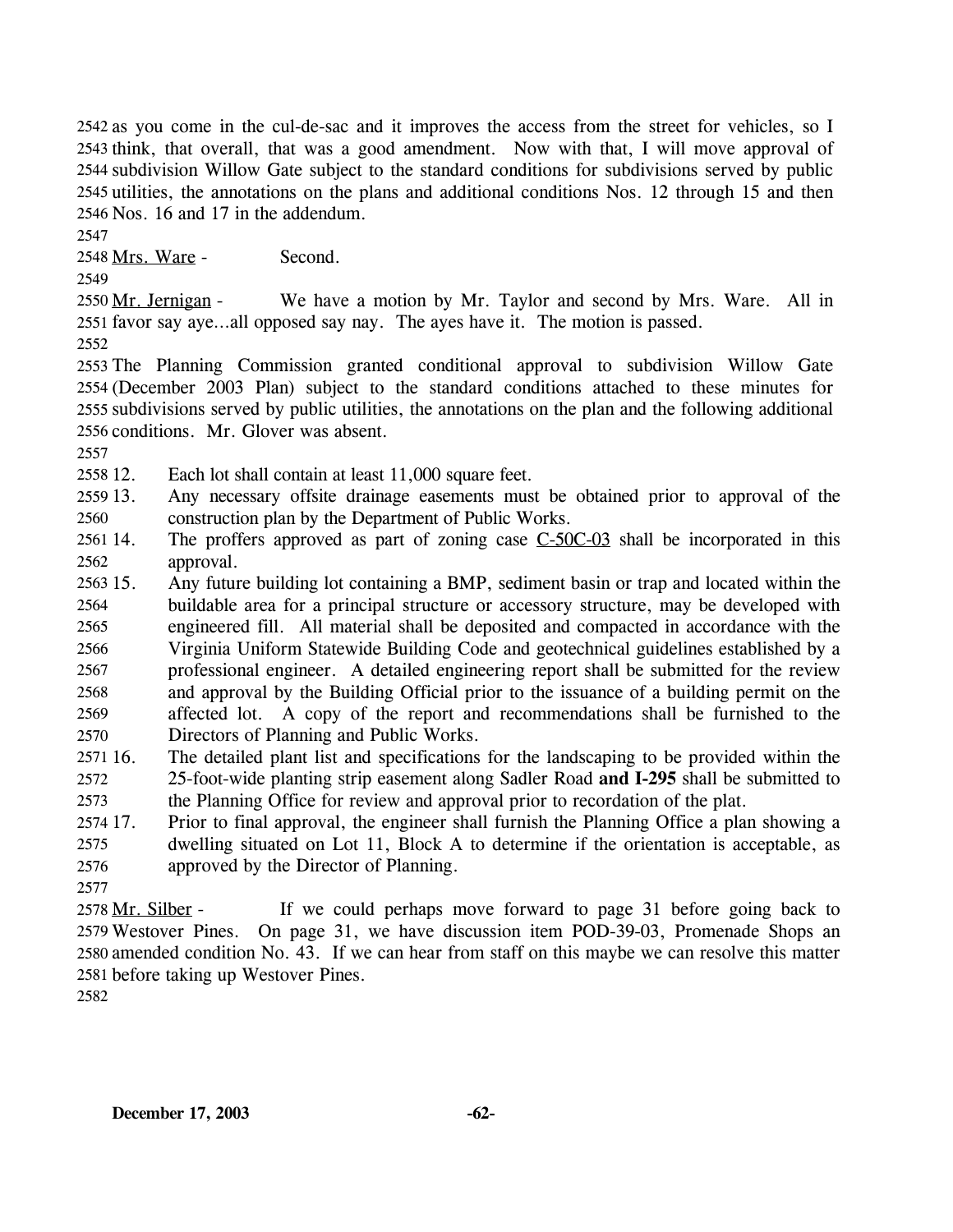as you come in the cul-de-sac and it improves the access from the street for vehicles, so I think, that overall, that was a good amendment. Now with that, I will move approval of subdivision Willow Gate subject to the standard conditions for subdivisions served by public utilities, the annotations on the plans and additional conditions Nos. 12 through 15 and then Nos. 16 and 17 in the addendum.

Mrs. Ware - Second.

Mr. Jernigan - We have a motion by Mr. Taylor and second by Mrs. Ware. All in favor say aye…all opposed say nay. The ayes have it. The motion is passed.

The Planning Commission granted conditional approval to subdivision Willow Gate (December 2003 Plan) subject to the standard conditions attached to these minutes for subdivisions served by public utilities, the annotations on the plan and the following additional conditions. Mr. Glover was absent.

12. Each lot shall contain at least 11,000 square feet.
13. Any necessary offsite drainage easements must be obtained prior to approval of the construction plan by the Department of Public Works.
14. The proffers approved as part of zoning case C-50C-03 shall be incorporated in this approval.
15. Any future building lot containing a BMP, sediment basin or trap and located within the buildable area for a principal structure or accessory structure, may be developed with engineered fill. All material shall be deposited and compacted in accordance with the Virginia Uniform Statewide Building Code and geotechnical guidelines established by a professional engineer. A detailed engineering report shall be submitted for the review and approval by the Building Official prior to the issuance of a building permit on the affected lot. A copy of the report and recommendations shall be furnished to the Directors of Planning and Public Works.
16. The detailed plant list and specifications for the landscaping to be provided within the 25-foot-wide planting strip easement along Sadler Road **and I-295** shall be submitted to the Planning Office for review and approval prior to recordation of the plat.
17. Prior to final approval, the engineer shall furnish the Planning Office a plan showing a dwelling situated on Lot 11, Block A to determine if the orientation is acceptable, as approved by the Director of Planning.

Mr. Silber - If we could perhaps move forward to page 31 before going back to Westover Pines. On page 31, we have discussion item POD-39-03, Promenade Shops an amended condition No. 43. If we can hear from staff on this maybe we can resolve this matter before taking up Westover Pines.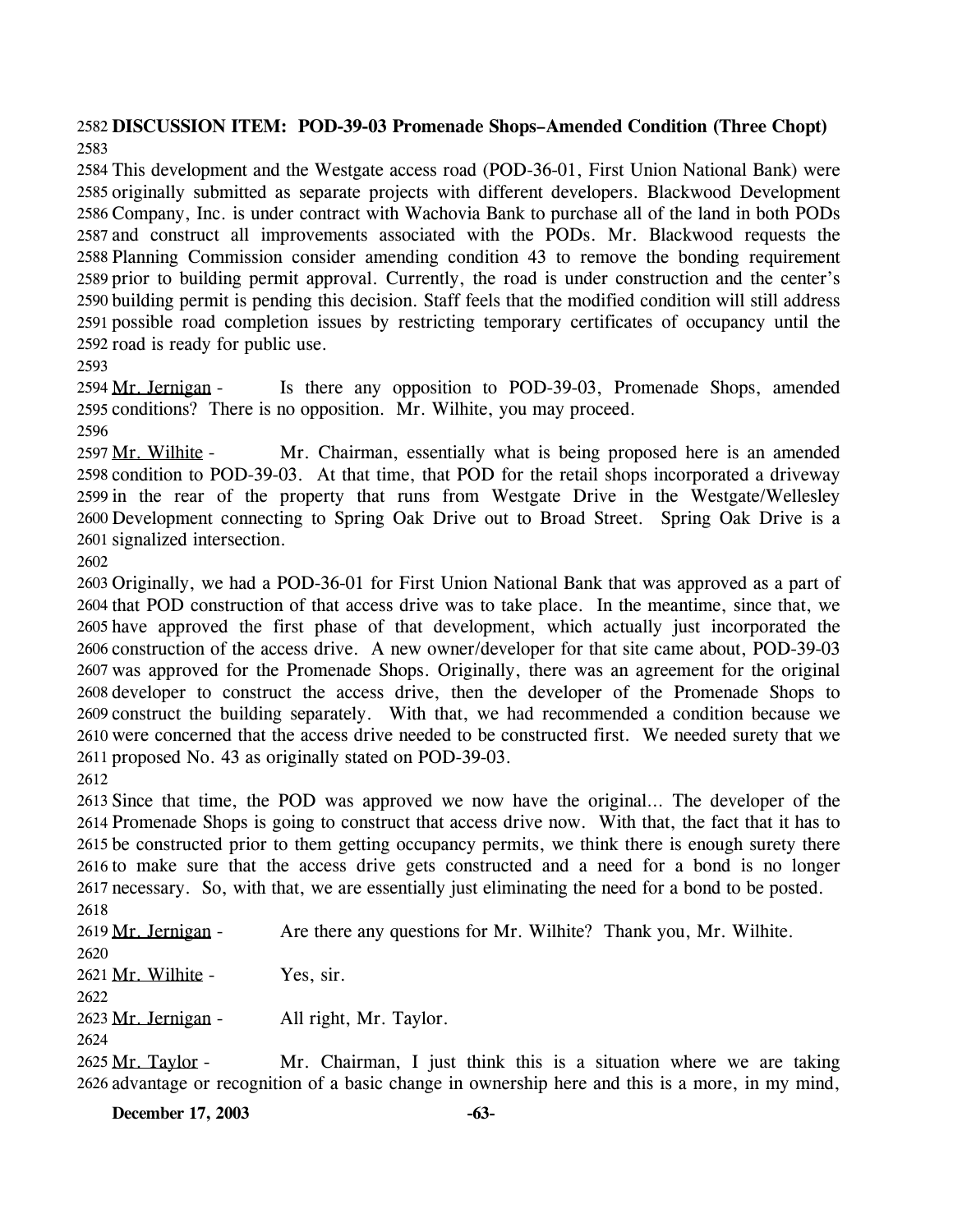**DISCUSSION ITEM: POD-39-03 Promenade Shops–Amended Condition (Three Chopt)**

This development and the Westgate access road (POD-36-01, First Union National Bank) were originally submitted as separate projects with different developers. Blackwood Development Company, Inc. is under contract with Wachovia Bank to purchase all of the land in both PODs and construct all improvements associated with the PODs. Mr. Blackwood requests the Planning Commission consider amending condition 43 to remove the bonding requirement prior to building permit approval. Currently, the road is under construction and the center's building permit is pending this decision. Staff feels that the modified condition will still address possible road completion issues by restricting temporary certificates of occupancy until the road is ready for public use.

Mr. Jernigan - Is there any opposition to POD-39-03, Promenade Shops, amended conditions? There is no opposition. Mr. Wilhite, you may proceed.

Mr. Wilhite - Mr. Chairman, essentially what is being proposed here is an amended condition to POD-39-03. At that time, that POD for the retail shops incorporated a driveway in the rear of the property that runs from Westgate Drive in the Westgate/Wellesley Development connecting to Spring Oak Drive out to Broad Street. Spring Oak Drive is a signalized intersection.

Originally, we had a POD-36-01 for First Union National Bank that was approved as a part of that POD construction of that access drive was to take place. In the meantime, since that, we have approved the first phase of that development, which actually just incorporated the construction of the access drive. A new owner/developer for that site came about, POD-39-03 was approved for the Promenade Shops. Originally, there was an agreement for the original developer to construct the access drive, then the developer of the Promenade Shops to construct the building separately. With that, we had recommended a condition because we were concerned that the access drive needed to be constructed first. We needed surety that we proposed No. 43 as originally stated on POD-39-03.

Since that time, the POD was approved we now have the original… The developer of the Promenade Shops is going to construct that access drive now. With that, the fact that it has to be constructed prior to them getting occupancy permits, we think there is enough surety there to make sure that the access drive gets constructed and a need for a bond is no longer necessary. So, with that, we are essentially just eliminating the need for a bond to be posted.

Mr. Jernigan - Are there any questions for Mr. Wilhite? Thank you, Mr. Wilhite.

Mr. Wilhite - Yes, sir.

Mr. Jernigan - All right, Mr. Taylor.

Mr. Taylor - Mr. Chairman, I just think this is a situation where we are taking advantage or recognition of a basic change in ownership here and this is a more, in my mind,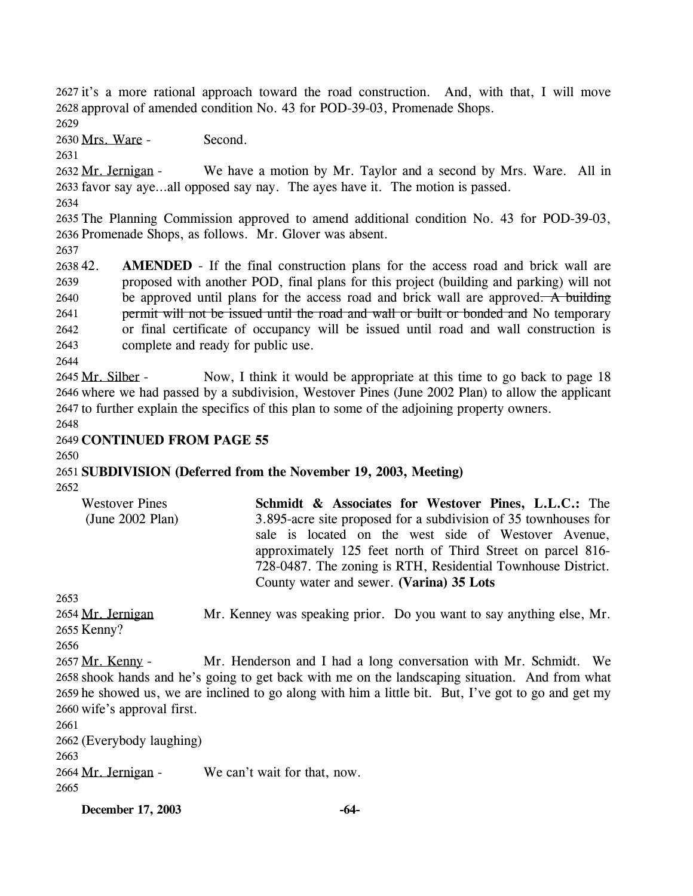2627 it's a more rational approach toward the road construction. And, with that, I will move 2628 approval of amended condition No. 43 for POD-39-03, Promenade Shops.

2630 Mrs. Ware - Second.

2632 Mr. Jernigan - We have a motion by Mr. Taylor and a second by Mrs. Ware. All in 2633 favor say aye…all opposed say nay. The ayes have it. The motion is passed.

2635 The Planning Commission approved to amend additional condition No. 43 for POD-39-03, 2636 Promenade Shops, as follows. Mr. Glover was absent.

2638 42. **AMENDED** - If the final construction plans for the access road and brick wall are 2639 proposed with another POD, final plans for this project (building and parking) will not 2640 be approved until plans for the access road and brick wall are approved~~. A building~~ 2641 ~~permit will not be issued until the road and wall or built or bonded and~~ No temporary 2642 or final certificate of occupancy will be issued until road and wall construction is 2643 complete and ready for public use.

2645 Mr. Silber - Now, I think it would be appropriate at this time to go back to page 18 2646 where we had passed by a subdivision, Westover Pines (June 2002 Plan) to allow the applicant 2647 to further explain the specifics of this plan to some of the adjoining property owners.

2649 **CONTINUED FROM PAGE 55**

2651 **SUBDIVISION (Deferred from the November 19, 2003, Meeting)**

Westover Pines (June 2002 Plan)

**Schmidt & Associates for Westover Pines, L.L.C.:** The 3.895-acre site proposed for a subdivision of 35 townhouses for sale is located on the west side of Westover Avenue, approximately 125 feet north of Third Street on parcel 816-728-0487. The zoning is RTH, Residential Townhouse District. County water and sewer. **(Varina) 35 Lots**

2654 Mr. Jernigan Mr. Kenney was speaking prior. Do you want to say anything else, Mr. 2655 Kenny?

2657 Mr. Kenny - Mr. Henderson and I had a long conversation with Mr. Schmidt. We 2658 shook hands and he's going to get back with me on the landscaping situation. And from what 2659 he showed us, we are inclined to go along with him a little bit. But, I've got to go and get my 2660 wife's approval first.

2662 (Everybody laughing)

2664 Mr. Jernigan - We can't wait for that, now.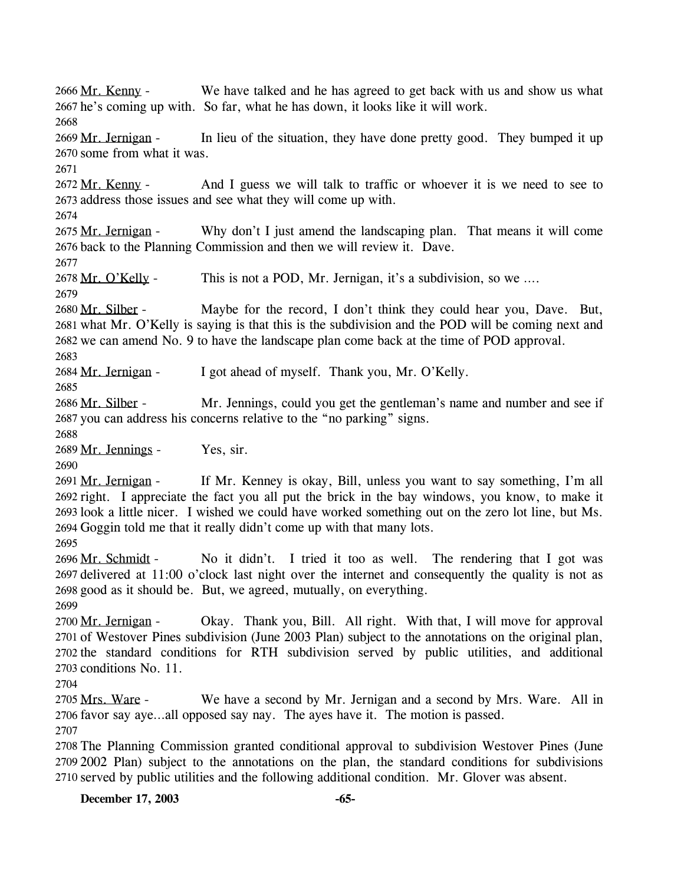2666 Mr. Kenny - We have talked and he has agreed to get back with us and show us what 2667 he's coming up with. So far, what he has down, it looks like it will work.

2668

2669 Mr. Jernigan - In lieu of the situation, they have done pretty good. They bumped it up 2670 some from what it was.

2671

2672 Mr. Kenny - And I guess we will talk to traffic or whoever it is we need to see to 2673 address those issues and see what they will come up with.

2674

2675 Mr. Jernigan - Why don't I just amend the landscaping plan. That means it will come 2676 back to the Planning Commission and then we will review it. Dave.

2677

2678 Mr. O'Kelly - This is not a POD, Mr. Jernigan, it's a subdivision, so we ….

2679

2680 Mr. Silber - Maybe for the record, I don't think they could hear you, Dave. But, 2681 what Mr. O'Kelly is saying is that this is the subdivision and the POD will be coming next and 2682 we can amend No. 9 to have the landscape plan come back at the time of POD approval.

2683

2684 Mr. Jernigan - I got ahead of myself. Thank you, Mr. O'Kelly.

2685

2686 Mr. Silber - Mr. Jennings, could you get the gentleman's name and number and see if 2687 you can address his concerns relative to the "no parking" signs.

2688

2689 Mr. Jennings - Yes, sir.

2690

2691 Mr. Jernigan - If Mr. Kenney is okay, Bill, unless you want to say something, I'm all 2692 right. I appreciate the fact you all put the brick in the bay windows, you know, to make it 2693 look a little nicer. I wished we could have worked something out on the zero lot line, but Ms. 2694 Goggin told me that it really didn't come up with that many lots.

2695

2696 Mr. Schmidt - No it didn't. I tried it too as well. The rendering that I got was 2697 delivered at 11:00 o'clock last night over the internet and consequently the quality is not as 2698 good as it should be. But, we agreed, mutually, on everything.

2699

2700 Mr. Jernigan - Okay. Thank you, Bill. All right. With that, I will move for approval 2701 of Westover Pines subdivision (June 2003 Plan) subject to the annotations on the original plan, 2702 the standard conditions for RTH subdivision served by public utilities, and additional 2703 conditions No. 11.

2704

2705 Mrs. Ware - We have a second by Mr. Jernigan and a second by Mrs. Ware. All in 2706 favor say aye…all opposed say nay. The ayes have it. The motion is passed.

2707

2708 The Planning Commission granted conditional approval to subdivision Westover Pines (June 2709 2002 Plan) subject to the annotations on the plan, the standard conditions for subdivisions 2710 served by public utilities and the following additional condition. Mr. Glover was absent.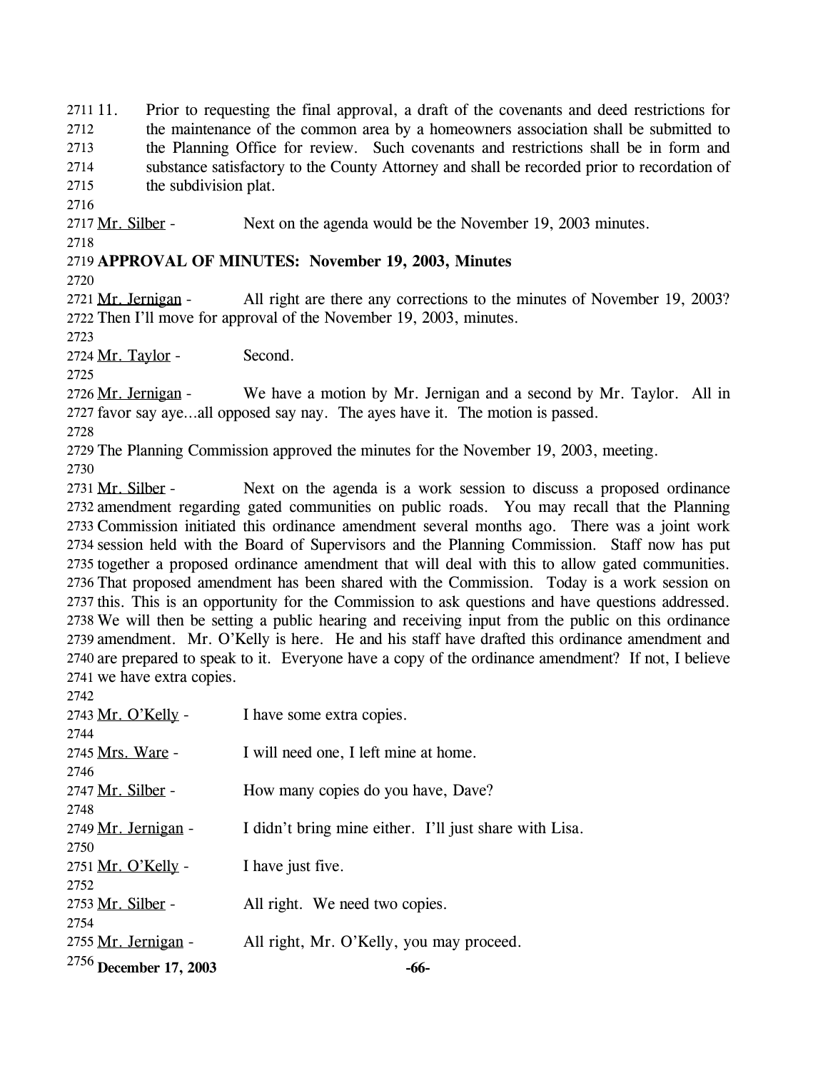11. Prior to requesting the final approval, a draft of the covenants and deed restrictions for the maintenance of the common area by a homeowners association shall be submitted to the Planning Office for review. Such covenants and restrictions shall be in form and substance satisfactory to the County Attorney and shall be recorded prior to recordation of the subdivision plat.

Mr. Silber - Next on the agenda would be the November 19, 2003 minutes.

**APPROVAL OF MINUTES: November 19, 2003, Minutes**

Mr. Jernigan - All right are there any corrections to the minutes of November 19, 2003? Then I'll move for approval of the November 19, 2003, minutes.

Mr. Taylor - Second.

Mr. Jernigan - We have a motion by Mr. Jernigan and a second by Mr. Taylor. All in favor say aye…all opposed say nay. The ayes have it. The motion is passed.

The Planning Commission approved the minutes for the November 19, 2003, meeting.

Mr. Silber - Next on the agenda is a work session to discuss a proposed ordinance amendment regarding gated communities on public roads. You may recall that the Planning Commission initiated this ordinance amendment several months ago. There was a joint work session held with the Board of Supervisors and the Planning Commission. Staff now has put together a proposed ordinance amendment that will deal with this to allow gated communities. That proposed amendment has been shared with the Commission. Today is a work session on this. This is an opportunity for the Commission to ask questions and have questions addressed. We will then be setting a public hearing and receiving input from the public on this ordinance amendment. Mr. O'Kelly is here. He and his staff have drafted this ordinance amendment and are prepared to speak to it. Everyone have a copy of the ordinance amendment? If not, I believe we have extra copies.

Mr. O'Kelly - I have some extra copies.

Mrs. Ware - I will need one, I left mine at home.

Mr. Silber - How many copies do you have, Dave?

Mr. Jernigan - I didn't bring mine either. I'll just share with Lisa.

Mr. O'Kelly - I have just five.

Mr. Silber - All right. We need two copies.

Mr. Jernigan - All right, Mr. O'Kelly, you may proceed.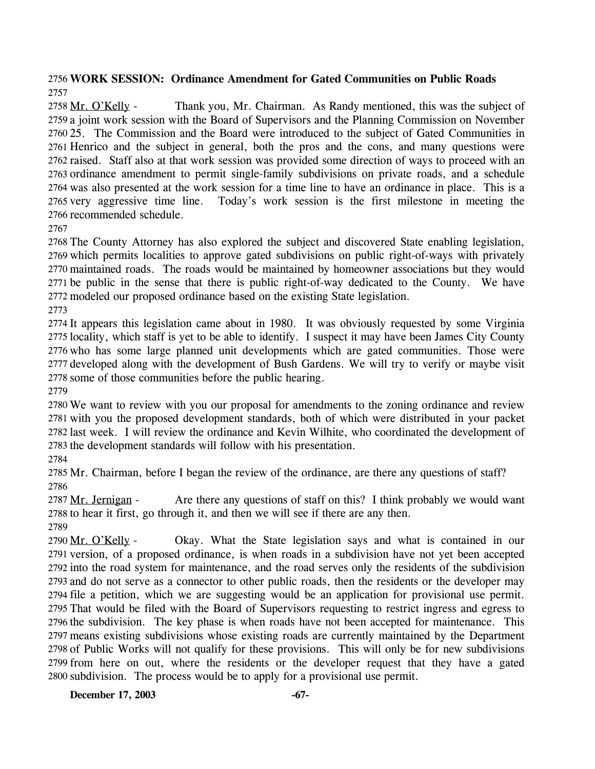**WORK SESSION: Ordinance Amendment for Gated Communities on Public Roads**

Mr. O'Kelly - Thank you, Mr. Chairman. As Randy mentioned, this was the subject of a joint work session with the Board of Supervisors and the Planning Commission on November 25. The Commission and the Board were introduced to the subject of Gated Communities in Henrico and the subject in general, both the pros and the cons, and many questions were raised. Staff also at that work session was provided some direction of ways to proceed with an ordinance amendment to permit single-family subdivisions on private roads, and a schedule was also presented at the work session for a time line to have an ordinance in place. This is a very aggressive time line. Today's work session is the first milestone in meeting the recommended schedule.

The County Attorney has also explored the subject and discovered State enabling legislation, which permits localities to approve gated subdivisions on public right-of-ways with privately maintained roads. The roads would be maintained by homeowner associations but they would be public in the sense that there is public right-of-way dedicated to the County. We have modeled our proposed ordinance based on the existing State legislation.

It appears this legislation came about in 1980. It was obviously requested by some Virginia locality, which staff is yet to be able to identify. I suspect it may have been James City County who has some large planned unit developments which are gated communities. Those were developed along with the development of Bush Gardens. We will try to verify or maybe visit some of those communities before the public hearing.

We want to review with you our proposal for amendments to the zoning ordinance and review with you the proposed development standards, both of which were distributed in your packet last week. I will review the ordinance and Kevin Wilhite, who coordinated the development of the development standards will follow with his presentation.

Mr. Chairman, before I began the review of the ordinance, are there any questions of staff?

Mr. Jernigan - Are there any questions of staff on this? I think probably we would want to hear it first, go through it, and then we will see if there are any then.

Mr. O'Kelly - Okay. What the State legislation says and what is contained in our version, of a proposed ordinance, is when roads in a subdivision have not yet been accepted into the road system for maintenance, and the road serves only the residents of the subdivision and do not serve as a connector to other public roads, then the residents or the developer may file a petition, which we are suggesting would be an application for provisional use permit. That would be filed with the Board of Supervisors requesting to restrict ingress and egress to the subdivision. The key phase is when roads have not been accepted for maintenance. This means existing subdivisions whose existing roads are currently maintained by the Department of Public Works will not qualify for these provisions. This will only be for new subdivisions from here on out, where the residents or the developer request that they have a gated subdivision. The process would be to apply for a provisional use permit.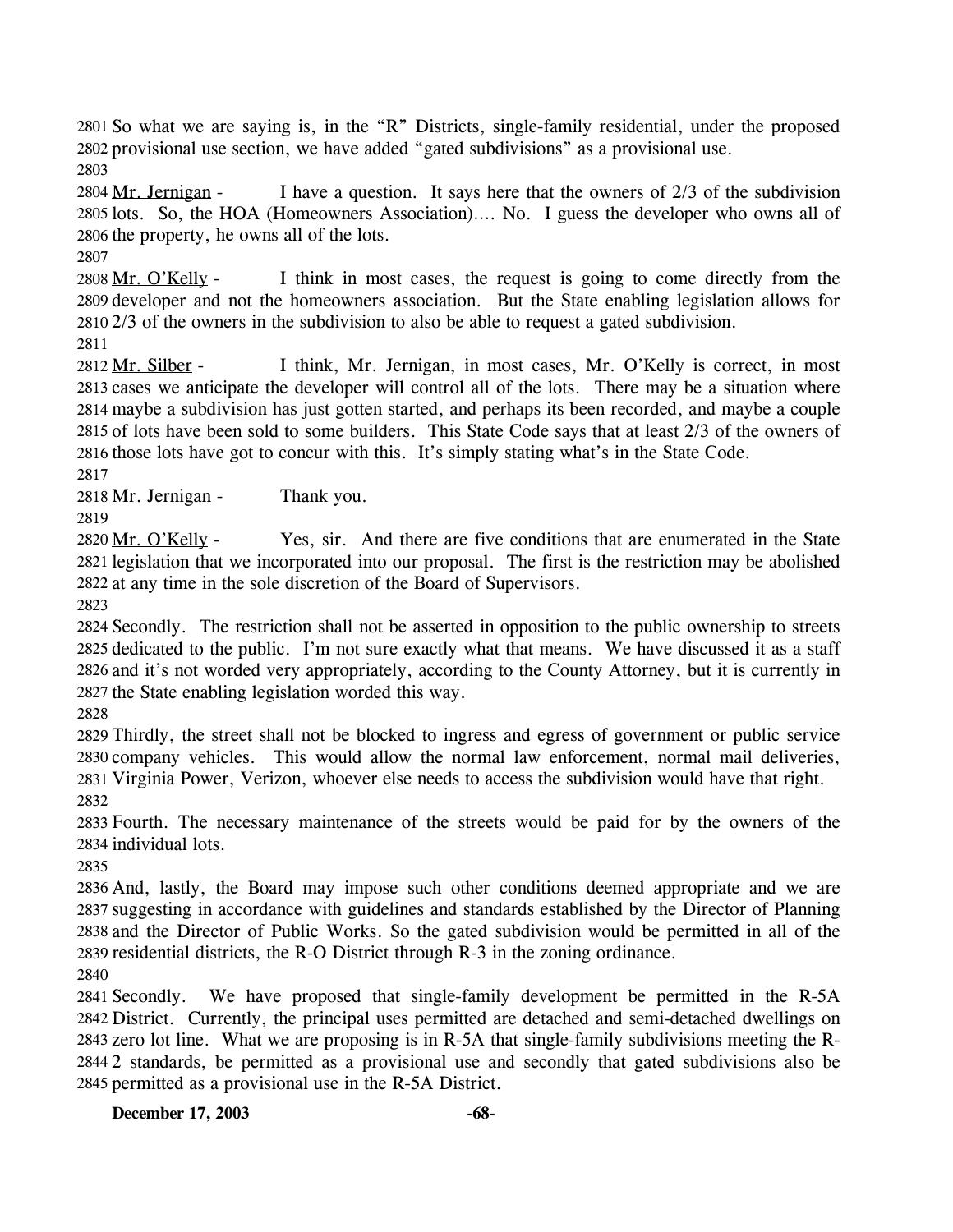So what we are saying is, in the "R" Districts, single-family residential, under the proposed provisional use section, we have added "gated subdivisions" as a provisional use.

Mr. Jernigan - I have a question. It says here that the owners of 2/3 of the subdivision lots. So, the HOA (Homeowners Association)…. No. I guess the developer who owns all of the property, he owns all of the lots.

Mr. O'Kelly - I think in most cases, the request is going to come directly from the developer and not the homeowners association. But the State enabling legislation allows for 2/3 of the owners in the subdivision to also be able to request a gated subdivision.

Mr. Silber - I think, Mr. Jernigan, in most cases, Mr. O'Kelly is correct, in most cases we anticipate the developer will control all of the lots. There may be a situation where maybe a subdivision has just gotten started, and perhaps its been recorded, and maybe a couple of lots have been sold to some builders. This State Code says that at least 2/3 of the owners of those lots have got to concur with this. It's simply stating what's in the State Code.

Mr. Jernigan - Thank you.

Mr. O'Kelly - Yes, sir. And there are five conditions that are enumerated in the State legislation that we incorporated into our proposal. The first is the restriction may be abolished at any time in the sole discretion of the Board of Supervisors.

Secondly. The restriction shall not be asserted in opposition to the public ownership to streets dedicated to the public. I'm not sure exactly what that means. We have discussed it as a staff and it's not worded very appropriately, according to the County Attorney, but it is currently in the State enabling legislation worded this way.

Thirdly, the street shall not be blocked to ingress and egress of government or public service company vehicles. This would allow the normal law enforcement, normal mail deliveries, Virginia Power, Verizon, whoever else needs to access the subdivision would have that right.

Fourth. The necessary maintenance of the streets would be paid for by the owners of the individual lots.

And, lastly, the Board may impose such other conditions deemed appropriate and we are suggesting in accordance with guidelines and standards established by the Director of Planning and the Director of Public Works. So the gated subdivision would be permitted in all of the residential districts, the R-O District through R-3 in the zoning ordinance.

Secondly. We have proposed that single-family development be permitted in the R-5A District. Currently, the principal uses permitted are detached and semi-detached dwellings on zero lot line. What we are proposing is in R-5A that single-family subdivisions meeting the R-2 standards, be permitted as a provisional use and secondly that gated subdivisions also be permitted as a provisional use in the R-5A District.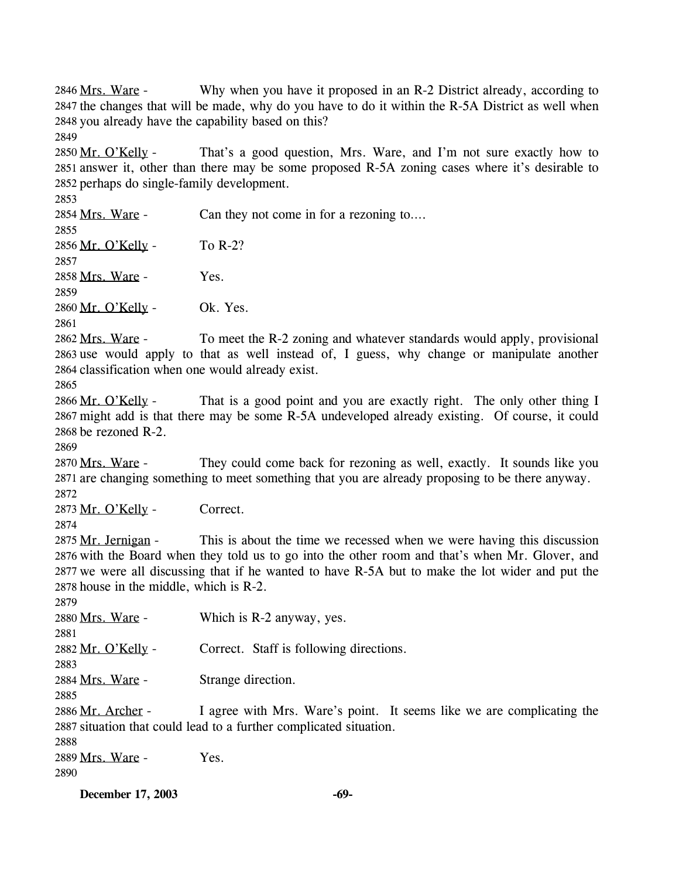2846 Mrs. Ware - Why when you have it proposed in an R-2 District already, according to
2847 the changes that will be made, why do you have to do it within the R-5A District as well when
2848 you already have the capability based on this?
2849
2850 Mr. O'Kelly - That's a good question, Mrs. Ware, and I'm not sure exactly how to
2851 answer it, other than there may be some proposed R-5A zoning cases where it's desirable to
2852 perhaps do single-family development.
2853
2854 Mrs. Ware - Can they not come in for a rezoning to….
2855
2856 Mr. O'Kelly - To R-2?
2857
2858 Mrs. Ware - Yes.
2859
2860 Mr. O'Kelly - Ok. Yes.
2861
2862 Mrs. Ware - To meet the R-2 zoning and whatever standards would apply, provisional
2863 use would apply to that as well instead of, I guess, why change or manipulate another
2864 classification when one would already exist.
2865
2866 Mr. O'Kelly - That is a good point and you are exactly right. The only other thing I
2867 might add is that there may be some R-5A undeveloped already existing. Of course, it could
2868 be rezoned R-2.
2869
2870 Mrs. Ware - They could come back for rezoning as well, exactly. It sounds like you
2871 are changing something to meet something that you are already proposing to be there anyway.
2872
2873 Mr. O'Kelly - Correct.
2874
2875 Mr. Jernigan - This is about the time we recessed when we were having this discussion
2876 with the Board when they told us to go into the other room and that's when Mr. Glover, and
2877 we were all discussing that if he wanted to have R-5A but to make the lot wider and put the
2878 house in the middle, which is R-2.
2879
2880 Mrs. Ware - Which is R-2 anyway, yes.
2881
2882 Mr. O'Kelly - Correct. Staff is following directions.
2883
2884 Mrs. Ware - Strange direction.
2885
2886 Mr. Archer - I agree with Mrs. Ware's point. It seems like we are complicating the
2887 situation that could lead to a further complicated situation.
2888
2889 Mrs. Ware - Yes.
2890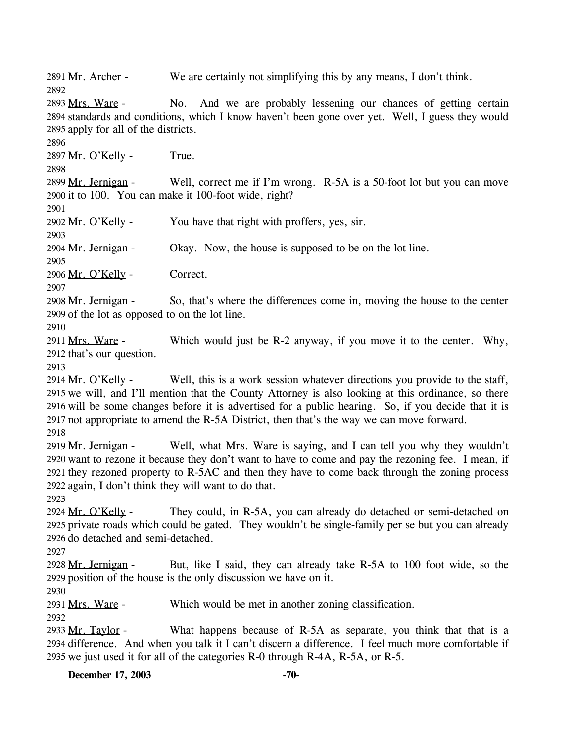2891 Mr. Archer - We are certainly not simplifying this by any means, I don't think.
2892
2893 Mrs. Ware - No. And we are probably lessening our chances of getting certain
2894 standards and conditions, which I know haven't been gone over yet. Well, I guess they would
2895 apply for all of the districts.
2896
2897 Mr. O'Kelly - True.
2898
2899 Mr. Jernigan - Well, correct me if I'm wrong. R-5A is a 50-foot lot but you can move
2900 it to 100. You can make it 100-foot wide, right?
2901
2902 Mr. O'Kelly - You have that right with proffers, yes, sir.
2903
2904 Mr. Jernigan - Okay. Now, the house is supposed to be on the lot line.
2905
2906 Mr. O'Kelly - Correct.
2907
2908 Mr. Jernigan - So, that's where the differences come in, moving the house to the center
2909 of the lot as opposed to on the lot line.
2910
2911 Mrs. Ware - Which would just be R-2 anyway, if you move it to the center. Why,
2912 that's our question.
2913
2914 Mr. O'Kelly - Well, this is a work session whatever directions you provide to the staff,
2915 we will, and I'll mention that the County Attorney is also looking at this ordinance, so there
2916 will be some changes before it is advertised for a public hearing. So, if you decide that it is
2917 not appropriate to amend the R-5A District, then that's the way we can move forward.
2918
2919 Mr. Jernigan - Well, what Mrs. Ware is saying, and I can tell you why they wouldn't
2920 want to rezone it because they don't want to have to come and pay the rezoning fee. I mean, if
2921 they rezoned property to R-5AC and then they have to come back through the zoning process
2922 again, I don't think they will want to do that.
2923
2924 Mr. O'Kelly - They could, in R-5A, you can already do detached or semi-detached on
2925 private roads which could be gated. They wouldn't be single-family per se but you can already
2926 do detached and semi-detached.
2927
2928 Mr. Jernigan - But, like I said, they can already take R-5A to 100 foot wide, so the
2929 position of the house is the only discussion we have on it.
2930
2931 Mrs. Ware - Which would be met in another zoning classification.
2932
2933 Mr. Taylor - What happens because of R-5A as separate, you think that that is a
2934 difference. And when you talk it I can't discern a difference. I feel much more comfortable if
2935 we just used it for all of the categories R-0 through R-4A, R-5A, or R-5.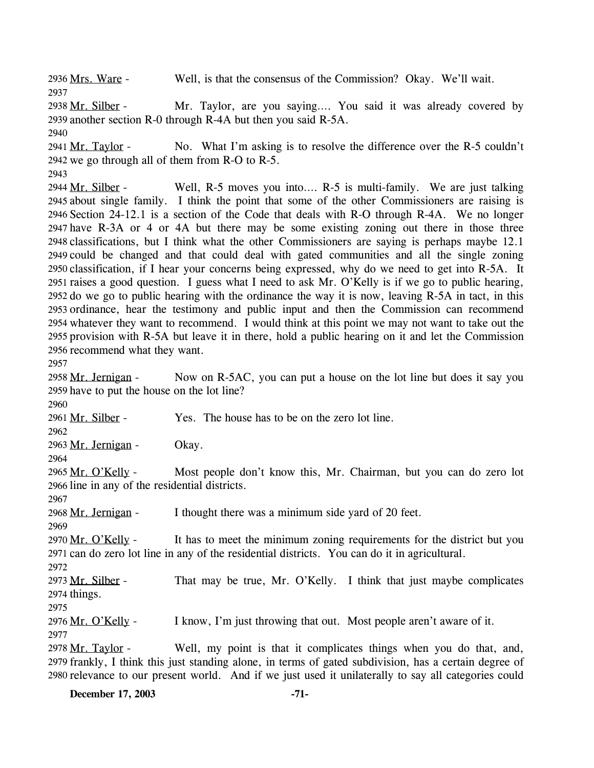2936 Mrs. Ware - Well, is that the consensus of the Commission? Okay. We'll wait.

2937

2938 Mr. Silber - Mr. Taylor, are you saying.... You said it was already covered by 2939 another section R-0 through R-4A but then you said R-5A.

2940

2941 Mr. Taylor - No. What I'm asking is to resolve the difference over the R-5 couldn't 2942 we go through all of them from R-O to R-5.

2943

2944 Mr. Silber - Well, R-5 moves you into.... R-5 is multi-family. We are just talking 2945 about single family. I think the point that some of the other Commissioners are raising is 2946 Section 24-12.1 is a section of the Code that deals with R-O through R-4A. We no longer 2947 have R-3A or 4 or 4A but there may be some existing zoning out there in those three 2948 classifications, but I think what the other Commissioners are saying is perhaps maybe 12.1 2949 could be changed and that could deal with gated communities and all the single zoning 2950 classification, if I hear your concerns being expressed, why do we need to get into R-5A. It 2951 raises a good question. I guess what I need to ask Mr. O'Kelly is if we go to public hearing, 2952 do we go to public hearing with the ordinance the way it is now, leaving R-5A in tact, in this 2953 ordinance, hear the testimony and public input and then the Commission can recommend 2954 whatever they want to recommend. I would think at this point we may not want to take out the 2955 provision with R-5A but leave it in there, hold a public hearing on it and let the Commission 2956 recommend what they want.

2957

2958 Mr. Jernigan - Now on R-5AC, you can put a house on the lot line but does it say you 2959 have to put the house on the lot line?

2960

2961 Mr. Silber - Yes. The house has to be on the zero lot line.

2962

2963 Mr. Jernigan - Okay.

2964

2965 Mr. O'Kelly - Most people don't know this, Mr. Chairman, but you can do zero lot 2966 line in any of the residential districts.

2967

2968 Mr. Jernigan - I thought there was a minimum side yard of 20 feet.

2969

2970 Mr. O'Kelly - It has to meet the minimum zoning requirements for the district but you 2971 can do zero lot line in any of the residential districts. You can do it in agricultural.

2972

2973 Mr. Silber - That may be true, Mr. O'Kelly. I think that just maybe complicates 2974 things.

2975

2976 Mr. O'Kelly - I know, I'm just throwing that out. Most people aren't aware of it.

2977

2978 Mr. Taylor - Well, my point is that it complicates things when you do that, and, 2979 frankly, I think this just standing alone, in terms of gated subdivision, has a certain degree of 2980 relevance to our present world. And if we just used it unilaterally to say all categories could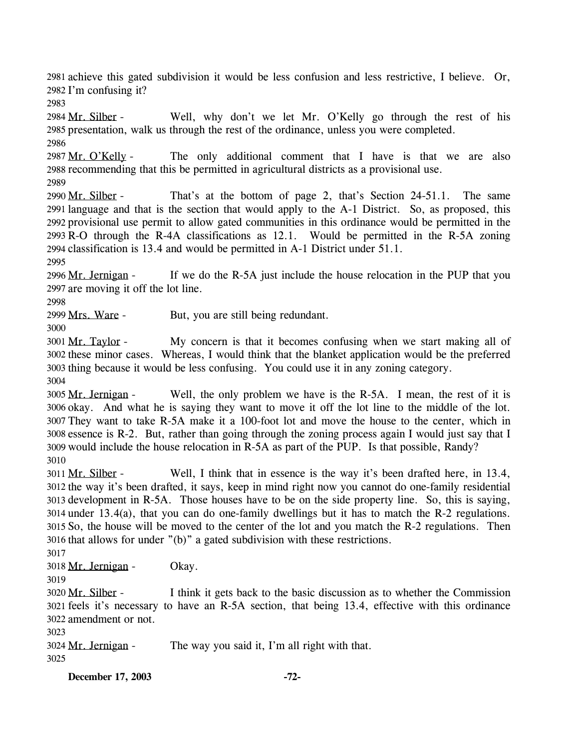achieve this gated subdivision it would be less confusion and less restrictive, I believe. Or, I'm confusing it?

Mr. Silber - Well, why don't we let Mr. O'Kelly go through the rest of his presentation, walk us through the rest of the ordinance, unless you were completed.

Mr. O'Kelly - The only additional comment that I have is that we are also recommending that this be permitted in agricultural districts as a provisional use.

Mr. Silber - That's at the bottom of page 2, that's Section 24-51.1. The same language and that is the section that would apply to the A-1 District. So, as proposed, this provisional use permit to allow gated communities in this ordinance would be permitted in the R-O through the R-4A classifications as 12.1. Would be permitted in the R-5A zoning classification is 13.4 and would be permitted in A-1 District under 51.1.

Mr. Jernigan - If we do the R-5A just include the house relocation in the PUP that you are moving it off the lot line.

Mrs. Ware - But, you are still being redundant.

Mr. Taylor - My concern is that it becomes confusing when we start making all of these minor cases. Whereas, I would think that the blanket application would be the preferred thing because it would be less confusing. You could use it in any zoning category.

Mr. Jernigan - Well, the only problem we have is the R-5A. I mean, the rest of it is okay. And what he is saying they want to move it off the lot line to the middle of the lot. They want to take R-5A make it a 100-foot lot and move the house to the center, which in essence is R-2. But, rather than going through the zoning process again I would just say that I would include the house relocation in R-5A as part of the PUP. Is that possible, Randy?

Mr. Silber - Well, I think that in essence is the way it's been drafted here, in 13.4, the way it's been drafted, it says, keep in mind right now you cannot do one-family residential development in R-5A. Those houses have to be on the side property line. So, this is saying, under 13.4(a), that you can do one-family dwellings but it has to match the R-2 regulations. So, the house will be moved to the center of the lot and you match the R-2 regulations. Then that allows for under "(b)" a gated subdivision with these restrictions.

Mr. Jernigan - Okay.

Mr. Silber - I think it gets back to the basic discussion as to whether the Commission feels it's necessary to have an R-5A section, that being 13.4, effective with this ordinance amendment or not.

Mr. Jernigan - The way you said it, I'm all right with that.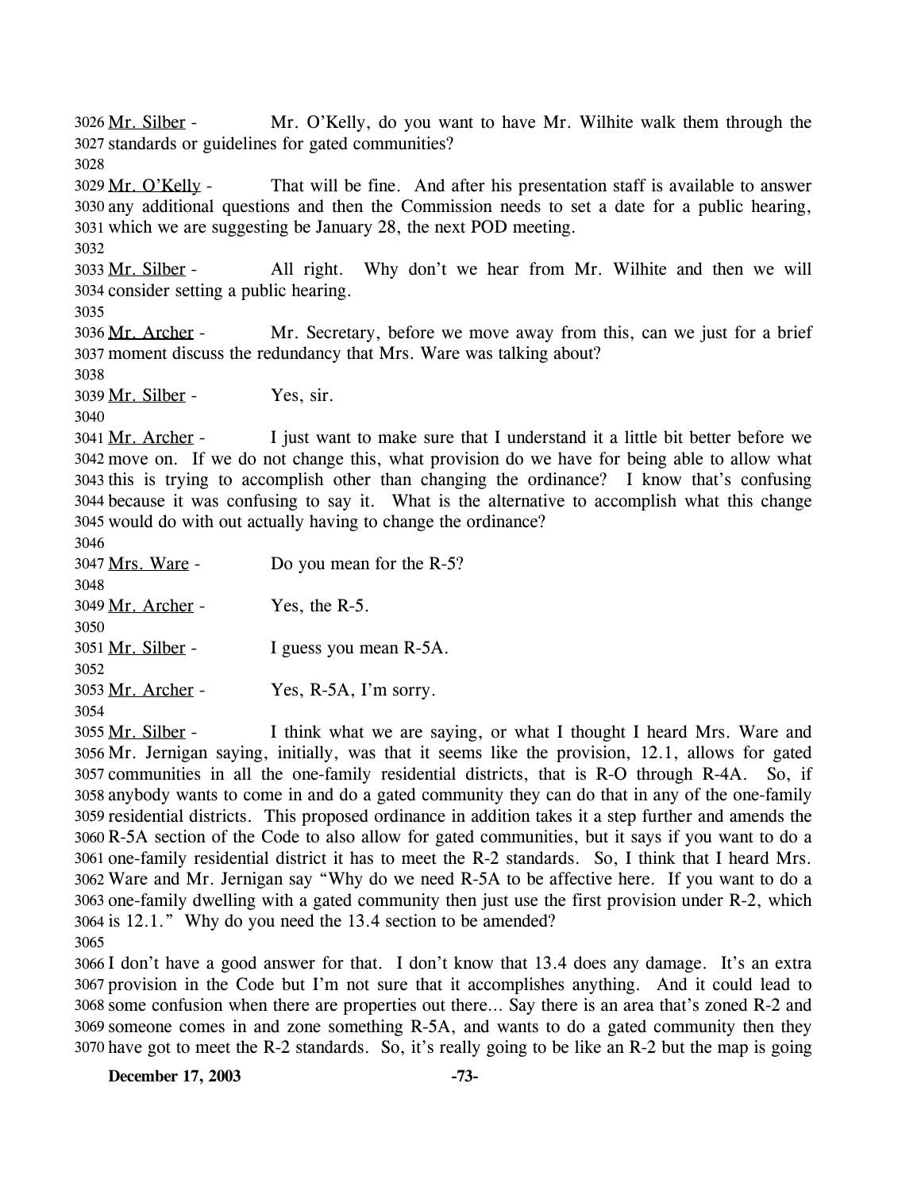Mr. Silber - Mr. O'Kelly, do you want to have Mr. Wilhite walk them through the standards or guidelines for gated communities?

Mr. O'Kelly - That will be fine. And after his presentation staff is available to answer any additional questions and then the Commission needs to set a date for a public hearing, which we are suggesting be January 28, the next POD meeting.

Mr. Silber - All right. Why don't we hear from Mr. Wilhite and then we will consider setting a public hearing.

Mr. Archer - Mr. Secretary, before we move away from this, can we just for a brief moment discuss the redundancy that Mrs. Ware was talking about?

Mr. Silber - Yes, sir.

Mr. Archer - I just want to make sure that I understand it a little bit better before we move on. If we do not change this, what provision do we have for being able to allow what this is trying to accomplish other than changing the ordinance? I know that's confusing because it was confusing to say it. What is the alternative to accomplish what this change would do with out actually having to change the ordinance?

Mrs. Ware - Do you mean for the R-5?

Mr. Archer - Yes, the R-5.

Mr. Silber - I guess you mean R-5A.

Mr. Archer - Yes, R-5A, I'm sorry.

Mr. Silber - I think what we are saying, or what I thought I heard Mrs. Ware and Mr. Jernigan saying, initially, was that it seems like the provision, 12.1, allows for gated communities in all the one-family residential districts, that is R-O through R-4A. So, if anybody wants to come in and do a gated community they can do that in any of the one-family residential districts. This proposed ordinance in addition takes it a step further and amends the R-5A section of the Code to also allow for gated communities, but it says if you want to do a one-family residential district it has to meet the R-2 standards. So, I think that I heard Mrs. Ware and Mr. Jernigan say "Why do we need R-5A to be affective here. If you want to do a one-family dwelling with a gated community then just use the first provision under R-2, which is 12.1." Why do you need the 13.4 section to be amended?

I don't have a good answer for that. I don't know that 13.4 does any damage. It's an extra provision in the Code but I'm not sure that it accomplishes anything. And it could lead to some confusion when there are properties out there... Say there is an area that's zoned R-2 and someone comes in and zone something R-5A, and wants to do a gated community then they have got to meet the R-2 standards. So, it's really going to be like an R-2 but the map is going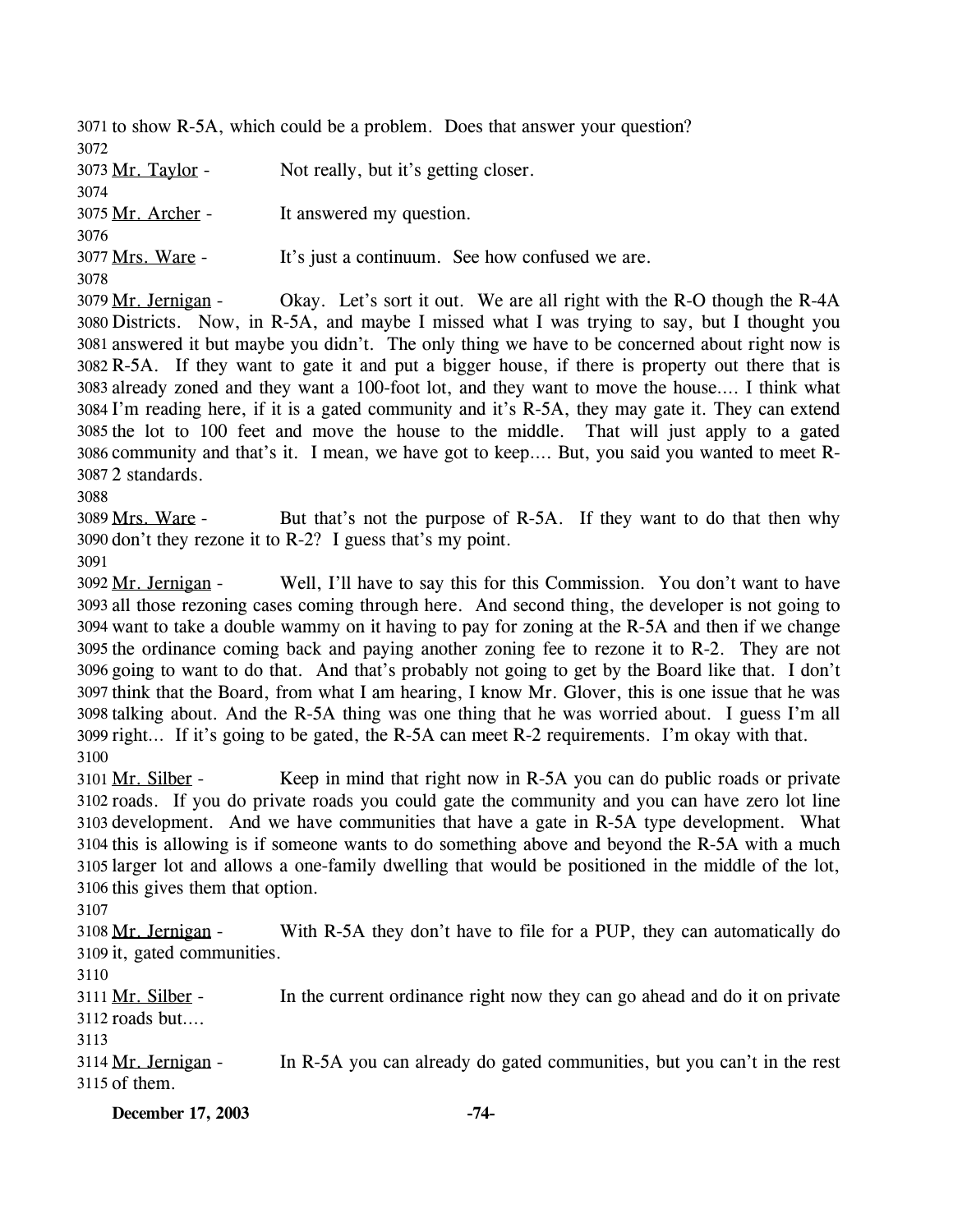to show R-5A, which could be a problem. Does that answer your question?

Mr. Taylor - Not really, but it's getting closer.

Mr. Archer - It answered my question.

Mrs. Ware - It's just a continuum. See how confused we are.

Mr. Jernigan - Okay. Let's sort it out. We are all right with the R-O though the R-4A Districts. Now, in R-5A, and maybe I missed what I was trying to say, but I thought you answered it but maybe you didn't. The only thing we have to be concerned about right now is R-5A. If they want to gate it and put a bigger house, if there is property out there that is already zoned and they want a 100-foot lot, and they want to move the house.... I think what I'm reading here, if it is a gated community and it's R-5A, they may gate it. They can extend the lot to 100 feet and move the house to the middle. That will just apply to a gated community and that's it. I mean, we have got to keep.... But, you said you wanted to meet R-2 standards.

Mrs. Ware - But that's not the purpose of R-5A. If they want to do that then why don't they rezone it to R-2? I guess that's my point.

Mr. Jernigan - Well, I'll have to say this for this Commission. You don't want to have all those rezoning cases coming through here. And second thing, the developer is not going to want to take a double wammy on it having to pay for zoning at the R-5A and then if we change the ordinance coming back and paying another zoning fee to rezone it to R-2. They are not going to want to do that. And that's probably not going to get by the Board like that. I don't think that the Board, from what I am hearing, I know Mr. Glover, this is one issue that he was talking about. And the R-5A thing was one thing that he was worried about. I guess I'm all right... If it's going to be gated, the R-5A can meet R-2 requirements. I'm okay with that.

Mr. Silber - Keep in mind that right now in R-5A you can do public roads or private roads. If you do private roads you could gate the community and you can have zero lot line development. And we have communities that have a gate in R-5A type development. What this is allowing is if someone wants to do something above and beyond the R-5A with a much larger lot and allows a one-family dwelling that would be positioned in the middle of the lot, this gives them that option.

Mr. Jernigan - With R-5A they don't have to file for a PUP, they can automatically do it, gated communities.

Mr. Silber - In the current ordinance right now they can go ahead and do it on private roads but....

Mr. Jernigan - In R-5A you can already do gated communities, but you can't in the rest of them.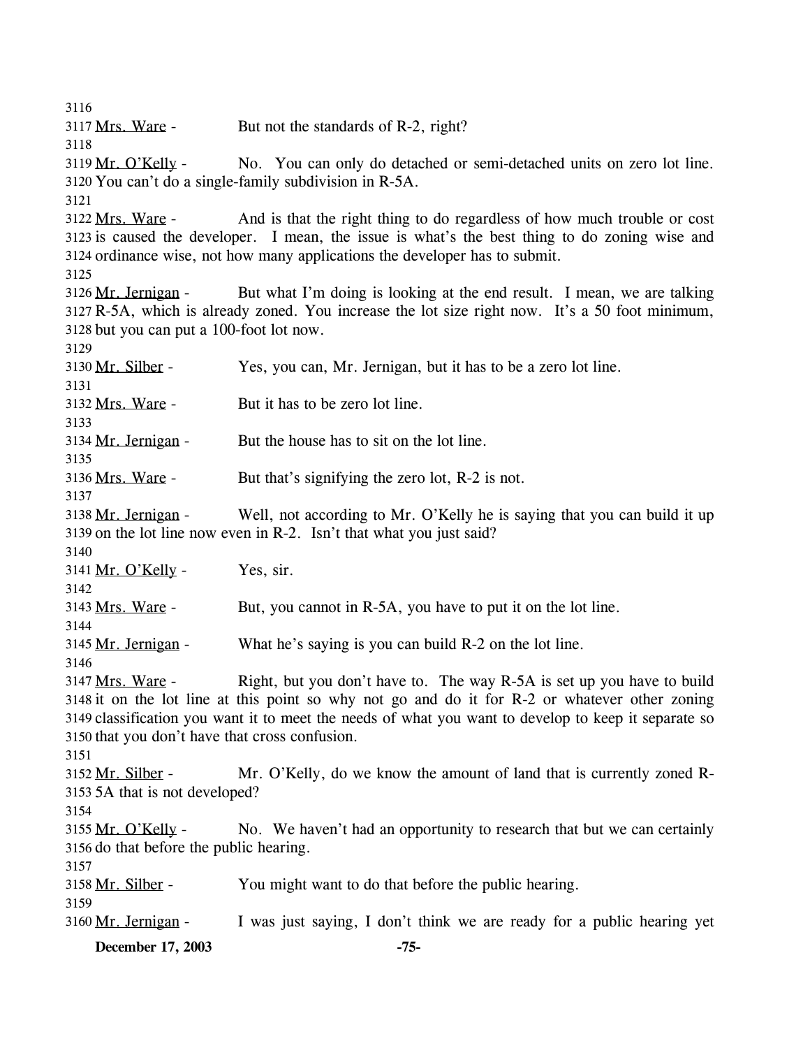3116

3117 Mrs. Ware - But not the standards of R-2, right?

3118

3119 Mr. O'Kelly - No. You can only do detached or semi-detached units on zero lot line.
3120 You can't do a single-family subdivision in R-5A.

3121

3122 Mrs. Ware - And is that the right thing to do regardless of how much trouble or cost
3123 is caused the developer. I mean, the issue is what's the best thing to do zoning wise and
3124 ordinance wise, not how many applications the developer has to submit.

3125

3126 Mr. Jernigan - But what I'm doing is looking at the end result. I mean, we are talking
3127 R-5A, which is already zoned. You increase the lot size right now. It's a 50 foot minimum,
3128 but you can put a 100-foot lot now.

3129

3130 Mr. Silber - Yes, you can, Mr. Jernigan, but it has to be a zero lot line.

3131

3132 Mrs. Ware - But it has to be zero lot line.

3133

3134 Mr. Jernigan - But the house has to sit on the lot line.

3135

3136 Mrs. Ware - But that's signifying the zero lot, R-2 is not.

3137

3138 Mr. Jernigan - Well, not according to Mr. O'Kelly he is saying that you can build it up
3139 on the lot line now even in R-2. Isn't that what you just said?

3140

3141 Mr. O'Kelly - Yes, sir.

3142

3143 Mrs. Ware - But, you cannot in R-5A, you have to put it on the lot line.

3144

3145 Mr. Jernigan - What he's saying is you can build R-2 on the lot line.

3146

3147 Mrs. Ware - Right, but you don't have to. The way R-5A is set up you have to build
3148 it on the lot line at this point so why not go and do it for R-2 or whatever other zoning
3149 classification you want it to meet the needs of what you want to develop to keep it separate so
3150 that you don't have that cross confusion.

3151

3152 Mr. Silber - Mr. O'Kelly, do we know the amount of land that is currently zoned R-
3153 5A that is not developed?

3154

3155 Mr. O'Kelly - No. We haven't had an opportunity to research that but we can certainly
3156 do that before the public hearing.

3157

3158 Mr. Silber - You might want to do that before the public hearing.

3159

3160 Mr. Jernigan - I was just saying, I don't think we are ready for a public hearing yet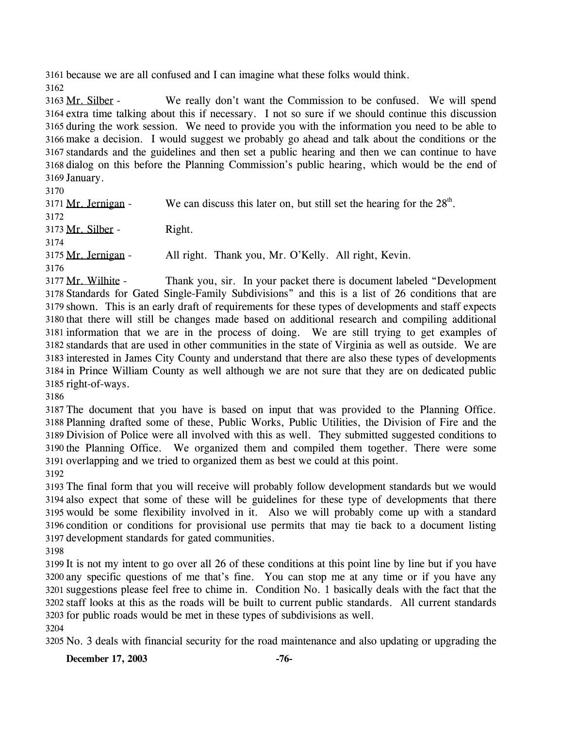because we are all confused and I can imagine what these folks would think.

Mr. Silber - We really don't want the Commission to be confused. We will spend extra time talking about this if necessary. I not so sure if we should continue this discussion during the work session. We need to provide you with the information you need to be able to make a decision. I would suggest we probably go ahead and talk about the conditions or the standards and the guidelines and then set a public hearing and then we can continue to have dialog on this before the Planning Commission's public hearing, which would be the end of January.

Mr. Jernigan - We can discuss this later on, but still set the hearing for the 28th.

Mr. Silber - Right.

Mr. Jernigan - All right. Thank you, Mr. O'Kelly. All right, Kevin.

Mr. Wilhite - Thank you, sir. In your packet there is document labeled "Development Standards for Gated Single-Family Subdivisions" and this is a list of 26 conditions that are shown. This is an early draft of requirements for these types of developments and staff expects that there will still be changes made based on additional research and compiling additional information that we are in the process of doing. We are still trying to get examples of standards that are used in other communities in the state of Virginia as well as outside. We are interested in James City County and understand that there are also these types of developments in Prince William County as well although we are not sure that they are on dedicated public right-of-ways.

The document that you have is based on input that was provided to the Planning Office. Planning drafted some of these, Public Works, Public Utilities, the Division of Fire and the Division of Police were all involved with this as well. They submitted suggested conditions to the Planning Office. We organized them and compiled them together. There were some overlapping and we tried to organized them as best we could at this point.

The final form that you will receive will probably follow development standards but we would also expect that some of these will be guidelines for these type of developments that there would be some flexibility involved in it. Also we will probably come up with a standard condition or conditions for provisional use permits that may tie back to a document listing development standards for gated communities.

It is not my intent to go over all 26 of these conditions at this point line by line but if you have any specific questions of me that's fine. You can stop me at any time or if you have any suggestions please feel free to chime in. Condition No. 1 basically deals with the fact that the staff looks at this as the roads will be built to current public standards. All current standards for public roads would be met in these types of subdivisions as well.

No. 3 deals with financial security for the road maintenance and also updating or upgrading the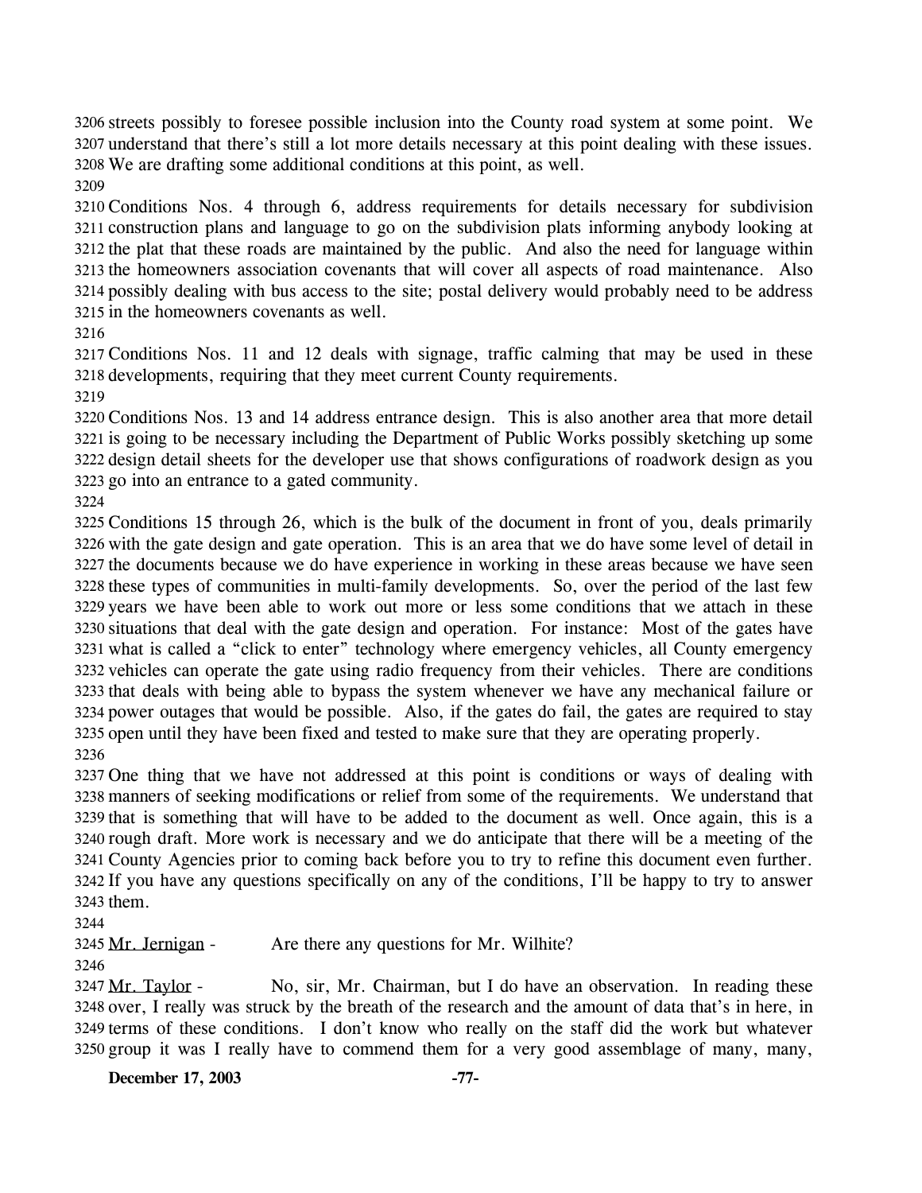streets possibly to foresee possible inclusion into the County road system at some point. We understand that there's still a lot more details necessary at this point dealing with these issues. We are drafting some additional conditions at this point, as well.

Conditions Nos. 4 through 6, address requirements for details necessary for subdivision construction plans and language to go on the subdivision plats informing anybody looking at the plat that these roads are maintained by the public. And also the need for language within the homeowners association covenants that will cover all aspects of road maintenance. Also possibly dealing with bus access to the site; postal delivery would probably need to be address in the homeowners covenants as well.

Conditions Nos. 11 and 12 deals with signage, traffic calming that may be used in these developments, requiring that they meet current County requirements.

Conditions Nos. 13 and 14 address entrance design. This is also another area that more detail is going to be necessary including the Department of Public Works possibly sketching up some design detail sheets for the developer use that shows configurations of roadwork design as you go into an entrance to a gated community.

Conditions 15 through 26, which is the bulk of the document in front of you, deals primarily with the gate design and gate operation. This is an area that we do have some level of detail in the documents because we do have experience in working in these areas because we have seen these types of communities in multi-family developments. So, over the period of the last few years we have been able to work out more or less some conditions that we attach in these situations that deal with the gate design and operation. For instance: Most of the gates have what is called a "click to enter" technology where emergency vehicles, all County emergency vehicles can operate the gate using radio frequency from their vehicles. There are conditions that deals with being able to bypass the system whenever we have any mechanical failure or power outages that would be possible. Also, if the gates do fail, the gates are required to stay open until they have been fixed and tested to make sure that they are operating properly.

One thing that we have not addressed at this point is conditions or ways of dealing with manners of seeking modifications or relief from some of the requirements. We understand that that is something that will have to be added to the document as well. Once again, this is a rough draft. More work is necessary and we do anticipate that there will be a meeting of the County Agencies prior to coming back before you to try to refine this document even further. If you have any questions specifically on any of the conditions, I'll be happy to try to answer them.

Mr. Jernigan - Are there any questions for Mr. Wilhite?

Mr. Taylor - No, sir, Mr. Chairman, but I do have an observation. In reading these over, I really was struck by the breath of the research and the amount of data that's in here, in terms of these conditions. I don't know who really on the staff did the work but whatever group it was I really have to commend them for a very good assemblage of many, many,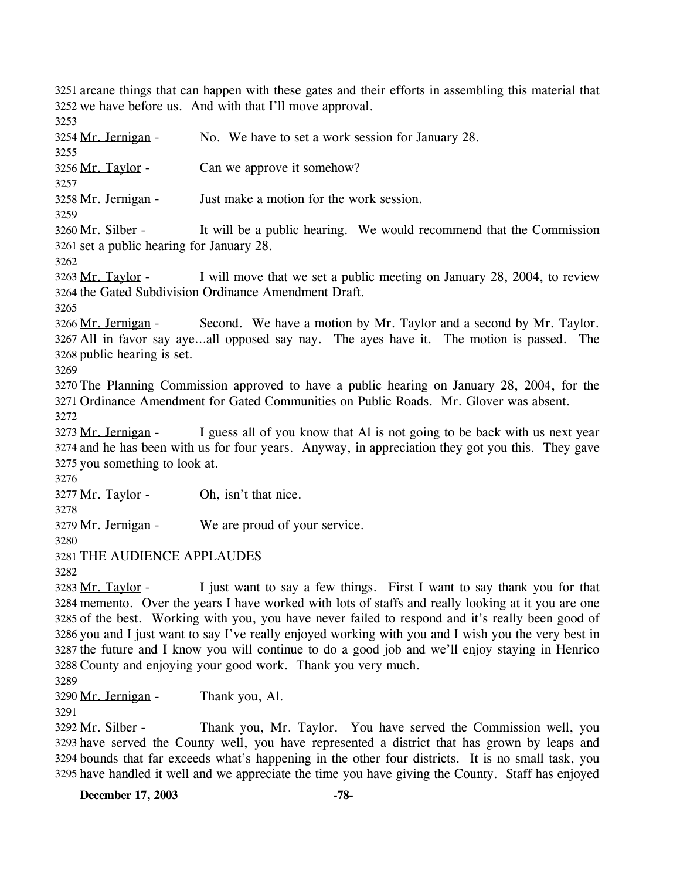arcane things that can happen with these gates and their efforts in assembling this material that we have before us. And with that I'll move approval.

Mr. Jernigan - No. We have to set a work session for January 28.

Mr. Taylor - Can we approve it somehow?

Mr. Jernigan - Just make a motion for the work session.

Mr. Silber - It will be a public hearing. We would recommend that the Commission set a public hearing for January 28.

Mr. Taylor - I will move that we set a public meeting on January 28, 2004, to review the Gated Subdivision Ordinance Amendment Draft.

Mr. Jernigan - Second. We have a motion by Mr. Taylor and a second by Mr. Taylor. All in favor say aye…all opposed say nay. The ayes have it. The motion is passed. The public hearing is set.

The Planning Commission approved to have a public hearing on January 28, 2004, for the Ordinance Amendment for Gated Communities on Public Roads. Mr. Glover was absent.

Mr. Jernigan - I guess all of you know that Al is not going to be back with us next year and he has been with us for four years. Anyway, in appreciation they got you this. They gave you something to look at.

Mr. Taylor - Oh, isn't that nice.

Mr. Jernigan - We are proud of your service.

THE AUDIENCE APPLAUDES

Mr. Taylor - I just want to say a few things. First I want to say thank you for that memento. Over the years I have worked with lots of staffs and really looking at it you are one of the best. Working with you, you have never failed to respond and it's really been good of you and I just want to say I've really enjoyed working with you and I wish you the very best in the future and I know you will continue to do a good job and we'll enjoy staying in Henrico County and enjoying your good work. Thank you very much.

Mr. Jernigan - Thank you, Al.

Mr. Silber - Thank you, Mr. Taylor. You have served the Commission well, you have served the County well, you have represented a district that has grown by leaps and bounds that far exceeds what's happening in the other four districts. It is no small task, you have handled it well and we appreciate the time you have giving the County. Staff has enjoyed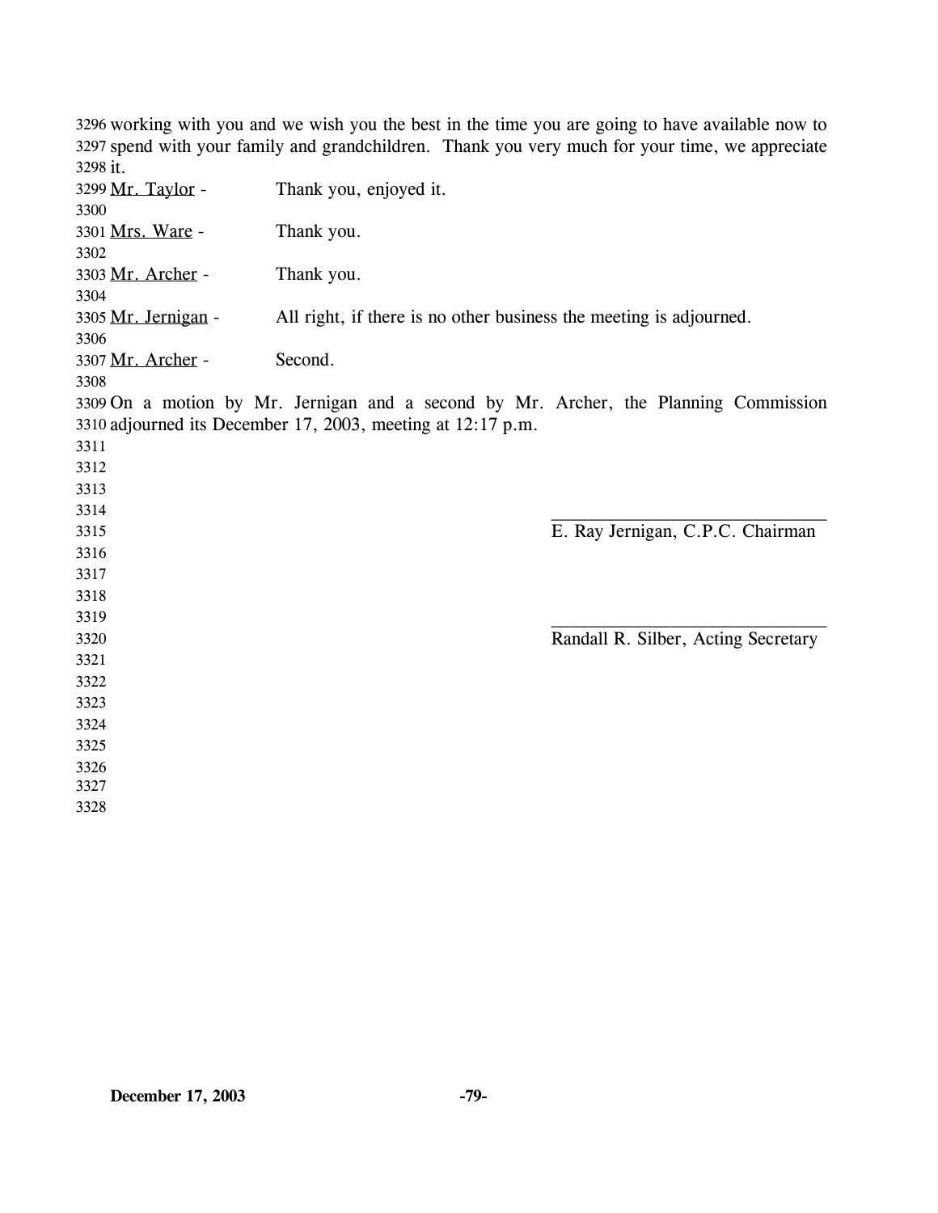working with you and we wish you the best in the time you are going to have available now to spend with your family and grandchildren. Thank you very much for your time, we appreciate it.

Mr. Taylor - Thank you, enjoyed it.

Mrs. Ware - Thank you.

Mr. Archer - Thank you.

Mr. Jernigan - All right, if there is no other business the meeting is adjourned.

Mr. Archer - Second.

On a motion by Mr. Jernigan and a second by Mr. Archer, the Planning Commission adjourned its December 17, 2003, meeting at 12:17 p.m.

\_\_\_\_\_\_\_\_\_\_\_\_\_\_\_\_\_\_\_\_\_\_\_\_\_\_\_\_\_\_

E. Ray Jernigan, C.P.C. Chairman

\_\_\_\_\_\_\_\_\_\_\_\_\_\_\_\_\_\_\_\_\_\_\_\_\_\_\_\_\_\_

Randall R. Silber, Acting Secretary